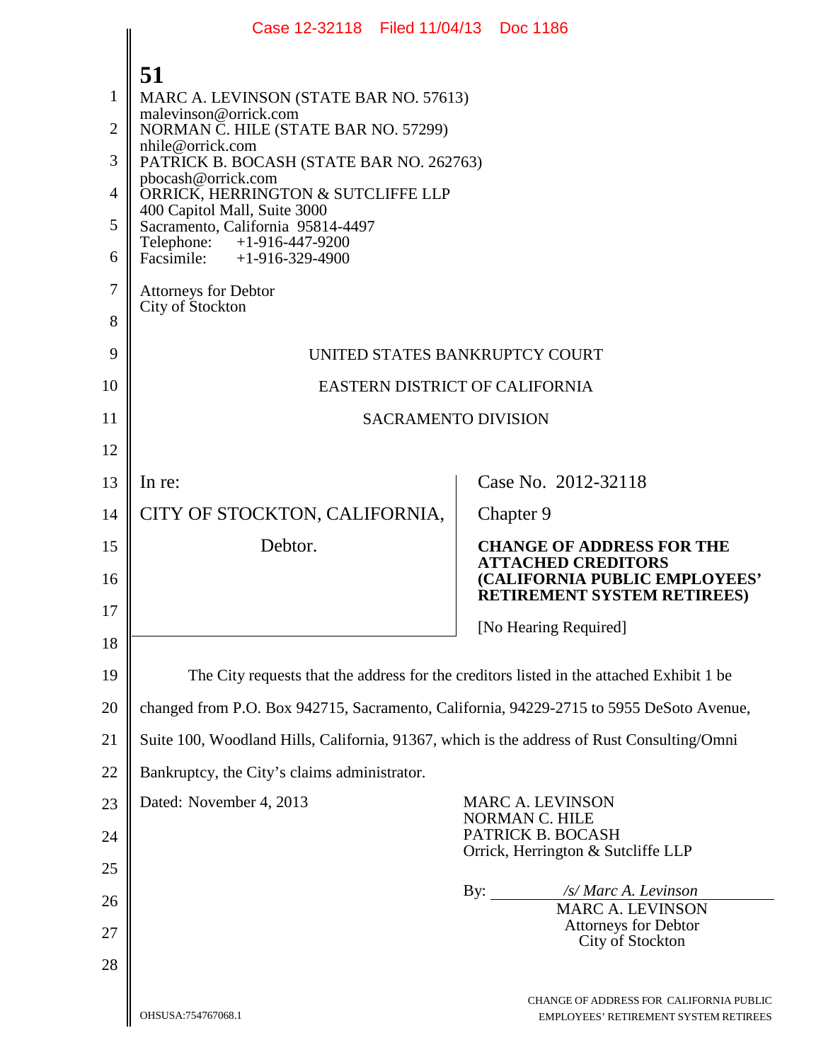51

MARC A. LEVINSON (STATE BAR NO. 57613)
malevinson@orrick.com
NORMAN C. HILE (STATE BAR NO. 57299)
nhile@orrick.com
PATRICK B. BOCASH (STATE BAR NO. 262763)
pbocash@orrick.com
ORRICK, HERRINGTON & SUTCLIFFE LLP
400 Capitol Mall, Suite 3000
Sacramento, California 95814-4497
Telephone: +1-916-447-9200
Facsimile: +1-916-329-4900

Attorneys for Debtor
City of Stockton

UNITED STATES BANKRUPTCY COURT

EASTERN DISTRICT OF CALIFORNIA

SACRAMENTO DIVISION

| | |
|---|---|
| In re:<br><br>CITY OF STOCKTON, CALIFORNIA,<br><br>Debtor. | Case No. 2012-32118<br><br>Chapter 9<br><br>**CHANGE OF ADDRESS FOR THE ATTACHED CREDITORS (CALIFORNIA PUBLIC EMPLOYEES' RETIREMENT SYSTEM RETIREES)**<br><br>[No Hearing Required] |

The City requests that the address for the creditors listed in the attached Exhibit 1 be changed from P.O. Box 942715, Sacramento, California, 94229-2715 to 5955 DeSoto Avenue, Suite 100, Woodland Hills, California, 91367, which is the address of Rust Consulting/Omni Bankruptcy, the City's claims administrator.

Dated: November 4, 2013

MARC A. LEVINSON
NORMAN C. HILE
PATRICK B. BOCASH
Orrick, Herrington & Sutcliffe LLP

By: */s/ Marc A. Levinson*
MARC A. LEVINSON
Attorneys for Debtor
City of Stockton

OHSUSA:754767068.1

CHANGE OF ADDRESS FOR CALIFORNIA PUBLIC EMPLOYEES' RETIREMENT SYSTEM RETIREES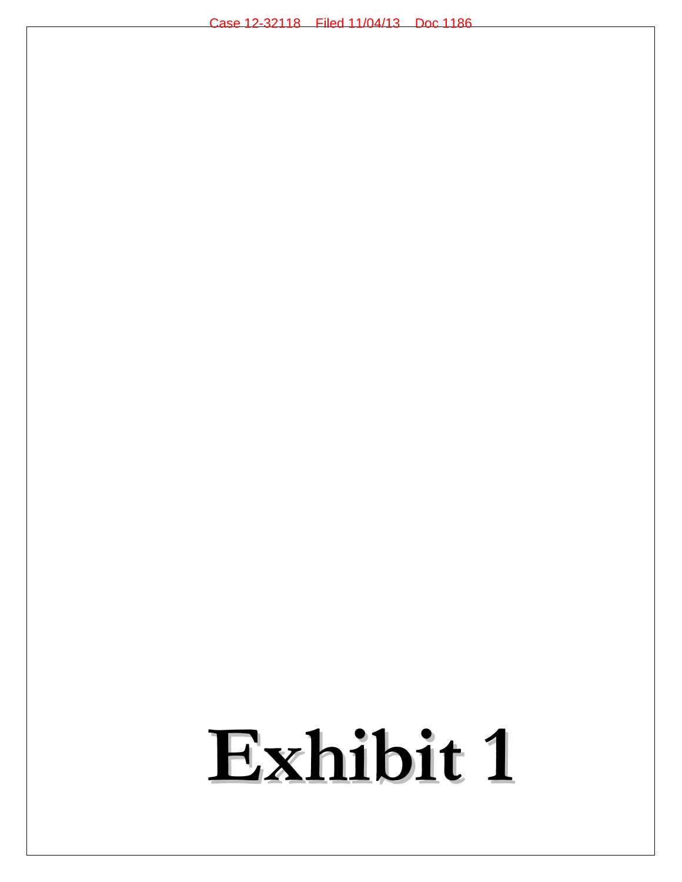# Exhibit 1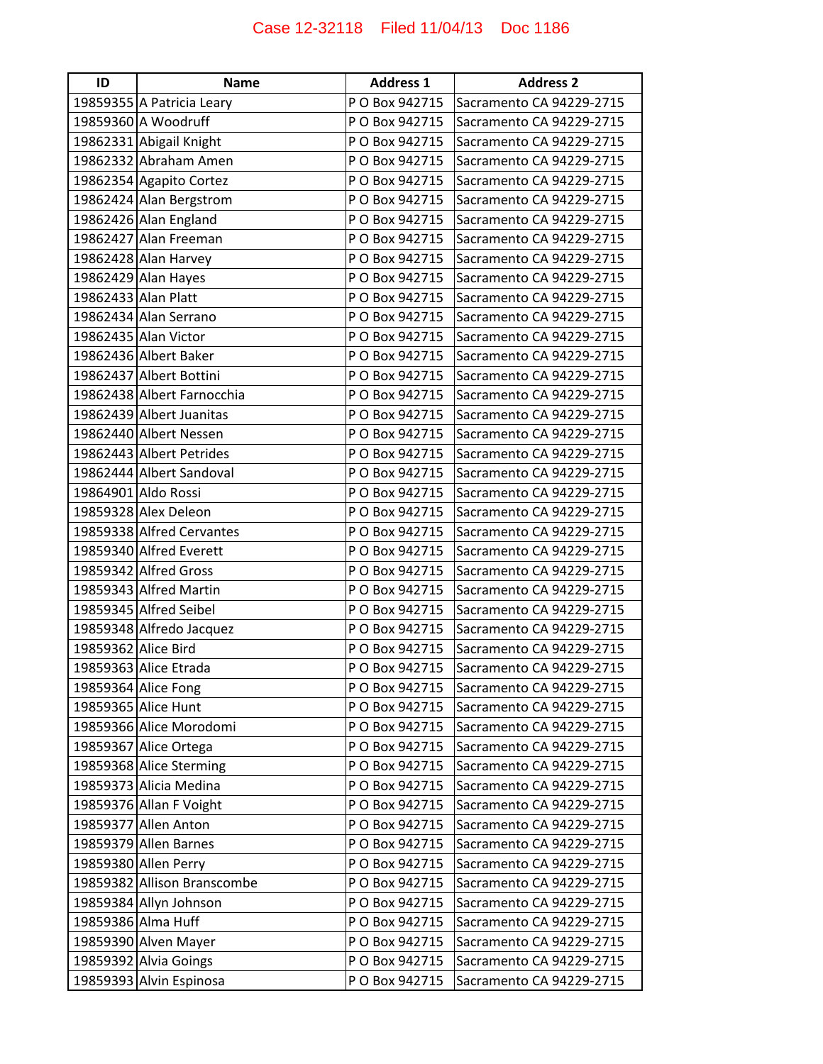| ID | Name | Address 1 | Address 2 |
| --- | --- | --- | --- |
| 19859355 | A Patricia Leary | P O Box 942715 | Sacramento CA 94229-2715 |
| 19859360 | A Woodruff | P O Box 942715 | Sacramento CA 94229-2715 |
| 19862331 | Abigail Knight | P O Box 942715 | Sacramento CA 94229-2715 |
| 19862332 | Abraham Amen | P O Box 942715 | Sacramento CA 94229-2715 |
| 19862354 | Agapito Cortez | P O Box 942715 | Sacramento CA 94229-2715 |
| 19862424 | Alan Bergstrom | P O Box 942715 | Sacramento CA 94229-2715 |
| 19862426 | Alan England | P O Box 942715 | Sacramento CA 94229-2715 |
| 19862427 | Alan Freeman | P O Box 942715 | Sacramento CA 94229-2715 |
| 19862428 | Alan Harvey | P O Box 942715 | Sacramento CA 94229-2715 |
| 19862429 | Alan Hayes | P O Box 942715 | Sacramento CA 94229-2715 |
| 19862433 | Alan Platt | P O Box 942715 | Sacramento CA 94229-2715 |
| 19862434 | Alan Serrano | P O Box 942715 | Sacramento CA 94229-2715 |
| 19862435 | Alan Victor | P O Box 942715 | Sacramento CA 94229-2715 |
| 19862436 | Albert Baker | P O Box 942715 | Sacramento CA 94229-2715 |
| 19862437 | Albert Bottini | P O Box 942715 | Sacramento CA 94229-2715 |
| 19862438 | Albert Farnocchia | P O Box 942715 | Sacramento CA 94229-2715 |
| 19862439 | Albert Juanitas | P O Box 942715 | Sacramento CA 94229-2715 |
| 19862440 | Albert Nessen | P O Box 942715 | Sacramento CA 94229-2715 |
| 19862443 | Albert Petrides | P O Box 942715 | Sacramento CA 94229-2715 |
| 19862444 | Albert Sandoval | P O Box 942715 | Sacramento CA 94229-2715 |
| 19864901 | Aldo Rossi | P O Box 942715 | Sacramento CA 94229-2715 |
| 19859328 | Alex Deleon | P O Box 942715 | Sacramento CA 94229-2715 |
| 19859338 | Alfred Cervantes | P O Box 942715 | Sacramento CA 94229-2715 |
| 19859340 | Alfred Everett | P O Box 942715 | Sacramento CA 94229-2715 |
| 19859342 | Alfred Gross | P O Box 942715 | Sacramento CA 94229-2715 |
| 19859343 | Alfred Martin | P O Box 942715 | Sacramento CA 94229-2715 |
| 19859345 | Alfred Seibel | P O Box 942715 | Sacramento CA 94229-2715 |
| 19859348 | Alfredo Jacquez | P O Box 942715 | Sacramento CA 94229-2715 |
| 19859362 | Alice Bird | P O Box 942715 | Sacramento CA 94229-2715 |
| 19859363 | Alice Etrada | P O Box 942715 | Sacramento CA 94229-2715 |
| 19859364 | Alice Fong | P O Box 942715 | Sacramento CA 94229-2715 |
| 19859365 | Alice Hunt | P O Box 942715 | Sacramento CA 94229-2715 |
| 19859366 | Alice Morodomi | P O Box 942715 | Sacramento CA 94229-2715 |
| 19859367 | Alice Ortega | P O Box 942715 | Sacramento CA 94229-2715 |
| 19859368 | Alice Sterming | P O Box 942715 | Sacramento CA 94229-2715 |
| 19859373 | Alicia Medina | P O Box 942715 | Sacramento CA 94229-2715 |
| 19859376 | Allan F Voight | P O Box 942715 | Sacramento CA 94229-2715 |
| 19859377 | Allen Anton | P O Box 942715 | Sacramento CA 94229-2715 |
| 19859379 | Allen Barnes | P O Box 942715 | Sacramento CA 94229-2715 |
| 19859380 | Allen Perry | P O Box 942715 | Sacramento CA 94229-2715 |
| 19859382 | Allison Branscombe | P O Box 942715 | Sacramento CA 94229-2715 |
| 19859384 | Allyn Johnson | P O Box 942715 | Sacramento CA 94229-2715 |
| 19859386 | Alma Huff | P O Box 942715 | Sacramento CA 94229-2715 |
| 19859390 | Alven Mayer | P O Box 942715 | Sacramento CA 94229-2715 |
| 19859392 | Alvia Goings | P O Box 942715 | Sacramento CA 94229-2715 |
| 19859393 | Alvin Espinosa | P O Box 942715 | Sacramento CA 94229-2715 |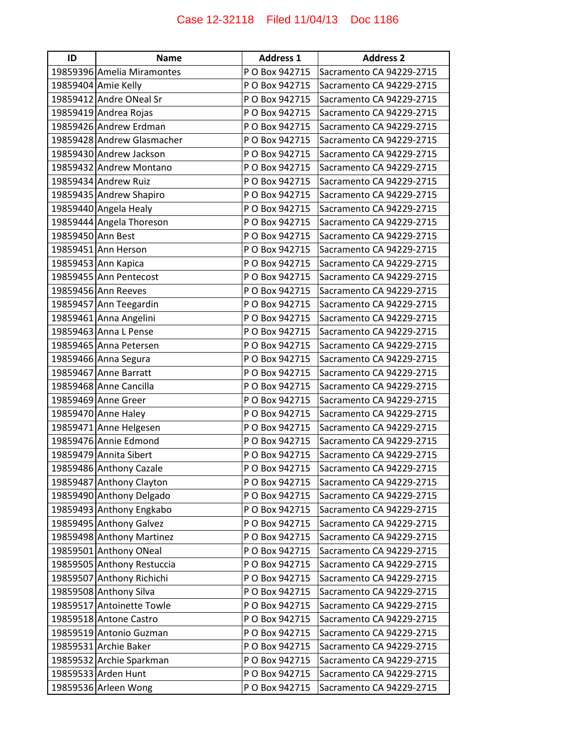| ID | Name | Address 1 | Address 2 |
|---|---|---|---|
| 19859396 | Amelia Miramontes | P O Box 942715 | Sacramento CA 94229-2715 |
| 19859404 | Amie Kelly | P O Box 942715 | Sacramento CA 94229-2715 |
| 19859412 | Andre ONeal Sr | P O Box 942715 | Sacramento CA 94229-2715 |
| 19859419 | Andrea Rojas | P O Box 942715 | Sacramento CA 94229-2715 |
| 19859426 | Andrew Erdman | P O Box 942715 | Sacramento CA 94229-2715 |
| 19859428 | Andrew Glasmacher | P O Box 942715 | Sacramento CA 94229-2715 |
| 19859430 | Andrew Jackson | P O Box 942715 | Sacramento CA 94229-2715 |
| 19859432 | Andrew Montano | P O Box 942715 | Sacramento CA 94229-2715 |
| 19859434 | Andrew Ruiz | P O Box 942715 | Sacramento CA 94229-2715 |
| 19859435 | Andrew Shapiro | P O Box 942715 | Sacramento CA 94229-2715 |
| 19859440 | Angela Healy | P O Box 942715 | Sacramento CA 94229-2715 |
| 19859444 | Angela Thoreson | P O Box 942715 | Sacramento CA 94229-2715 |
| 19859450 | Ann Best | P O Box 942715 | Sacramento CA 94229-2715 |
| 19859451 | Ann Herson | P O Box 942715 | Sacramento CA 94229-2715 |
| 19859453 | Ann Kapica | P O Box 942715 | Sacramento CA 94229-2715 |
| 19859455 | Ann Pentecost | P O Box 942715 | Sacramento CA 94229-2715 |
| 19859456 | Ann Reeves | P O Box 942715 | Sacramento CA 94229-2715 |
| 19859457 | Ann Teegardin | P O Box 942715 | Sacramento CA 94229-2715 |
| 19859461 | Anna Angelini | P O Box 942715 | Sacramento CA 94229-2715 |
| 19859463 | Anna L Pense | P O Box 942715 | Sacramento CA 94229-2715 |
| 19859465 | Anna Petersen | P O Box 942715 | Sacramento CA 94229-2715 |
| 19859466 | Anna Segura | P O Box 942715 | Sacramento CA 94229-2715 |
| 19859467 | Anne Barratt | P O Box 942715 | Sacramento CA 94229-2715 |
| 19859468 | Anne Cancilla | P O Box 942715 | Sacramento CA 94229-2715 |
| 19859469 | Anne Greer | P O Box 942715 | Sacramento CA 94229-2715 |
| 19859470 | Anne Haley | P O Box 942715 | Sacramento CA 94229-2715 |
| 19859471 | Anne Helgesen | P O Box 942715 | Sacramento CA 94229-2715 |
| 19859476 | Annie Edmond | P O Box 942715 | Sacramento CA 94229-2715 |
| 19859479 | Annita Sibert | P O Box 942715 | Sacramento CA 94229-2715 |
| 19859486 | Anthony Cazale | P O Box 942715 | Sacramento CA 94229-2715 |
| 19859487 | Anthony Clayton | P O Box 942715 | Sacramento CA 94229-2715 |
| 19859490 | Anthony Delgado | P O Box 942715 | Sacramento CA 94229-2715 |
| 19859493 | Anthony Engkabo | P O Box 942715 | Sacramento CA 94229-2715 |
| 19859495 | Anthony Galvez | P O Box 942715 | Sacramento CA 94229-2715 |
| 19859498 | Anthony Martinez | P O Box 942715 | Sacramento CA 94229-2715 |
| 19859501 | Anthony ONeal | P O Box 942715 | Sacramento CA 94229-2715 |
| 19859505 | Anthony Restuccia | P O Box 942715 | Sacramento CA 94229-2715 |
| 19859507 | Anthony Richichi | P O Box 942715 | Sacramento CA 94229-2715 |
| 19859508 | Anthony Silva | P O Box 942715 | Sacramento CA 94229-2715 |
| 19859517 | Antoinette Towle | P O Box 942715 | Sacramento CA 94229-2715 |
| 19859518 | Antone Castro | P O Box 942715 | Sacramento CA 94229-2715 |
| 19859519 | Antonio Guzman | P O Box 942715 | Sacramento CA 94229-2715 |
| 19859531 | Archie Baker | P O Box 942715 | Sacramento CA 94229-2715 |
| 19859532 | Archie Sparkman | P O Box 942715 | Sacramento CA 94229-2715 |
| 19859533 | Arden Hunt | P O Box 942715 | Sacramento CA 94229-2715 |
| 19859536 | Arleen Wong | P O Box 942715 | Sacramento CA 94229-2715 |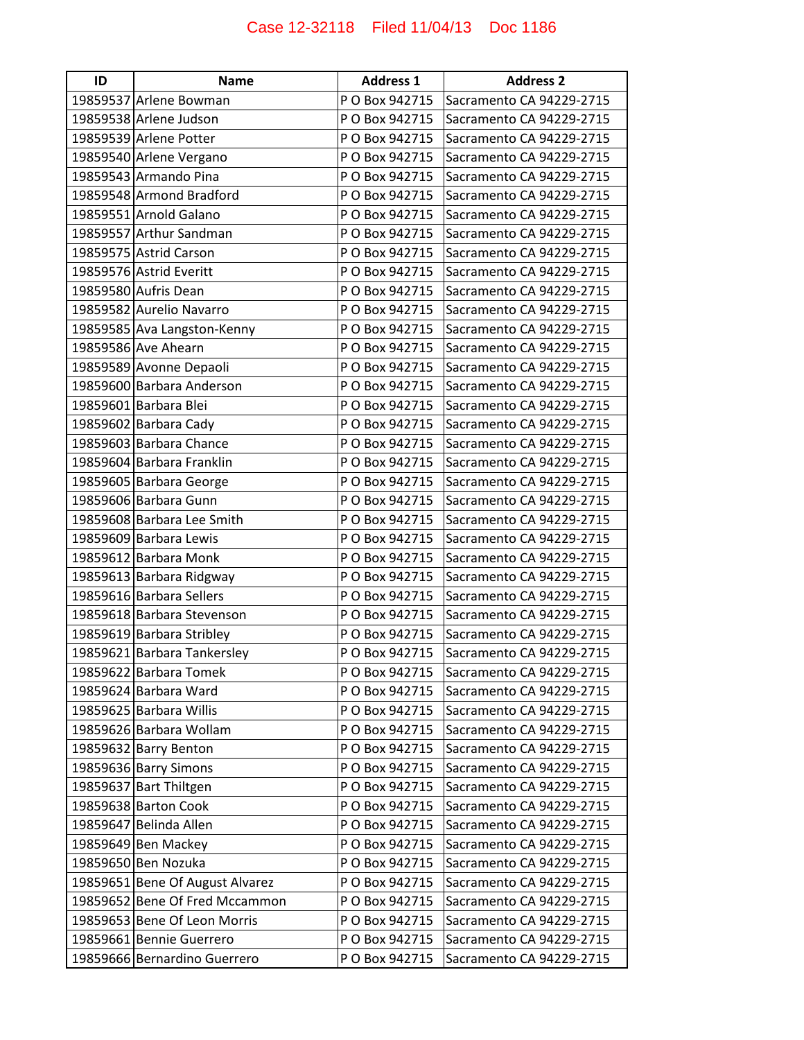| ID | Name | Address 1 | Address 2 |
|---|---|---|---|
| 19859537 | Arlene Bowman | P O Box 942715 | Sacramento CA 94229-2715 |
| 19859538 | Arlene Judson | P O Box 942715 | Sacramento CA 94229-2715 |
| 19859539 | Arlene Potter | P O Box 942715 | Sacramento CA 94229-2715 |
| 19859540 | Arlene Vergano | P O Box 942715 | Sacramento CA 94229-2715 |
| 19859543 | Armando Pina | P O Box 942715 | Sacramento CA 94229-2715 |
| 19859548 | Armond Bradford | P O Box 942715 | Sacramento CA 94229-2715 |
| 19859551 | Arnold Galano | P O Box 942715 | Sacramento CA 94229-2715 |
| 19859557 | Arthur Sandman | P O Box 942715 | Sacramento CA 94229-2715 |
| 19859575 | Astrid Carson | P O Box 942715 | Sacramento CA 94229-2715 |
| 19859576 | Astrid Everitt | P O Box 942715 | Sacramento CA 94229-2715 |
| 19859580 | Aufris Dean | P O Box 942715 | Sacramento CA 94229-2715 |
| 19859582 | Aurelio Navarro | P O Box 942715 | Sacramento CA 94229-2715 |
| 19859585 | Ava Langston-Kenny | P O Box 942715 | Sacramento CA 94229-2715 |
| 19859586 | Ave Ahearn | P O Box 942715 | Sacramento CA 94229-2715 |
| 19859589 | Avonne Depaoli | P O Box 942715 | Sacramento CA 94229-2715 |
| 19859600 | Barbara Anderson | P O Box 942715 | Sacramento CA 94229-2715 |
| 19859601 | Barbara Blei | P O Box 942715 | Sacramento CA 94229-2715 |
| 19859602 | Barbara Cady | P O Box 942715 | Sacramento CA 94229-2715 |
| 19859603 | Barbara Chance | P O Box 942715 | Sacramento CA 94229-2715 |
| 19859604 | Barbara Franklin | P O Box 942715 | Sacramento CA 94229-2715 |
| 19859605 | Barbara George | P O Box 942715 | Sacramento CA 94229-2715 |
| 19859606 | Barbara Gunn | P O Box 942715 | Sacramento CA 94229-2715 |
| 19859608 | Barbara Lee Smith | P O Box 942715 | Sacramento CA 94229-2715 |
| 19859609 | Barbara Lewis | P O Box 942715 | Sacramento CA 94229-2715 |
| 19859612 | Barbara Monk | P O Box 942715 | Sacramento CA 94229-2715 |
| 19859613 | Barbara Ridgway | P O Box 942715 | Sacramento CA 94229-2715 |
| 19859616 | Barbara Sellers | P O Box 942715 | Sacramento CA 94229-2715 |
| 19859618 | Barbara Stevenson | P O Box 942715 | Sacramento CA 94229-2715 |
| 19859619 | Barbara Stribley | P O Box 942715 | Sacramento CA 94229-2715 |
| 19859621 | Barbara Tankersley | P O Box 942715 | Sacramento CA 94229-2715 |
| 19859622 | Barbara Tomek | P O Box 942715 | Sacramento CA 94229-2715 |
| 19859624 | Barbara Ward | P O Box 942715 | Sacramento CA 94229-2715 |
| 19859625 | Barbara Willis | P O Box 942715 | Sacramento CA 94229-2715 |
| 19859626 | Barbara Wollam | P O Box 942715 | Sacramento CA 94229-2715 |
| 19859632 | Barry Benton | P O Box 942715 | Sacramento CA 94229-2715 |
| 19859636 | Barry Simons | P O Box 942715 | Sacramento CA 94229-2715 |
| 19859637 | Bart Thiltgen | P O Box 942715 | Sacramento CA 94229-2715 |
| 19859638 | Barton Cook | P O Box 942715 | Sacramento CA 94229-2715 |
| 19859647 | Belinda Allen | P O Box 942715 | Sacramento CA 94229-2715 |
| 19859649 | Ben Mackey | P O Box 942715 | Sacramento CA 94229-2715 |
| 19859650 | Ben Nozuka | P O Box 942715 | Sacramento CA 94229-2715 |
| 19859651 | Bene Of August Alvarez | P O Box 942715 | Sacramento CA 94229-2715 |
| 19859652 | Bene Of Fred Mccammon | P O Box 942715 | Sacramento CA 94229-2715 |
| 19859653 | Bene Of Leon Morris | P O Box 942715 | Sacramento CA 94229-2715 |
| 19859661 | Bennie Guerrero | P O Box 942715 | Sacramento CA 94229-2715 |
| 19859666 | Bernardino Guerrero | P O Box 942715 | Sacramento CA 94229-2715 |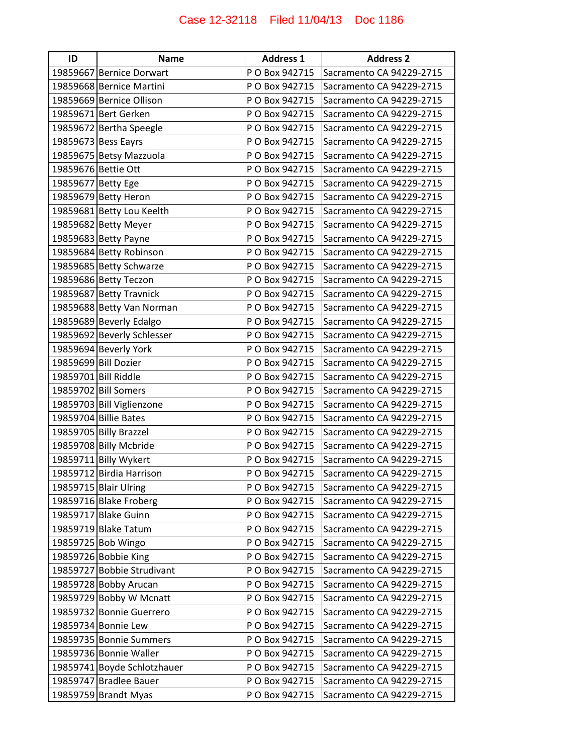| ID | Name | Address 1 | Address 2 |
| --- | --- | --- | --- |
| 19859667 | Bernice Dorwart | P O Box 942715 | Sacramento CA 94229-2715 |
| 19859668 | Bernice Martini | P O Box 942715 | Sacramento CA 94229-2715 |
| 19859669 | Bernice Ollison | P O Box 942715 | Sacramento CA 94229-2715 |
| 19859671 | Bert Gerken | P O Box 942715 | Sacramento CA 94229-2715 |
| 19859672 | Bertha Speegle | P O Box 942715 | Sacramento CA 94229-2715 |
| 19859673 | Bess Eayrs | P O Box 942715 | Sacramento CA 94229-2715 |
| 19859675 | Betsy Mazzuola | P O Box 942715 | Sacramento CA 94229-2715 |
| 19859676 | Bettie Ott | P O Box 942715 | Sacramento CA 94229-2715 |
| 19859677 | Betty Ege | P O Box 942715 | Sacramento CA 94229-2715 |
| 19859679 | Betty Heron | P O Box 942715 | Sacramento CA 94229-2715 |
| 19859681 | Betty Lou Keelth | P O Box 942715 | Sacramento CA 94229-2715 |
| 19859682 | Betty Meyer | P O Box 942715 | Sacramento CA 94229-2715 |
| 19859683 | Betty Payne | P O Box 942715 | Sacramento CA 94229-2715 |
| 19859684 | Betty Robinson | P O Box 942715 | Sacramento CA 94229-2715 |
| 19859685 | Betty Schwarze | P O Box 942715 | Sacramento CA 94229-2715 |
| 19859686 | Betty Teczon | P O Box 942715 | Sacramento CA 94229-2715 |
| 19859687 | Betty Travnick | P O Box 942715 | Sacramento CA 94229-2715 |
| 19859688 | Betty Van Norman | P O Box 942715 | Sacramento CA 94229-2715 |
| 19859689 | Beverly Edalgo | P O Box 942715 | Sacramento CA 94229-2715 |
| 19859692 | Beverly Schlesser | P O Box 942715 | Sacramento CA 94229-2715 |
| 19859694 | Beverly York | P O Box 942715 | Sacramento CA 94229-2715 |
| 19859699 | Bill Dozier | P O Box 942715 | Sacramento CA 94229-2715 |
| 19859701 | Bill Riddle | P O Box 942715 | Sacramento CA 94229-2715 |
| 19859702 | Bill Somers | P O Box 942715 | Sacramento CA 94229-2715 |
| 19859703 | Bill Viglienzone | P O Box 942715 | Sacramento CA 94229-2715 |
| 19859704 | Billie Bates | P O Box 942715 | Sacramento CA 94229-2715 |
| 19859705 | Billy Brazzel | P O Box 942715 | Sacramento CA 94229-2715 |
| 19859708 | Billy Mcbride | P O Box 942715 | Sacramento CA 94229-2715 |
| 19859711 | Billy Wykert | P O Box 942715 | Sacramento CA 94229-2715 |
| 19859712 | Birdia Harrison | P O Box 942715 | Sacramento CA 94229-2715 |
| 19859715 | Blair Ulring | P O Box 942715 | Sacramento CA 94229-2715 |
| 19859716 | Blake Froberg | P O Box 942715 | Sacramento CA 94229-2715 |
| 19859717 | Blake Guinn | P O Box 942715 | Sacramento CA 94229-2715 |
| 19859719 | Blake Tatum | P O Box 942715 | Sacramento CA 94229-2715 |
| 19859725 | Bob Wingo | P O Box 942715 | Sacramento CA 94229-2715 |
| 19859726 | Bobbie King | P O Box 942715 | Sacramento CA 94229-2715 |
| 19859727 | Bobbie Strudivant | P O Box 942715 | Sacramento CA 94229-2715 |
| 19859728 | Bobby Arucan | P O Box 942715 | Sacramento CA 94229-2715 |
| 19859729 | Bobby W Mcnatt | P O Box 942715 | Sacramento CA 94229-2715 |
| 19859732 | Bonnie Guerrero | P O Box 942715 | Sacramento CA 94229-2715 |
| 19859734 | Bonnie Lew | P O Box 942715 | Sacramento CA 94229-2715 |
| 19859735 | Bonnie Summers | P O Box 942715 | Sacramento CA 94229-2715 |
| 19859736 | Bonnie Waller | P O Box 942715 | Sacramento CA 94229-2715 |
| 19859741 | Boyde Schlotzhauer | P O Box 942715 | Sacramento CA 94229-2715 |
| 19859747 | Bradlee Bauer | P O Box 942715 | Sacramento CA 94229-2715 |
| 19859759 | Brandt Myas | P O Box 942715 | Sacramento CA 94229-2715 |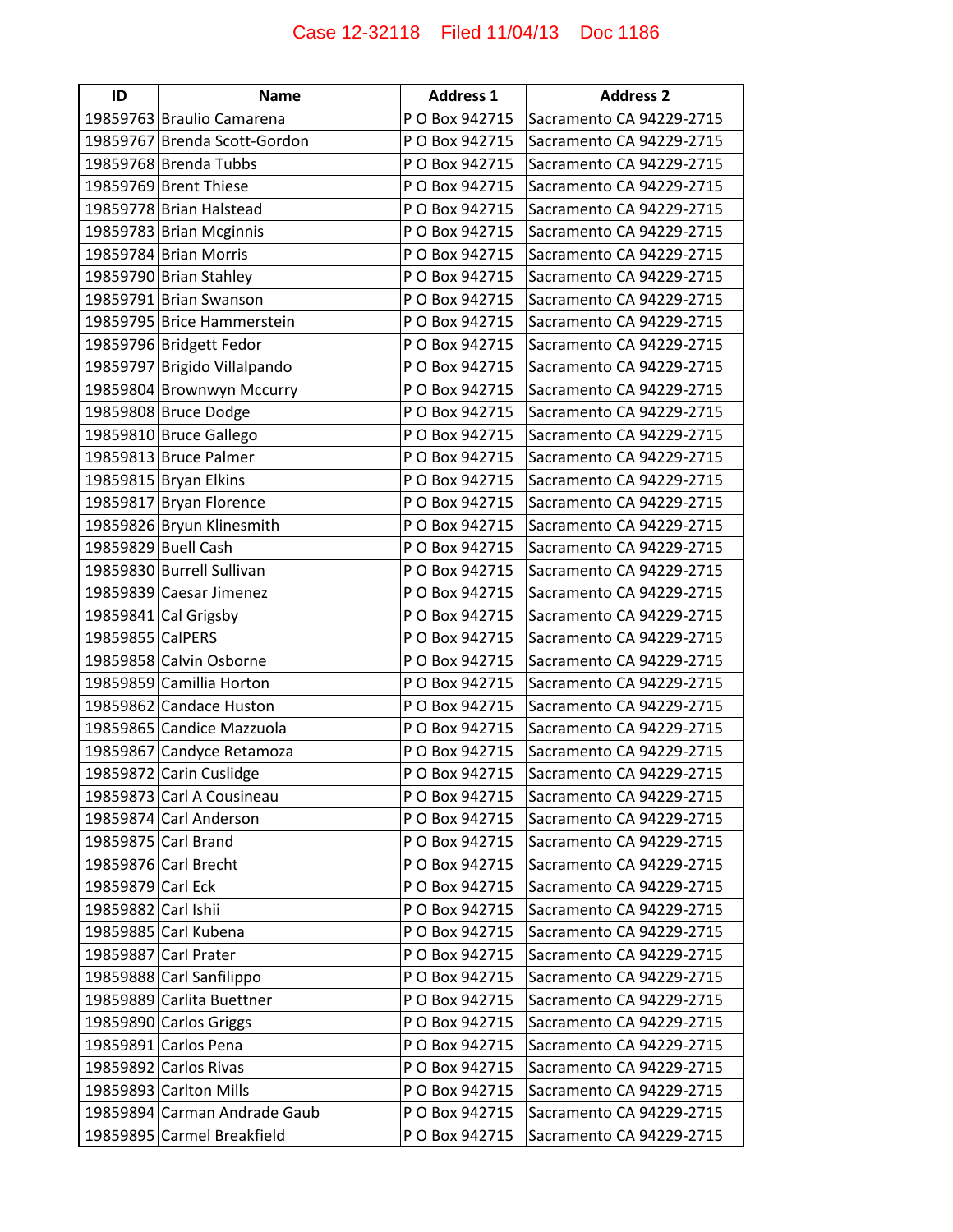| ID | Name | Address 1 | Address 2 |
|---|---|---|---|
| 19859763 | Braulio Camarena | P O Box 942715 | Sacramento CA 94229-2715 |
| 19859767 | Brenda Scott-Gordon | P O Box 942715 | Sacramento CA 94229-2715 |
| 19859768 | Brenda Tubbs | P O Box 942715 | Sacramento CA 94229-2715 |
| 19859769 | Brent Thiese | P O Box 942715 | Sacramento CA 94229-2715 |
| 19859778 | Brian Halstead | P O Box 942715 | Sacramento CA 94229-2715 |
| 19859783 | Brian Mcginnis | P O Box 942715 | Sacramento CA 94229-2715 |
| 19859784 | Brian Morris | P O Box 942715 | Sacramento CA 94229-2715 |
| 19859790 | Brian Stahley | P O Box 942715 | Sacramento CA 94229-2715 |
| 19859791 | Brian Swanson | P O Box 942715 | Sacramento CA 94229-2715 |
| 19859795 | Brice Hammerstein | P O Box 942715 | Sacramento CA 94229-2715 |
| 19859796 | Bridgett Fedor | P O Box 942715 | Sacramento CA 94229-2715 |
| 19859797 | Brigido Villalpando | P O Box 942715 | Sacramento CA 94229-2715 |
| 19859804 | Brownwyn Mccurry | P O Box 942715 | Sacramento CA 94229-2715 |
| 19859808 | Bruce Dodge | P O Box 942715 | Sacramento CA 94229-2715 |
| 19859810 | Bruce Gallego | P O Box 942715 | Sacramento CA 94229-2715 |
| 19859813 | Bruce Palmer | P O Box 942715 | Sacramento CA 94229-2715 |
| 19859815 | Bryan Elkins | P O Box 942715 | Sacramento CA 94229-2715 |
| 19859817 | Bryan Florence | P O Box 942715 | Sacramento CA 94229-2715 |
| 19859826 | Bryun Klinesmith | P O Box 942715 | Sacramento CA 94229-2715 |
| 19859829 | Buell Cash | P O Box 942715 | Sacramento CA 94229-2715 |
| 19859830 | Burrell Sullivan | P O Box 942715 | Sacramento CA 94229-2715 |
| 19859839 | Caesar Jimenez | P O Box 942715 | Sacramento CA 94229-2715 |
| 19859841 | Cal Grigsby | P O Box 942715 | Sacramento CA 94229-2715 |
| 19859855 | CalPERS | P O Box 942715 | Sacramento CA 94229-2715 |
| 19859858 | Calvin Osborne | P O Box 942715 | Sacramento CA 94229-2715 |
| 19859859 | Camillia Horton | P O Box 942715 | Sacramento CA 94229-2715 |
| 19859862 | Candace Huston | P O Box 942715 | Sacramento CA 94229-2715 |
| 19859865 | Candice Mazzuola | P O Box 942715 | Sacramento CA 94229-2715 |
| 19859867 | Candyce Retamoza | P O Box 942715 | Sacramento CA 94229-2715 |
| 19859872 | Carin Cuslidge | P O Box 942715 | Sacramento CA 94229-2715 |
| 19859873 | Carl A Cousineau | P O Box 942715 | Sacramento CA 94229-2715 |
| 19859874 | Carl Anderson | P O Box 942715 | Sacramento CA 94229-2715 |
| 19859875 | Carl Brand | P O Box 942715 | Sacramento CA 94229-2715 |
| 19859876 | Carl Brecht | P O Box 942715 | Sacramento CA 94229-2715 |
| 19859879 | Carl Eck | P O Box 942715 | Sacramento CA 94229-2715 |
| 19859882 | Carl Ishii | P O Box 942715 | Sacramento CA 94229-2715 |
| 19859885 | Carl Kubena | P O Box 942715 | Sacramento CA 94229-2715 |
| 19859887 | Carl Prater | P O Box 942715 | Sacramento CA 94229-2715 |
| 19859888 | Carl Sanfilippo | P O Box 942715 | Sacramento CA 94229-2715 |
| 19859889 | Carlita Buettner | P O Box 942715 | Sacramento CA 94229-2715 |
| 19859890 | Carlos Griggs | P O Box 942715 | Sacramento CA 94229-2715 |
| 19859891 | Carlos Pena | P O Box 942715 | Sacramento CA 94229-2715 |
| 19859892 | Carlos Rivas | P O Box 942715 | Sacramento CA 94229-2715 |
| 19859893 | Carlton Mills | P O Box 942715 | Sacramento CA 94229-2715 |
| 19859894 | Carman Andrade Gaub | P O Box 942715 | Sacramento CA 94229-2715 |
| 19859895 | Carmel Breakfield | P O Box 942715 | Sacramento CA 94229-2715 |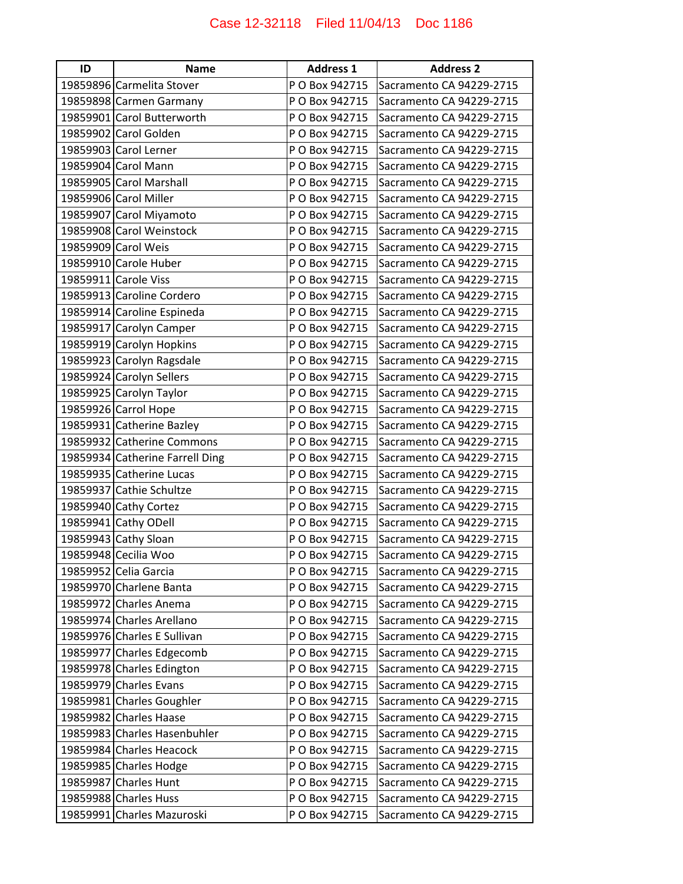| ID | Name | Address 1 | Address 2 |
|---|---|---|---|
| 19859896 | Carmelita Stover | P O Box 942715 | Sacramento CA 94229-2715 |
| 19859898 | Carmen Garmany | P O Box 942715 | Sacramento CA 94229-2715 |
| 19859901 | Carol Butterworth | P O Box 942715 | Sacramento CA 94229-2715 |
| 19859902 | Carol Golden | P O Box 942715 | Sacramento CA 94229-2715 |
| 19859903 | Carol Lerner | P O Box 942715 | Sacramento CA 94229-2715 |
| 19859904 | Carol Mann | P O Box 942715 | Sacramento CA 94229-2715 |
| 19859905 | Carol Marshall | P O Box 942715 | Sacramento CA 94229-2715 |
| 19859906 | Carol Miller | P O Box 942715 | Sacramento CA 94229-2715 |
| 19859907 | Carol Miyamoto | P O Box 942715 | Sacramento CA 94229-2715 |
| 19859908 | Carol Weinstock | P O Box 942715 | Sacramento CA 94229-2715 |
| 19859909 | Carol Weis | P O Box 942715 | Sacramento CA 94229-2715 |
| 19859910 | Carole Huber | P O Box 942715 | Sacramento CA 94229-2715 |
| 19859911 | Carole Viss | P O Box 942715 | Sacramento CA 94229-2715 |
| 19859913 | Caroline Cordero | P O Box 942715 | Sacramento CA 94229-2715 |
| 19859914 | Caroline Espineda | P O Box 942715 | Sacramento CA 94229-2715 |
| 19859917 | Carolyn Camper | P O Box 942715 | Sacramento CA 94229-2715 |
| 19859919 | Carolyn Hopkins | P O Box 942715 | Sacramento CA 94229-2715 |
| 19859923 | Carolyn Ragsdale | P O Box 942715 | Sacramento CA 94229-2715 |
| 19859924 | Carolyn Sellers | P O Box 942715 | Sacramento CA 94229-2715 |
| 19859925 | Carolyn Taylor | P O Box 942715 | Sacramento CA 94229-2715 |
| 19859926 | Carrol Hope | P O Box 942715 | Sacramento CA 94229-2715 |
| 19859931 | Catherine Bazley | P O Box 942715 | Sacramento CA 94229-2715 |
| 19859932 | Catherine Commons | P O Box 942715 | Sacramento CA 94229-2715 |
| 19859934 | Catherine Farrell Ding | P O Box 942715 | Sacramento CA 94229-2715 |
| 19859935 | Catherine Lucas | P O Box 942715 | Sacramento CA 94229-2715 |
| 19859937 | Cathie Schultze | P O Box 942715 | Sacramento CA 94229-2715 |
| 19859940 | Cathy Cortez | P O Box 942715 | Sacramento CA 94229-2715 |
| 19859941 | Cathy ODell | P O Box 942715 | Sacramento CA 94229-2715 |
| 19859943 | Cathy Sloan | P O Box 942715 | Sacramento CA 94229-2715 |
| 19859948 | Cecilia Woo | P O Box 942715 | Sacramento CA 94229-2715 |
| 19859952 | Celia Garcia | P O Box 942715 | Sacramento CA 94229-2715 |
| 19859970 | Charlene Banta | P O Box 942715 | Sacramento CA 94229-2715 |
| 19859972 | Charles Anema | P O Box 942715 | Sacramento CA 94229-2715 |
| 19859974 | Charles Arellano | P O Box 942715 | Sacramento CA 94229-2715 |
| 19859976 | Charles E Sullivan | P O Box 942715 | Sacramento CA 94229-2715 |
| 19859977 | Charles Edgecomb | P O Box 942715 | Sacramento CA 94229-2715 |
| 19859978 | Charles Edington | P O Box 942715 | Sacramento CA 94229-2715 |
| 19859979 | Charles Evans | P O Box 942715 | Sacramento CA 94229-2715 |
| 19859981 | Charles Goughler | P O Box 942715 | Sacramento CA 94229-2715 |
| 19859982 | Charles Haase | P O Box 942715 | Sacramento CA 94229-2715 |
| 19859983 | Charles Hasenbuhler | P O Box 942715 | Sacramento CA 94229-2715 |
| 19859984 | Charles Heacock | P O Box 942715 | Sacramento CA 94229-2715 |
| 19859985 | Charles Hodge | P O Box 942715 | Sacramento CA 94229-2715 |
| 19859987 | Charles Hunt | P O Box 942715 | Sacramento CA 94229-2715 |
| 19859988 | Charles Huss | P O Box 942715 | Sacramento CA 94229-2715 |
| 19859991 | Charles Mazuroski | P O Box 942715 | Sacramento CA 94229-2715 |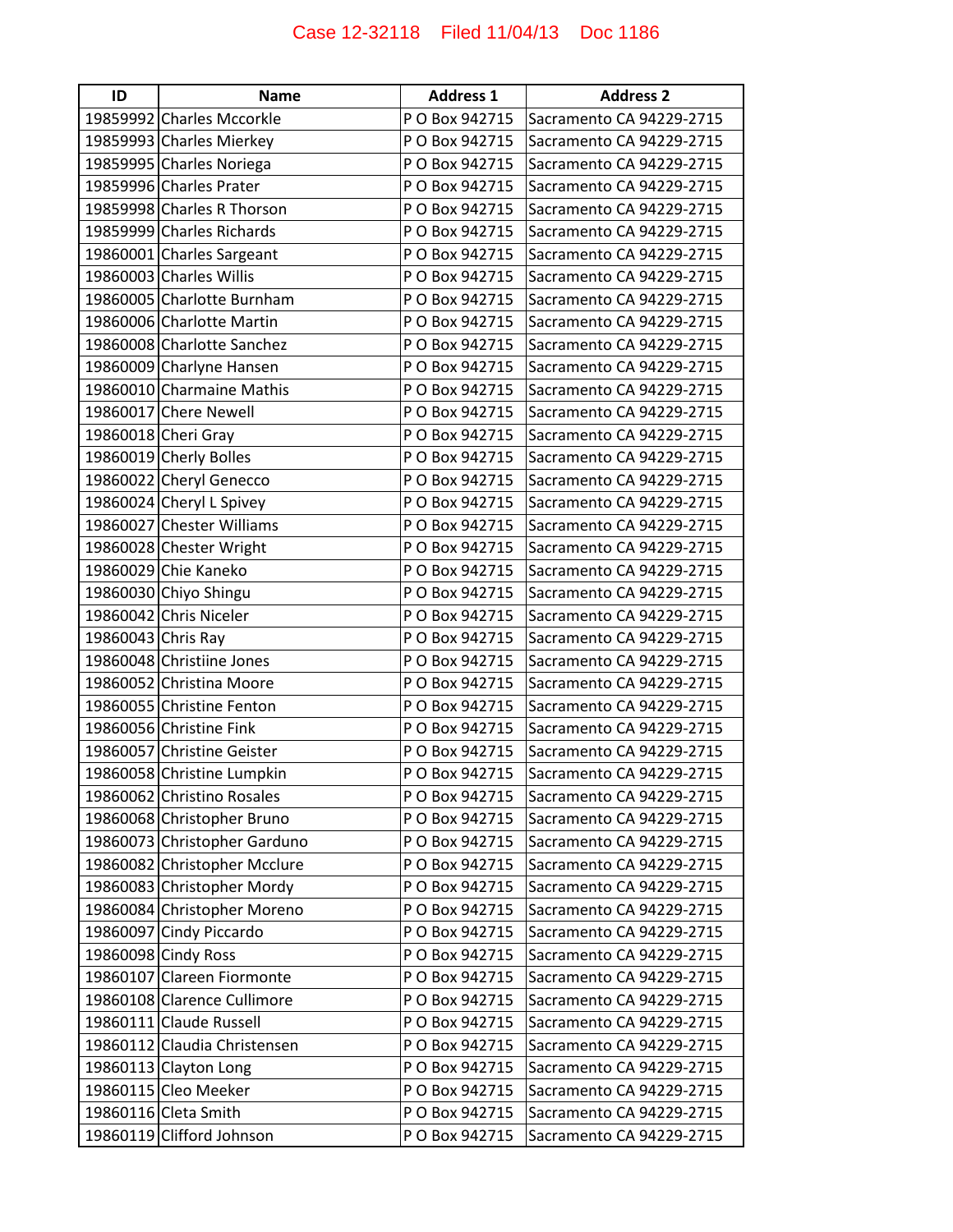| ID | Name | Address 1 | Address 2 |
|---|---|---|---|
| 19859992 | Charles Mccorkle | P O Box 942715 | Sacramento CA 94229-2715 |
| 19859993 | Charles Mierkey | P O Box 942715 | Sacramento CA 94229-2715 |
| 19859995 | Charles Noriega | P O Box 942715 | Sacramento CA 94229-2715 |
| 19859996 | Charles Prater | P O Box 942715 | Sacramento CA 94229-2715 |
| 19859998 | Charles R Thorson | P O Box 942715 | Sacramento CA 94229-2715 |
| 19859999 | Charles Richards | P O Box 942715 | Sacramento CA 94229-2715 |
| 19860001 | Charles Sargeant | P O Box 942715 | Sacramento CA 94229-2715 |
| 19860003 | Charles Willis | P O Box 942715 | Sacramento CA 94229-2715 |
| 19860005 | Charlotte Burnham | P O Box 942715 | Sacramento CA 94229-2715 |
| 19860006 | Charlotte Martin | P O Box 942715 | Sacramento CA 94229-2715 |
| 19860008 | Charlotte Sanchez | P O Box 942715 | Sacramento CA 94229-2715 |
| 19860009 | Charlyne Hansen | P O Box 942715 | Sacramento CA 94229-2715 |
| 19860010 | Charmaine Mathis | P O Box 942715 | Sacramento CA 94229-2715 |
| 19860017 | Chere Newell | P O Box 942715 | Sacramento CA 94229-2715 |
| 19860018 | Cheri Gray | P O Box 942715 | Sacramento CA 94229-2715 |
| 19860019 | Cherly Bolles | P O Box 942715 | Sacramento CA 94229-2715 |
| 19860022 | Cheryl Genecco | P O Box 942715 | Sacramento CA 94229-2715 |
| 19860024 | Cheryl L Spivey | P O Box 942715 | Sacramento CA 94229-2715 |
| 19860027 | Chester Williams | P O Box 942715 | Sacramento CA 94229-2715 |
| 19860028 | Chester Wright | P O Box 942715 | Sacramento CA 94229-2715 |
| 19860029 | Chie Kaneko | P O Box 942715 | Sacramento CA 94229-2715 |
| 19860030 | Chiyo Shingu | P O Box 942715 | Sacramento CA 94229-2715 |
| 19860042 | Chris Niceler | P O Box 942715 | Sacramento CA 94229-2715 |
| 19860043 | Chris Ray | P O Box 942715 | Sacramento CA 94229-2715 |
| 19860048 | Christiine Jones | P O Box 942715 | Sacramento CA 94229-2715 |
| 19860052 | Christina Moore | P O Box 942715 | Sacramento CA 94229-2715 |
| 19860055 | Christine Fenton | P O Box 942715 | Sacramento CA 94229-2715 |
| 19860056 | Christine Fink | P O Box 942715 | Sacramento CA 94229-2715 |
| 19860057 | Christine Geister | P O Box 942715 | Sacramento CA 94229-2715 |
| 19860058 | Christine Lumpkin | P O Box 942715 | Sacramento CA 94229-2715 |
| 19860062 | Christino Rosales | P O Box 942715 | Sacramento CA 94229-2715 |
| 19860068 | Christopher Bruno | P O Box 942715 | Sacramento CA 94229-2715 |
| 19860073 | Christopher Garduno | P O Box 942715 | Sacramento CA 94229-2715 |
| 19860082 | Christopher Mcclure | P O Box 942715 | Sacramento CA 94229-2715 |
| 19860083 | Christopher Mordy | P O Box 942715 | Sacramento CA 94229-2715 |
| 19860084 | Christopher Moreno | P O Box 942715 | Sacramento CA 94229-2715 |
| 19860097 | Cindy Piccardo | P O Box 942715 | Sacramento CA 94229-2715 |
| 19860098 | Cindy Ross | P O Box 942715 | Sacramento CA 94229-2715 |
| 19860107 | Clareen Fiormonte | P O Box 942715 | Sacramento CA 94229-2715 |
| 19860108 | Clarence Cullimore | P O Box 942715 | Sacramento CA 94229-2715 |
| 19860111 | Claude Russell | P O Box 942715 | Sacramento CA 94229-2715 |
| 19860112 | Claudia Christensen | P O Box 942715 | Sacramento CA 94229-2715 |
| 19860113 | Clayton Long | P O Box 942715 | Sacramento CA 94229-2715 |
| 19860115 | Cleo Meeker | P O Box 942715 | Sacramento CA 94229-2715 |
| 19860116 | Cleta Smith | P O Box 942715 | Sacramento CA 94229-2715 |
| 19860119 | Clifford Johnson | P O Box 942715 | Sacramento CA 94229-2715 |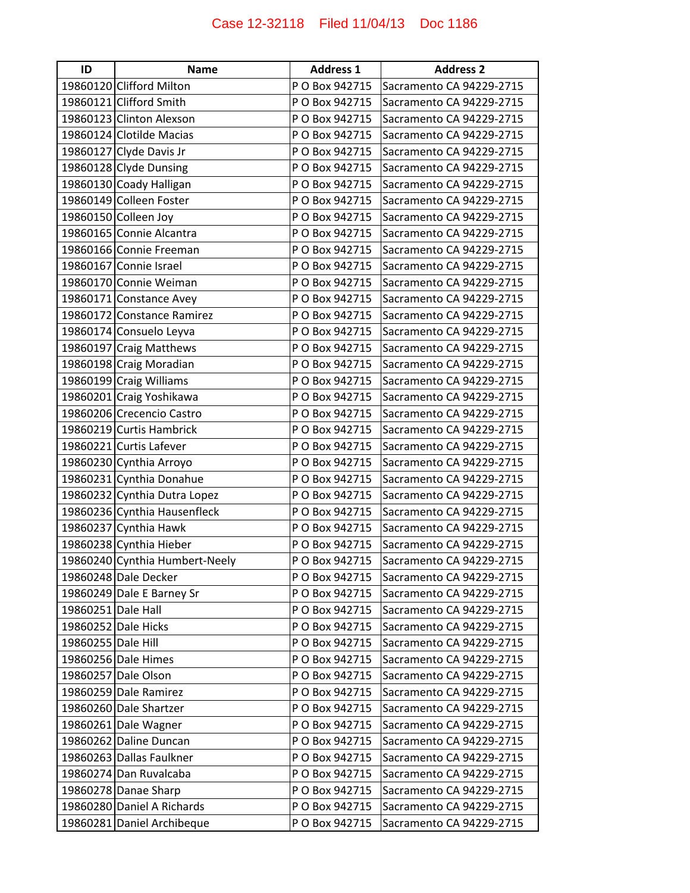| ID | Name | Address 1 | Address 2 |
| --- | --- | --- | --- |
| 19860120 | Clifford Milton | P O Box 942715 | Sacramento CA 94229-2715 |
| 19860121 | Clifford Smith | P O Box 942715 | Sacramento CA 94229-2715 |
| 19860123 | Clinton Alexson | P O Box 942715 | Sacramento CA 94229-2715 |
| 19860124 | Clotilde Macias | P O Box 942715 | Sacramento CA 94229-2715 |
| 19860127 | Clyde Davis Jr | P O Box 942715 | Sacramento CA 94229-2715 |
| 19860128 | Clyde Dunsing | P O Box 942715 | Sacramento CA 94229-2715 |
| 19860130 | Coady Halligan | P O Box 942715 | Sacramento CA 94229-2715 |
| 19860149 | Colleen Foster | P O Box 942715 | Sacramento CA 94229-2715 |
| 19860150 | Colleen Joy | P O Box 942715 | Sacramento CA 94229-2715 |
| 19860165 | Connie Alcantra | P O Box 942715 | Sacramento CA 94229-2715 |
| 19860166 | Connie Freeman | P O Box 942715 | Sacramento CA 94229-2715 |
| 19860167 | Connie Israel | P O Box 942715 | Sacramento CA 94229-2715 |
| 19860170 | Connie Weiman | P O Box 942715 | Sacramento CA 94229-2715 |
| 19860171 | Constance Avey | P O Box 942715 | Sacramento CA 94229-2715 |
| 19860172 | Constance Ramirez | P O Box 942715 | Sacramento CA 94229-2715 |
| 19860174 | Consuelo Leyva | P O Box 942715 | Sacramento CA 94229-2715 |
| 19860197 | Craig Matthews | P O Box 942715 | Sacramento CA 94229-2715 |
| 19860198 | Craig Moradian | P O Box 942715 | Sacramento CA 94229-2715 |
| 19860199 | Craig Williams | P O Box 942715 | Sacramento CA 94229-2715 |
| 19860201 | Craig Yoshikawa | P O Box 942715 | Sacramento CA 94229-2715 |
| 19860206 | Crecencio Castro | P O Box 942715 | Sacramento CA 94229-2715 |
| 19860219 | Curtis Hambrick | P O Box 942715 | Sacramento CA 94229-2715 |
| 19860221 | Curtis Lafever | P O Box 942715 | Sacramento CA 94229-2715 |
| 19860230 | Cynthia Arroyo | P O Box 942715 | Sacramento CA 94229-2715 |
| 19860231 | Cynthia Donahue | P O Box 942715 | Sacramento CA 94229-2715 |
| 19860232 | Cynthia Dutra Lopez | P O Box 942715 | Sacramento CA 94229-2715 |
| 19860236 | Cynthia Hausenfleck | P O Box 942715 | Sacramento CA 94229-2715 |
| 19860237 | Cynthia Hawk | P O Box 942715 | Sacramento CA 94229-2715 |
| 19860238 | Cynthia Hieber | P O Box 942715 | Sacramento CA 94229-2715 |
| 19860240 | Cynthia Humbert-Neely | P O Box 942715 | Sacramento CA 94229-2715 |
| 19860248 | Dale Decker | P O Box 942715 | Sacramento CA 94229-2715 |
| 19860249 | Dale E Barney Sr | P O Box 942715 | Sacramento CA 94229-2715 |
| 19860251 | Dale Hall | P O Box 942715 | Sacramento CA 94229-2715 |
| 19860252 | Dale Hicks | P O Box 942715 | Sacramento CA 94229-2715 |
| 19860255 | Dale Hill | P O Box 942715 | Sacramento CA 94229-2715 |
| 19860256 | Dale Himes | P O Box 942715 | Sacramento CA 94229-2715 |
| 19860257 | Dale Olson | P O Box 942715 | Sacramento CA 94229-2715 |
| 19860259 | Dale Ramirez | P O Box 942715 | Sacramento CA 94229-2715 |
| 19860260 | Dale Shartzer | P O Box 942715 | Sacramento CA 94229-2715 |
| 19860261 | Dale Wagner | P O Box 942715 | Sacramento CA 94229-2715 |
| 19860262 | Daline Duncan | P O Box 942715 | Sacramento CA 94229-2715 |
| 19860263 | Dallas Faulkner | P O Box 942715 | Sacramento CA 94229-2715 |
| 19860274 | Dan Ruvalcaba | P O Box 942715 | Sacramento CA 94229-2715 |
| 19860278 | Danae Sharp | P O Box 942715 | Sacramento CA 94229-2715 |
| 19860280 | Daniel A Richards | P O Box 942715 | Sacramento CA 94229-2715 |
| 19860281 | Daniel Archibeque | P O Box 942715 | Sacramento CA 94229-2715 |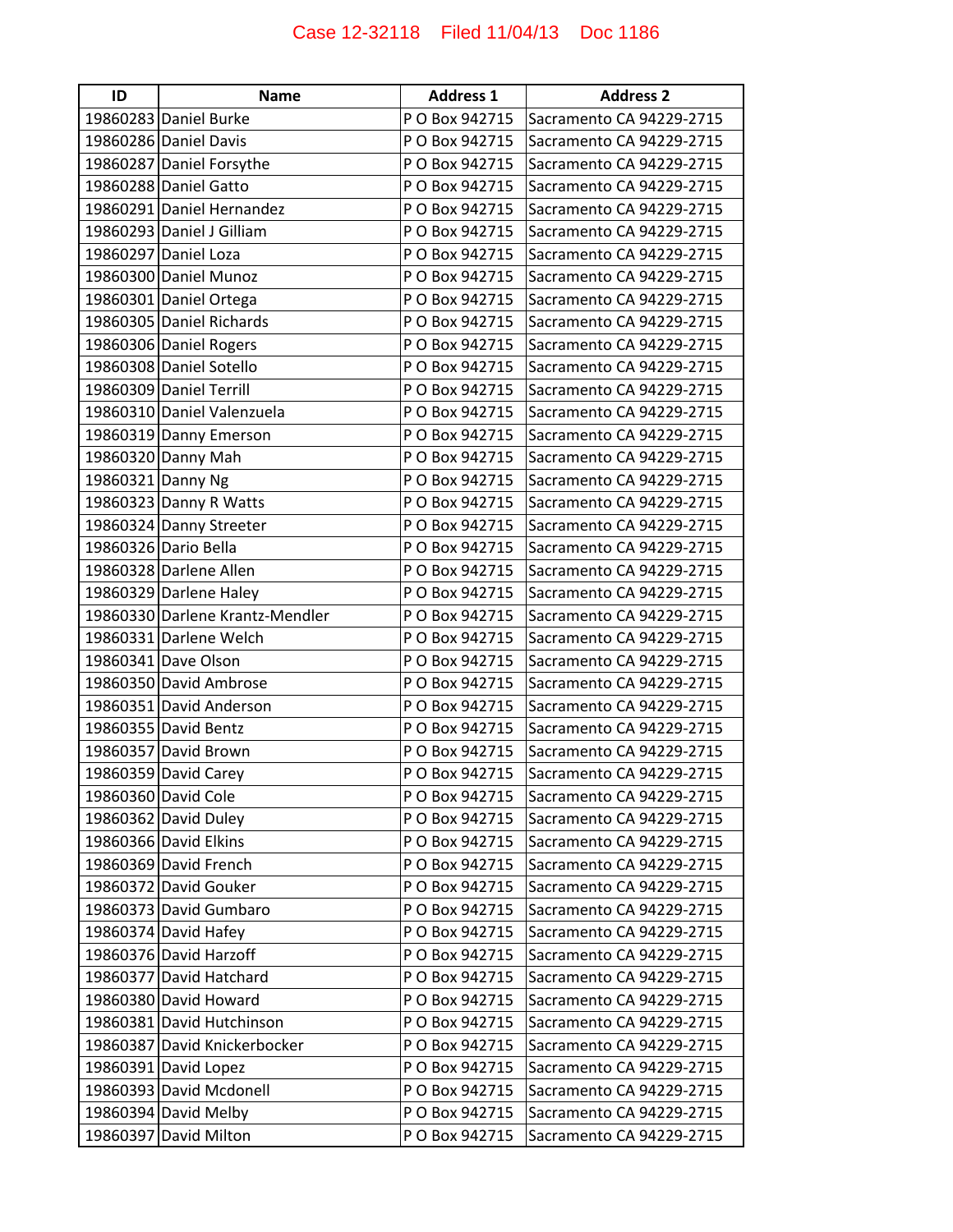| ID | Name | Address 1 | Address 2 |
|---|---|---|---|
| 19860283 | Daniel Burke | P O Box 942715 | Sacramento CA 94229-2715 |
| 19860286 | Daniel Davis | P O Box 942715 | Sacramento CA 94229-2715 |
| 19860287 | Daniel Forsythe | P O Box 942715 | Sacramento CA 94229-2715 |
| 19860288 | Daniel Gatto | P O Box 942715 | Sacramento CA 94229-2715 |
| 19860291 | Daniel Hernandez | P O Box 942715 | Sacramento CA 94229-2715 |
| 19860293 | Daniel J Gilliam | P O Box 942715 | Sacramento CA 94229-2715 |
| 19860297 | Daniel Loza | P O Box 942715 | Sacramento CA 94229-2715 |
| 19860300 | Daniel Munoz | P O Box 942715 | Sacramento CA 94229-2715 |
| 19860301 | Daniel Ortega | P O Box 942715 | Sacramento CA 94229-2715 |
| 19860305 | Daniel Richards | P O Box 942715 | Sacramento CA 94229-2715 |
| 19860306 | Daniel Rogers | P O Box 942715 | Sacramento CA 94229-2715 |
| 19860308 | Daniel Sotello | P O Box 942715 | Sacramento CA 94229-2715 |
| 19860309 | Daniel Terrill | P O Box 942715 | Sacramento CA 94229-2715 |
| 19860310 | Daniel Valenzuela | P O Box 942715 | Sacramento CA 94229-2715 |
| 19860319 | Danny Emerson | P O Box 942715 | Sacramento CA 94229-2715 |
| 19860320 | Danny Mah | P O Box 942715 | Sacramento CA 94229-2715 |
| 19860321 | Danny Ng | P O Box 942715 | Sacramento CA 94229-2715 |
| 19860323 | Danny R Watts | P O Box 942715 | Sacramento CA 94229-2715 |
| 19860324 | Danny Streeter | P O Box 942715 | Sacramento CA 94229-2715 |
| 19860326 | Dario Bella | P O Box 942715 | Sacramento CA 94229-2715 |
| 19860328 | Darlene Allen | P O Box 942715 | Sacramento CA 94229-2715 |
| 19860329 | Darlene Haley | P O Box 942715 | Sacramento CA 94229-2715 |
| 19860330 | Darlene Krantz-Mendler | P O Box 942715 | Sacramento CA 94229-2715 |
| 19860331 | Darlene Welch | P O Box 942715 | Sacramento CA 94229-2715 |
| 19860341 | Dave Olson | P O Box 942715 | Sacramento CA 94229-2715 |
| 19860350 | David Ambrose | P O Box 942715 | Sacramento CA 94229-2715 |
| 19860351 | David Anderson | P O Box 942715 | Sacramento CA 94229-2715 |
| 19860355 | David Bentz | P O Box 942715 | Sacramento CA 94229-2715 |
| 19860357 | David Brown | P O Box 942715 | Sacramento CA 94229-2715 |
| 19860359 | David Carey | P O Box 942715 | Sacramento CA 94229-2715 |
| 19860360 | David Cole | P O Box 942715 | Sacramento CA 94229-2715 |
| 19860362 | David Duley | P O Box 942715 | Sacramento CA 94229-2715 |
| 19860366 | David Elkins | P O Box 942715 | Sacramento CA 94229-2715 |
| 19860369 | David French | P O Box 942715 | Sacramento CA 94229-2715 |
| 19860372 | David Gouker | P O Box 942715 | Sacramento CA 94229-2715 |
| 19860373 | David Gumbaro | P O Box 942715 | Sacramento CA 94229-2715 |
| 19860374 | David Hafey | P O Box 942715 | Sacramento CA 94229-2715 |
| 19860376 | David Harzoff | P O Box 942715 | Sacramento CA 94229-2715 |
| 19860377 | David Hatchard | P O Box 942715 | Sacramento CA 94229-2715 |
| 19860380 | David Howard | P O Box 942715 | Sacramento CA 94229-2715 |
| 19860381 | David Hutchinson | P O Box 942715 | Sacramento CA 94229-2715 |
| 19860387 | David Knickerbocker | P O Box 942715 | Sacramento CA 94229-2715 |
| 19860391 | David Lopez | P O Box 942715 | Sacramento CA 94229-2715 |
| 19860393 | David Mcdonell | P O Box 942715 | Sacramento CA 94229-2715 |
| 19860394 | David Melby | P O Box 942715 | Sacramento CA 94229-2715 |
| 19860397 | David Milton | P O Box 942715 | Sacramento CA 94229-2715 |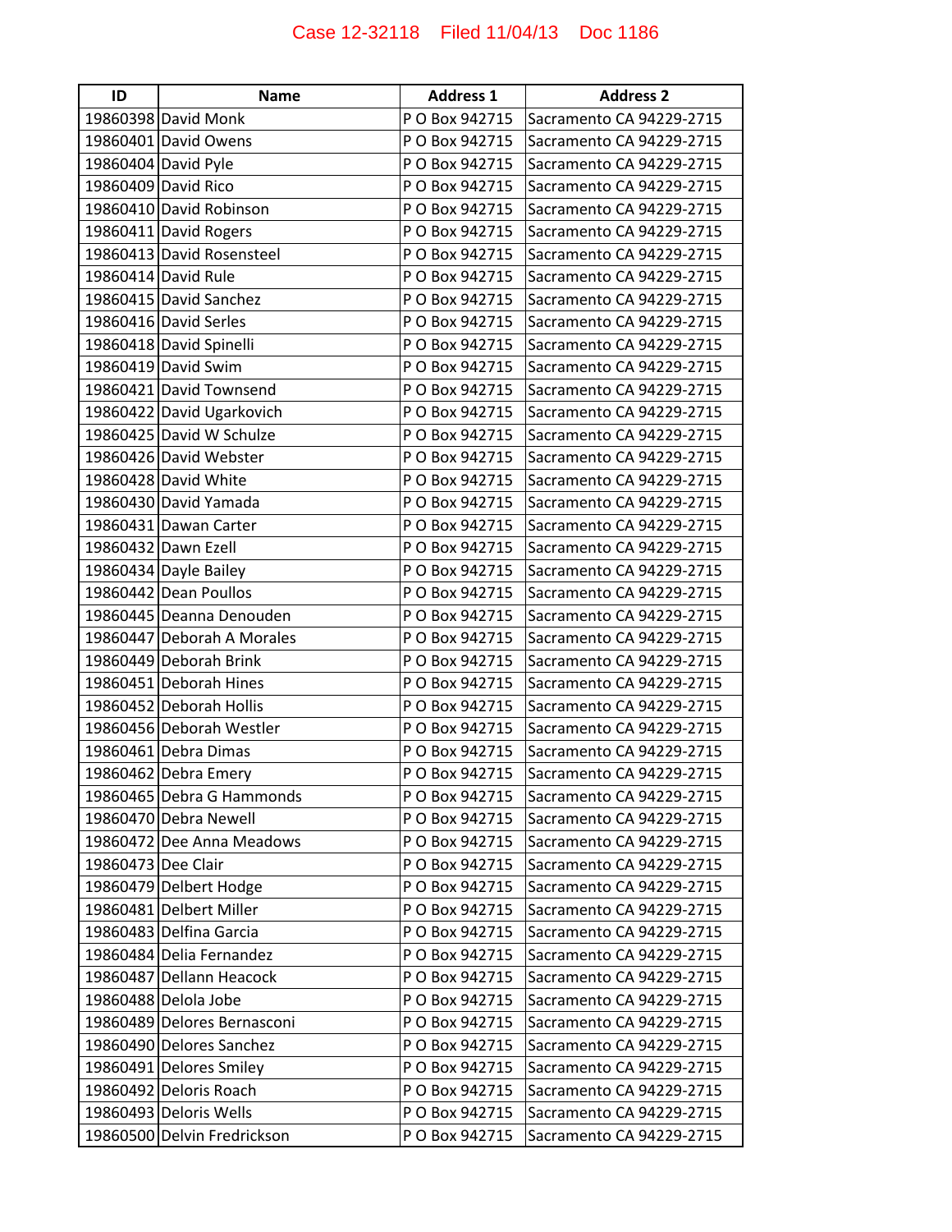| ID | Name | Address 1 | Address 2 |
|---|---|---|---|
| 19860398 | David Monk | P O Box 942715 | Sacramento CA 94229-2715 |
| 19860401 | David Owens | P O Box 942715 | Sacramento CA 94229-2715 |
| 19860404 | David Pyle | P O Box 942715 | Sacramento CA 94229-2715 |
| 19860409 | David Rico | P O Box 942715 | Sacramento CA 94229-2715 |
| 19860410 | David Robinson | P O Box 942715 | Sacramento CA 94229-2715 |
| 19860411 | David Rogers | P O Box 942715 | Sacramento CA 94229-2715 |
| 19860413 | David Rosensteel | P O Box 942715 | Sacramento CA 94229-2715 |
| 19860414 | David Rule | P O Box 942715 | Sacramento CA 94229-2715 |
| 19860415 | David Sanchez | P O Box 942715 | Sacramento CA 94229-2715 |
| 19860416 | David Serles | P O Box 942715 | Sacramento CA 94229-2715 |
| 19860418 | David Spinelli | P O Box 942715 | Sacramento CA 94229-2715 |
| 19860419 | David Swim | P O Box 942715 | Sacramento CA 94229-2715 |
| 19860421 | David Townsend | P O Box 942715 | Sacramento CA 94229-2715 |
| 19860422 | David Ugarkovich | P O Box 942715 | Sacramento CA 94229-2715 |
| 19860425 | David W Schulze | P O Box 942715 | Sacramento CA 94229-2715 |
| 19860426 | David Webster | P O Box 942715 | Sacramento CA 94229-2715 |
| 19860428 | David White | P O Box 942715 | Sacramento CA 94229-2715 |
| 19860430 | David Yamada | P O Box 942715 | Sacramento CA 94229-2715 |
| 19860431 | Dawan Carter | P O Box 942715 | Sacramento CA 94229-2715 |
| 19860432 | Dawn Ezell | P O Box 942715 | Sacramento CA 94229-2715 |
| 19860434 | Dayle Bailey | P O Box 942715 | Sacramento CA 94229-2715 |
| 19860442 | Dean Poullos | P O Box 942715 | Sacramento CA 94229-2715 |
| 19860445 | Deanna Denouden | P O Box 942715 | Sacramento CA 94229-2715 |
| 19860447 | Deborah A Morales | P O Box 942715 | Sacramento CA 94229-2715 |
| 19860449 | Deborah Brink | P O Box 942715 | Sacramento CA 94229-2715 |
| 19860451 | Deborah Hines | P O Box 942715 | Sacramento CA 94229-2715 |
| 19860452 | Deborah Hollis | P O Box 942715 | Sacramento CA 94229-2715 |
| 19860456 | Deborah Westler | P O Box 942715 | Sacramento CA 94229-2715 |
| 19860461 | Debra Dimas | P O Box 942715 | Sacramento CA 94229-2715 |
| 19860462 | Debra Emery | P O Box 942715 | Sacramento CA 94229-2715 |
| 19860465 | Debra G Hammonds | P O Box 942715 | Sacramento CA 94229-2715 |
| 19860470 | Debra Newell | P O Box 942715 | Sacramento CA 94229-2715 |
| 19860472 | Dee Anna Meadows | P O Box 942715 | Sacramento CA 94229-2715 |
| 19860473 | Dee Clair | P O Box 942715 | Sacramento CA 94229-2715 |
| 19860479 | Delbert Hodge | P O Box 942715 | Sacramento CA 94229-2715 |
| 19860481 | Delbert Miller | P O Box 942715 | Sacramento CA 94229-2715 |
| 19860483 | Delfina Garcia | P O Box 942715 | Sacramento CA 94229-2715 |
| 19860484 | Delia Fernandez | P O Box 942715 | Sacramento CA 94229-2715 |
| 19860487 | Dellann Heacock | P O Box 942715 | Sacramento CA 94229-2715 |
| 19860488 | Delola Jobe | P O Box 942715 | Sacramento CA 94229-2715 |
| 19860489 | Delores Bernasconi | P O Box 942715 | Sacramento CA 94229-2715 |
| 19860490 | Delores Sanchez | P O Box 942715 | Sacramento CA 94229-2715 |
| 19860491 | Delores Smiley | P O Box 942715 | Sacramento CA 94229-2715 |
| 19860492 | Deloris Roach | P O Box 942715 | Sacramento CA 94229-2715 |
| 19860493 | Deloris Wells | P O Box 942715 | Sacramento CA 94229-2715 |
| 19860500 | Delvin Fredrickson | P O Box 942715 | Sacramento CA 94229-2715 |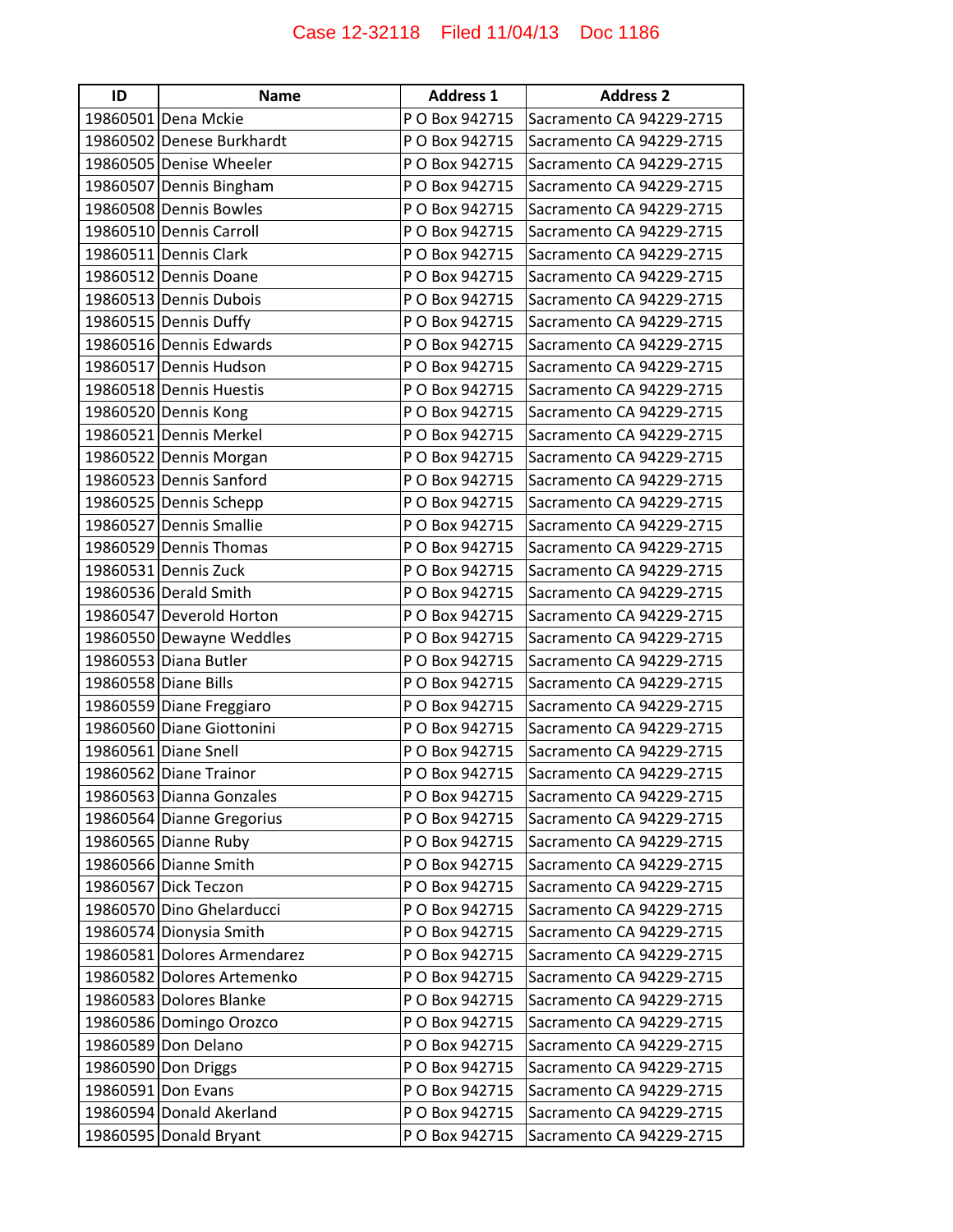| ID | Name | Address 1 | Address 2 |
|---|---|---|---|
| 19860501 | Dena Mckie | P O Box 942715 | Sacramento CA 94229-2715 |
| 19860502 | Denese Burkhardt | P O Box 942715 | Sacramento CA 94229-2715 |
| 19860505 | Denise Wheeler | P O Box 942715 | Sacramento CA 94229-2715 |
| 19860507 | Dennis Bingham | P O Box 942715 | Sacramento CA 94229-2715 |
| 19860508 | Dennis Bowles | P O Box 942715 | Sacramento CA 94229-2715 |
| 19860510 | Dennis Carroll | P O Box 942715 | Sacramento CA 94229-2715 |
| 19860511 | Dennis Clark | P O Box 942715 | Sacramento CA 94229-2715 |
| 19860512 | Dennis Doane | P O Box 942715 | Sacramento CA 94229-2715 |
| 19860513 | Dennis Dubois | P O Box 942715 | Sacramento CA 94229-2715 |
| 19860515 | Dennis Duffy | P O Box 942715 | Sacramento CA 94229-2715 |
| 19860516 | Dennis Edwards | P O Box 942715 | Sacramento CA 94229-2715 |
| 19860517 | Dennis Hudson | P O Box 942715 | Sacramento CA 94229-2715 |
| 19860518 | Dennis Huestis | P O Box 942715 | Sacramento CA 94229-2715 |
| 19860520 | Dennis Kong | P O Box 942715 | Sacramento CA 94229-2715 |
| 19860521 | Dennis Merkel | P O Box 942715 | Sacramento CA 94229-2715 |
| 19860522 | Dennis Morgan | P O Box 942715 | Sacramento CA 94229-2715 |
| 19860523 | Dennis Sanford | P O Box 942715 | Sacramento CA 94229-2715 |
| 19860525 | Dennis Schepp | P O Box 942715 | Sacramento CA 94229-2715 |
| 19860527 | Dennis Smallie | P O Box 942715 | Sacramento CA 94229-2715 |
| 19860529 | Dennis Thomas | P O Box 942715 | Sacramento CA 94229-2715 |
| 19860531 | Dennis Zuck | P O Box 942715 | Sacramento CA 94229-2715 |
| 19860536 | Derald Smith | P O Box 942715 | Sacramento CA 94229-2715 |
| 19860547 | Deverold Horton | P O Box 942715 | Sacramento CA 94229-2715 |
| 19860550 | Dewayne Weddles | P O Box 942715 | Sacramento CA 94229-2715 |
| 19860553 | Diana Butler | P O Box 942715 | Sacramento CA 94229-2715 |
| 19860558 | Diane Bills | P O Box 942715 | Sacramento CA 94229-2715 |
| 19860559 | Diane Freggiaro | P O Box 942715 | Sacramento CA 94229-2715 |
| 19860560 | Diane Giottonini | P O Box 942715 | Sacramento CA 94229-2715 |
| 19860561 | Diane Snell | P O Box 942715 | Sacramento CA 94229-2715 |
| 19860562 | Diane Trainor | P O Box 942715 | Sacramento CA 94229-2715 |
| 19860563 | Dianna Gonzales | P O Box 942715 | Sacramento CA 94229-2715 |
| 19860564 | Dianne Gregorius | P O Box 942715 | Sacramento CA 94229-2715 |
| 19860565 | Dianne Ruby | P O Box 942715 | Sacramento CA 94229-2715 |
| 19860566 | Dianne Smith | P O Box 942715 | Sacramento CA 94229-2715 |
| 19860567 | Dick Teczon | P O Box 942715 | Sacramento CA 94229-2715 |
| 19860570 | Dino Ghelarducci | P O Box 942715 | Sacramento CA 94229-2715 |
| 19860574 | Dionysia Smith | P O Box 942715 | Sacramento CA 94229-2715 |
| 19860581 | Dolores Armendarez | P O Box 942715 | Sacramento CA 94229-2715 |
| 19860582 | Dolores Artemenko | P O Box 942715 | Sacramento CA 94229-2715 |
| 19860583 | Dolores Blanke | P O Box 942715 | Sacramento CA 94229-2715 |
| 19860586 | Domingo Orozco | P O Box 942715 | Sacramento CA 94229-2715 |
| 19860589 | Don Delano | P O Box 942715 | Sacramento CA 94229-2715 |
| 19860590 | Don Driggs | P O Box 942715 | Sacramento CA 94229-2715 |
| 19860591 | Don Evans | P O Box 942715 | Sacramento CA 94229-2715 |
| 19860594 | Donald Akerland | P O Box 942715 | Sacramento CA 94229-2715 |
| 19860595 | Donald Bryant | P O Box 942715 | Sacramento CA 94229-2715 |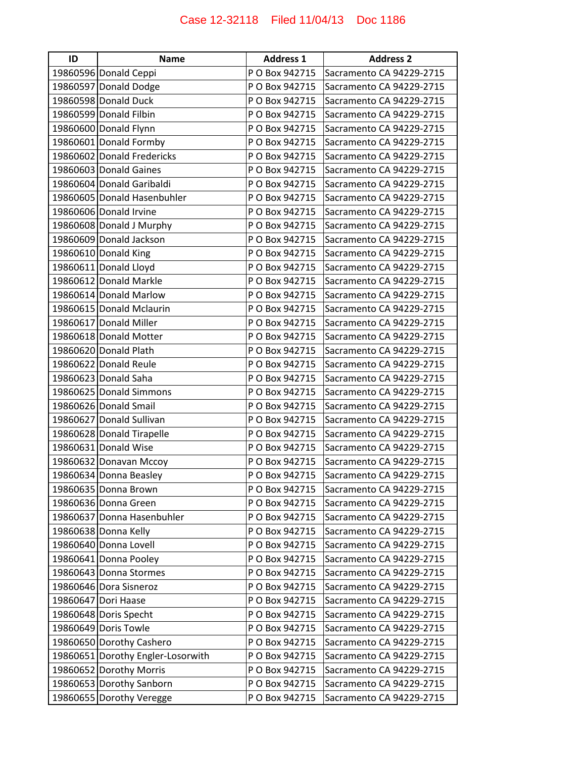| ID | Name | Address 1 | Address 2 |
|---|---|---|---|
| 19860596 | Donald Ceppi | P O Box 942715 | Sacramento CA 94229-2715 |
| 19860597 | Donald Dodge | P O Box 942715 | Sacramento CA 94229-2715 |
| 19860598 | Donald Duck | P O Box 942715 | Sacramento CA 94229-2715 |
| 19860599 | Donald Filbin | P O Box 942715 | Sacramento CA 94229-2715 |
| 19860600 | Donald Flynn | P O Box 942715 | Sacramento CA 94229-2715 |
| 19860601 | Donald Formby | P O Box 942715 | Sacramento CA 94229-2715 |
| 19860602 | Donald Fredericks | P O Box 942715 | Sacramento CA 94229-2715 |
| 19860603 | Donald Gaines | P O Box 942715 | Sacramento CA 94229-2715 |
| 19860604 | Donald Garibaldi | P O Box 942715 | Sacramento CA 94229-2715 |
| 19860605 | Donald Hasenbuhler | P O Box 942715 | Sacramento CA 94229-2715 |
| 19860606 | Donald Irvine | P O Box 942715 | Sacramento CA 94229-2715 |
| 19860608 | Donald J Murphy | P O Box 942715 | Sacramento CA 94229-2715 |
| 19860609 | Donald Jackson | P O Box 942715 | Sacramento CA 94229-2715 |
| 19860610 | Donald King | P O Box 942715 | Sacramento CA 94229-2715 |
| 19860611 | Donald Lloyd | P O Box 942715 | Sacramento CA 94229-2715 |
| 19860612 | Donald Markle | P O Box 942715 | Sacramento CA 94229-2715 |
| 19860614 | Donald Marlow | P O Box 942715 | Sacramento CA 94229-2715 |
| 19860615 | Donald Mclaurin | P O Box 942715 | Sacramento CA 94229-2715 |
| 19860617 | Donald Miller | P O Box 942715 | Sacramento CA 94229-2715 |
| 19860618 | Donald Motter | P O Box 942715 | Sacramento CA 94229-2715 |
| 19860620 | Donald Plath | P O Box 942715 | Sacramento CA 94229-2715 |
| 19860622 | Donald Reule | P O Box 942715 | Sacramento CA 94229-2715 |
| 19860623 | Donald Saha | P O Box 942715 | Sacramento CA 94229-2715 |
| 19860625 | Donald Simmons | P O Box 942715 | Sacramento CA 94229-2715 |
| 19860626 | Donald Smail | P O Box 942715 | Sacramento CA 94229-2715 |
| 19860627 | Donald Sullivan | P O Box 942715 | Sacramento CA 94229-2715 |
| 19860628 | Donald Tirapelle | P O Box 942715 | Sacramento CA 94229-2715 |
| 19860631 | Donald Wise | P O Box 942715 | Sacramento CA 94229-2715 |
| 19860632 | Donavan Mccoy | P O Box 942715 | Sacramento CA 94229-2715 |
| 19860634 | Donna Beasley | P O Box 942715 | Sacramento CA 94229-2715 |
| 19860635 | Donna Brown | P O Box 942715 | Sacramento CA 94229-2715 |
| 19860636 | Donna Green | P O Box 942715 | Sacramento CA 94229-2715 |
| 19860637 | Donna Hasenbuhler | P O Box 942715 | Sacramento CA 94229-2715 |
| 19860638 | Donna Kelly | P O Box 942715 | Sacramento CA 94229-2715 |
| 19860640 | Donna Lovell | P O Box 942715 | Sacramento CA 94229-2715 |
| 19860641 | Donna Pooley | P O Box 942715 | Sacramento CA 94229-2715 |
| 19860643 | Donna Stormes | P O Box 942715 | Sacramento CA 94229-2715 |
| 19860646 | Dora Sisneroz | P O Box 942715 | Sacramento CA 94229-2715 |
| 19860647 | Dori Haase | P O Box 942715 | Sacramento CA 94229-2715 |
| 19860648 | Doris Specht | P O Box 942715 | Sacramento CA 94229-2715 |
| 19860649 | Doris Towle | P O Box 942715 | Sacramento CA 94229-2715 |
| 19860650 | Dorothy Cashero | P O Box 942715 | Sacramento CA 94229-2715 |
| 19860651 | Dorothy Engler-Losorwith | P O Box 942715 | Sacramento CA 94229-2715 |
| 19860652 | Dorothy Morris | P O Box 942715 | Sacramento CA 94229-2715 |
| 19860653 | Dorothy Sanborn | P O Box 942715 | Sacramento CA 94229-2715 |
| 19860655 | Dorothy Veregge | P O Box 942715 | Sacramento CA 94229-2715 |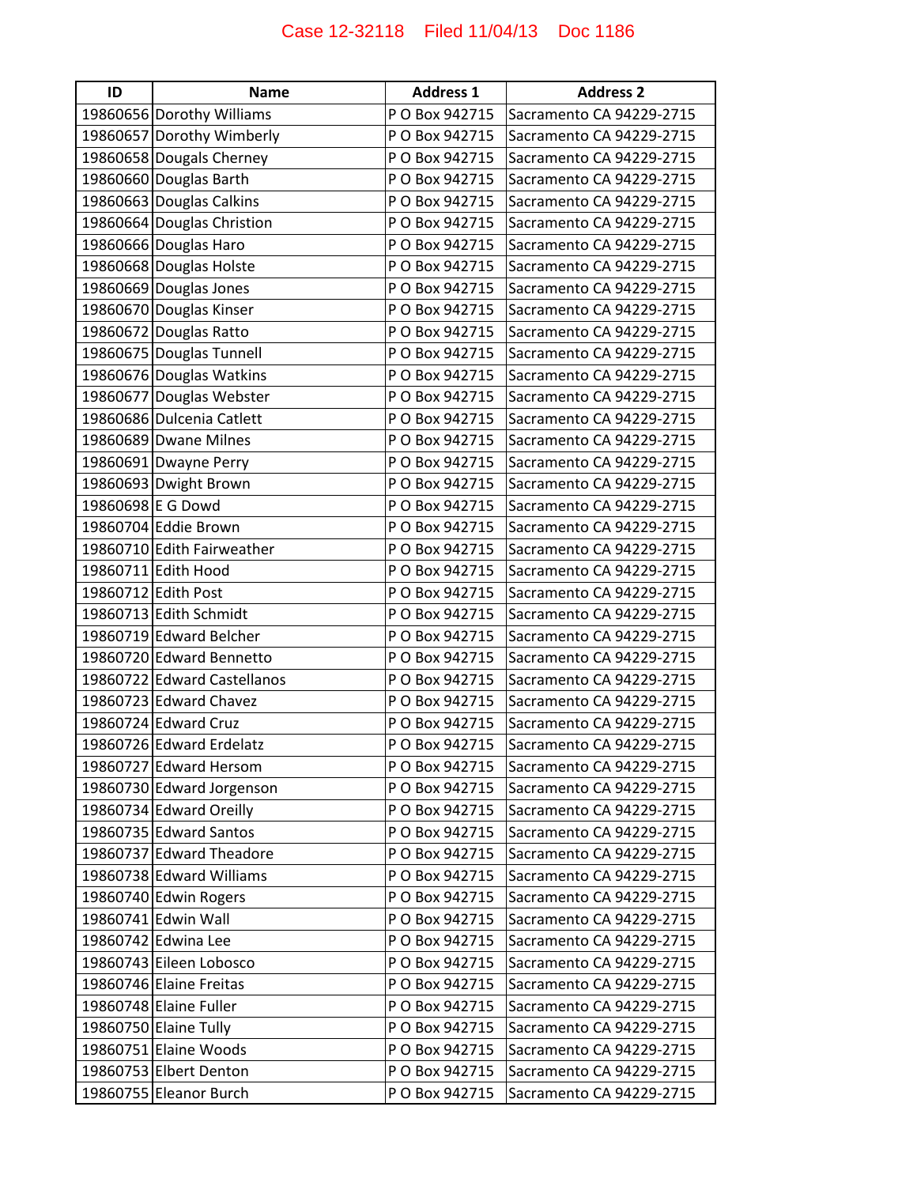Case 12-32118 Filed 11/04/13 Doc 1186

| ID | Name | Address 1 | Address 2 |
| --- | --- | --- | --- |
| 19860656 | Dorothy Williams | P O Box 942715 | Sacramento CA 94229-2715 |
| 19860657 | Dorothy Wimberly | P O Box 942715 | Sacramento CA 94229-2715 |
| 19860658 | Dougals Cherney | P O Box 942715 | Sacramento CA 94229-2715 |
| 19860660 | Douglas Barth | P O Box 942715 | Sacramento CA 94229-2715 |
| 19860663 | Douglas Calkins | P O Box 942715 | Sacramento CA 94229-2715 |
| 19860664 | Douglas Christion | P O Box 942715 | Sacramento CA 94229-2715 |
| 19860666 | Douglas Haro | P O Box 942715 | Sacramento CA 94229-2715 |
| 19860668 | Douglas Holste | P O Box 942715 | Sacramento CA 94229-2715 |
| 19860669 | Douglas Jones | P O Box 942715 | Sacramento CA 94229-2715 |
| 19860670 | Douglas Kinser | P O Box 942715 | Sacramento CA 94229-2715 |
| 19860672 | Douglas Ratto | P O Box 942715 | Sacramento CA 94229-2715 |
| 19860675 | Douglas Tunnell | P O Box 942715 | Sacramento CA 94229-2715 |
| 19860676 | Douglas Watkins | P O Box 942715 | Sacramento CA 94229-2715 |
| 19860677 | Douglas Webster | P O Box 942715 | Sacramento CA 94229-2715 |
| 19860686 | Dulcenia Catlett | P O Box 942715 | Sacramento CA 94229-2715 |
| 19860689 | Dwane Milnes | P O Box 942715 | Sacramento CA 94229-2715 |
| 19860691 | Dwayne Perry | P O Box 942715 | Sacramento CA 94229-2715 |
| 19860693 | Dwight Brown | P O Box 942715 | Sacramento CA 94229-2715 |
| 19860698 | E G Dowd | P O Box 942715 | Sacramento CA 94229-2715 |
| 19860704 | Eddie Brown | P O Box 942715 | Sacramento CA 94229-2715 |
| 19860710 | Edith Fairweather | P O Box 942715 | Sacramento CA 94229-2715 |
| 19860711 | Edith Hood | P O Box 942715 | Sacramento CA 94229-2715 |
| 19860712 | Edith Post | P O Box 942715 | Sacramento CA 94229-2715 |
| 19860713 | Edith Schmidt | P O Box 942715 | Sacramento CA 94229-2715 |
| 19860719 | Edward Belcher | P O Box 942715 | Sacramento CA 94229-2715 |
| 19860720 | Edward Bennetto | P O Box 942715 | Sacramento CA 94229-2715 |
| 19860722 | Edward Castellanos | P O Box 942715 | Sacramento CA 94229-2715 |
| 19860723 | Edward Chavez | P O Box 942715 | Sacramento CA 94229-2715 |
| 19860724 | Edward Cruz | P O Box 942715 | Sacramento CA 94229-2715 |
| 19860726 | Edward Erdelatz | P O Box 942715 | Sacramento CA 94229-2715 |
| 19860727 | Edward Hersom | P O Box 942715 | Sacramento CA 94229-2715 |
| 19860730 | Edward Jorgenson | P O Box 942715 | Sacramento CA 94229-2715 |
| 19860734 | Edward Oreilly | P O Box 942715 | Sacramento CA 94229-2715 |
| 19860735 | Edward Santos | P O Box 942715 | Sacramento CA 94229-2715 |
| 19860737 | Edward Theadore | P O Box 942715 | Sacramento CA 94229-2715 |
| 19860738 | Edward Williams | P O Box 942715 | Sacramento CA 94229-2715 |
| 19860740 | Edwin Rogers | P O Box 942715 | Sacramento CA 94229-2715 |
| 19860741 | Edwin Wall | P O Box 942715 | Sacramento CA 94229-2715 |
| 19860742 | Edwina Lee | P O Box 942715 | Sacramento CA 94229-2715 |
| 19860743 | Eileen Lobosco | P O Box 942715 | Sacramento CA 94229-2715 |
| 19860746 | Elaine Freitas | P O Box 942715 | Sacramento CA 94229-2715 |
| 19860748 | Elaine Fuller | P O Box 942715 | Sacramento CA 94229-2715 |
| 19860750 | Elaine Tully | P O Box 942715 | Sacramento CA 94229-2715 |
| 19860751 | Elaine Woods | P O Box 942715 | Sacramento CA 94229-2715 |
| 19860753 | Elbert Denton | P O Box 942715 | Sacramento CA 94229-2715 |
| 19860755 | Eleanor Burch | P O Box 942715 | Sacramento CA 94229-2715 |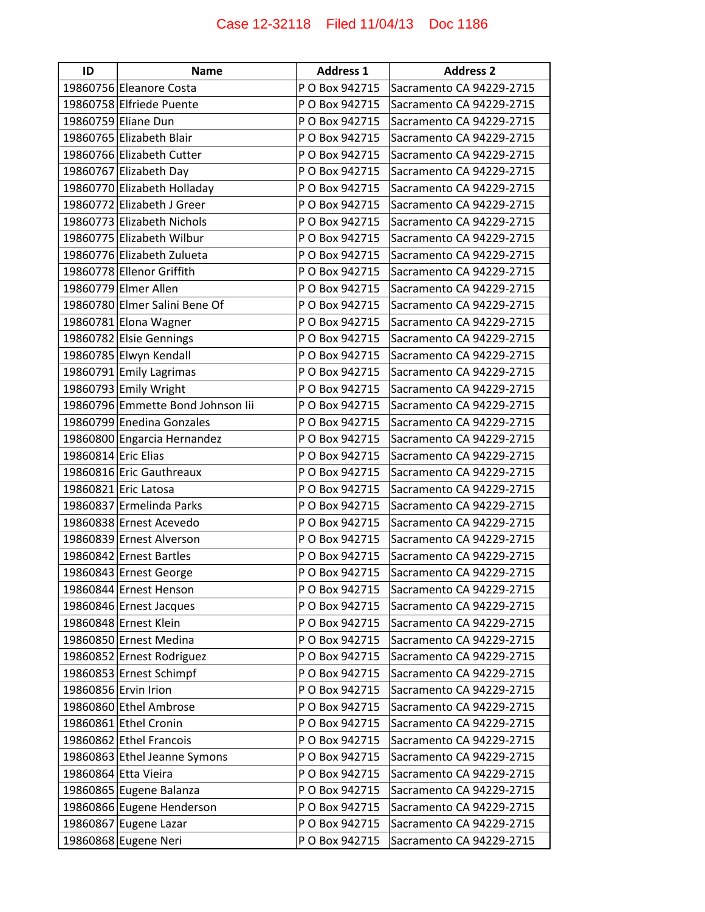| ID | Name | Address 1 | Address 2 |
|---|---|---|---|
| 19860756 | Eleanore Costa | P O Box 942715 | Sacramento CA 94229-2715 |
| 19860758 | Elfriede Puente | P O Box 942715 | Sacramento CA 94229-2715 |
| 19860759 | Eliane Dun | P O Box 942715 | Sacramento CA 94229-2715 |
| 19860765 | Elizabeth Blair | P O Box 942715 | Sacramento CA 94229-2715 |
| 19860766 | Elizabeth Cutter | P O Box 942715 | Sacramento CA 94229-2715 |
| 19860767 | Elizabeth Day | P O Box 942715 | Sacramento CA 94229-2715 |
| 19860770 | Elizabeth Holladay | P O Box 942715 | Sacramento CA 94229-2715 |
| 19860772 | Elizabeth J Greer | P O Box 942715 | Sacramento CA 94229-2715 |
| 19860773 | Elizabeth Nichols | P O Box 942715 | Sacramento CA 94229-2715 |
| 19860775 | Elizabeth Wilbur | P O Box 942715 | Sacramento CA 94229-2715 |
| 19860776 | Elizabeth Zulueta | P O Box 942715 | Sacramento CA 94229-2715 |
| 19860778 | Ellenor Griffith | P O Box 942715 | Sacramento CA 94229-2715 |
| 19860779 | Elmer Allen | P O Box 942715 | Sacramento CA 94229-2715 |
| 19860780 | Elmer Salini Bene Of | P O Box 942715 | Sacramento CA 94229-2715 |
| 19860781 | Elona Wagner | P O Box 942715 | Sacramento CA 94229-2715 |
| 19860782 | Elsie Gennings | P O Box 942715 | Sacramento CA 94229-2715 |
| 19860785 | Elwyn Kendall | P O Box 942715 | Sacramento CA 94229-2715 |
| 19860791 | Emily Lagrimas | P O Box 942715 | Sacramento CA 94229-2715 |
| 19860793 | Emily Wright | P O Box 942715 | Sacramento CA 94229-2715 |
| 19860796 | Emmette Bond Johnson Iii | P O Box 942715 | Sacramento CA 94229-2715 |
| 19860799 | Enedina Gonzales | P O Box 942715 | Sacramento CA 94229-2715 |
| 19860800 | Engarcia Hernandez | P O Box 942715 | Sacramento CA 94229-2715 |
| 19860814 | Eric Elias | P O Box 942715 | Sacramento CA 94229-2715 |
| 19860816 | Eric Gauthreaux | P O Box 942715 | Sacramento CA 94229-2715 |
| 19860821 | Eric Latosa | P O Box 942715 | Sacramento CA 94229-2715 |
| 19860837 | Ermelinda Parks | P O Box 942715 | Sacramento CA 94229-2715 |
| 19860838 | Ernest Acevedo | P O Box 942715 | Sacramento CA 94229-2715 |
| 19860839 | Ernest Alverson | P O Box 942715 | Sacramento CA 94229-2715 |
| 19860842 | Ernest Bartles | P O Box 942715 | Sacramento CA 94229-2715 |
| 19860843 | Ernest George | P O Box 942715 | Sacramento CA 94229-2715 |
| 19860844 | Ernest Henson | P O Box 942715 | Sacramento CA 94229-2715 |
| 19860846 | Ernest Jacques | P O Box 942715 | Sacramento CA 94229-2715 |
| 19860848 | Ernest Klein | P O Box 942715 | Sacramento CA 94229-2715 |
| 19860850 | Ernest Medina | P O Box 942715 | Sacramento CA 94229-2715 |
| 19860852 | Ernest Rodriguez | P O Box 942715 | Sacramento CA 94229-2715 |
| 19860853 | Ernest Schimpf | P O Box 942715 | Sacramento CA 94229-2715 |
| 19860856 | Ervin Irion | P O Box 942715 | Sacramento CA 94229-2715 |
| 19860860 | Ethel Ambrose | P O Box 942715 | Sacramento CA 94229-2715 |
| 19860861 | Ethel Cronin | P O Box 942715 | Sacramento CA 94229-2715 |
| 19860862 | Ethel Francois | P O Box 942715 | Sacramento CA 94229-2715 |
| 19860863 | Ethel Jeanne Symons | P O Box 942715 | Sacramento CA 94229-2715 |
| 19860864 | Etta Vieira | P O Box 942715 | Sacramento CA 94229-2715 |
| 19860865 | Eugene Balanza | P O Box 942715 | Sacramento CA 94229-2715 |
| 19860866 | Eugene Henderson | P O Box 942715 | Sacramento CA 94229-2715 |
| 19860867 | Eugene Lazar | P O Box 942715 | Sacramento CA 94229-2715 |
| 19860868 | Eugene Neri | P O Box 942715 | Sacramento CA 94229-2715 |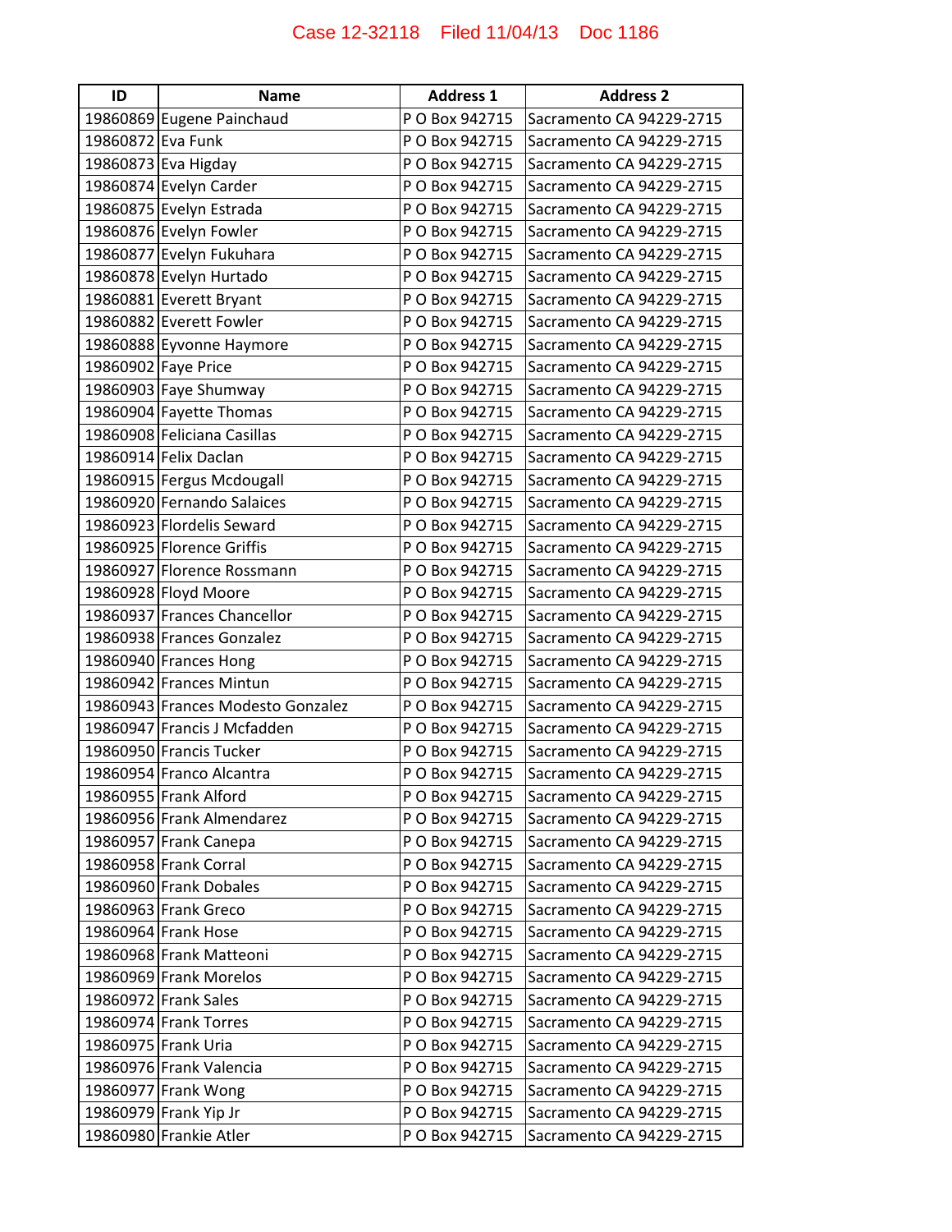| ID | Name | Address 1 | Address 2 |
|---|---|---|---|
| 19860869 | Eugene Painchaud | P O Box 942715 | Sacramento CA 94229-2715 |
| 19860872 | Eva Funk | P O Box 942715 | Sacramento CA 94229-2715 |
| 19860873 | Eva Higday | P O Box 942715 | Sacramento CA 94229-2715 |
| 19860874 | Evelyn Carder | P O Box 942715 | Sacramento CA 94229-2715 |
| 19860875 | Evelyn Estrada | P O Box 942715 | Sacramento CA 94229-2715 |
| 19860876 | Evelyn Fowler | P O Box 942715 | Sacramento CA 94229-2715 |
| 19860877 | Evelyn Fukuhara | P O Box 942715 | Sacramento CA 94229-2715 |
| 19860878 | Evelyn Hurtado | P O Box 942715 | Sacramento CA 94229-2715 |
| 19860881 | Everett Bryant | P O Box 942715 | Sacramento CA 94229-2715 |
| 19860882 | Everett Fowler | P O Box 942715 | Sacramento CA 94229-2715 |
| 19860888 | Eyvonne Haymore | P O Box 942715 | Sacramento CA 94229-2715 |
| 19860902 | Faye Price | P O Box 942715 | Sacramento CA 94229-2715 |
| 19860903 | Faye Shumway | P O Box 942715 | Sacramento CA 94229-2715 |
| 19860904 | Fayette Thomas | P O Box 942715 | Sacramento CA 94229-2715 |
| 19860908 | Feliciana Casillas | P O Box 942715 | Sacramento CA 94229-2715 |
| 19860914 | Felix Daclan | P O Box 942715 | Sacramento CA 94229-2715 |
| 19860915 | Fergus Mcdougall | P O Box 942715 | Sacramento CA 94229-2715 |
| 19860920 | Fernando Salaices | P O Box 942715 | Sacramento CA 94229-2715 |
| 19860923 | Flordelis Seward | P O Box 942715 | Sacramento CA 94229-2715 |
| 19860925 | Florence Griffis | P O Box 942715 | Sacramento CA 94229-2715 |
| 19860927 | Florence Rossmann | P O Box 942715 | Sacramento CA 94229-2715 |
| 19860928 | Floyd Moore | P O Box 942715 | Sacramento CA 94229-2715 |
| 19860937 | Frances Chancellor | P O Box 942715 | Sacramento CA 94229-2715 |
| 19860938 | Frances Gonzalez | P O Box 942715 | Sacramento CA 94229-2715 |
| 19860940 | Frances Hong | P O Box 942715 | Sacramento CA 94229-2715 |
| 19860942 | Frances Mintun | P O Box 942715 | Sacramento CA 94229-2715 |
| 19860943 | Frances Modesto Gonzalez | P O Box 942715 | Sacramento CA 94229-2715 |
| 19860947 | Francis J Mcfadden | P O Box 942715 | Sacramento CA 94229-2715 |
| 19860950 | Francis Tucker | P O Box 942715 | Sacramento CA 94229-2715 |
| 19860954 | Franco Alcantra | P O Box 942715 | Sacramento CA 94229-2715 |
| 19860955 | Frank Alford | P O Box 942715 | Sacramento CA 94229-2715 |
| 19860956 | Frank Almendarez | P O Box 942715 | Sacramento CA 94229-2715 |
| 19860957 | Frank Canepa | P O Box 942715 | Sacramento CA 94229-2715 |
| 19860958 | Frank Corral | P O Box 942715 | Sacramento CA 94229-2715 |
| 19860960 | Frank Dobales | P O Box 942715 | Sacramento CA 94229-2715 |
| 19860963 | Frank Greco | P O Box 942715 | Sacramento CA 94229-2715 |
| 19860964 | Frank Hose | P O Box 942715 | Sacramento CA 94229-2715 |
| 19860968 | Frank Matteoni | P O Box 942715 | Sacramento CA 94229-2715 |
| 19860969 | Frank Morelos | P O Box 942715 | Sacramento CA 94229-2715 |
| 19860972 | Frank Sales | P O Box 942715 | Sacramento CA 94229-2715 |
| 19860974 | Frank Torres | P O Box 942715 | Sacramento CA 94229-2715 |
| 19860975 | Frank Uria | P O Box 942715 | Sacramento CA 94229-2715 |
| 19860976 | Frank Valencia | P O Box 942715 | Sacramento CA 94229-2715 |
| 19860977 | Frank Wong | P O Box 942715 | Sacramento CA 94229-2715 |
| 19860979 | Frank Yip Jr | P O Box 942715 | Sacramento CA 94229-2715 |
| 19860980 | Frankie Atler | P O Box 942715 | Sacramento CA 94229-2715 |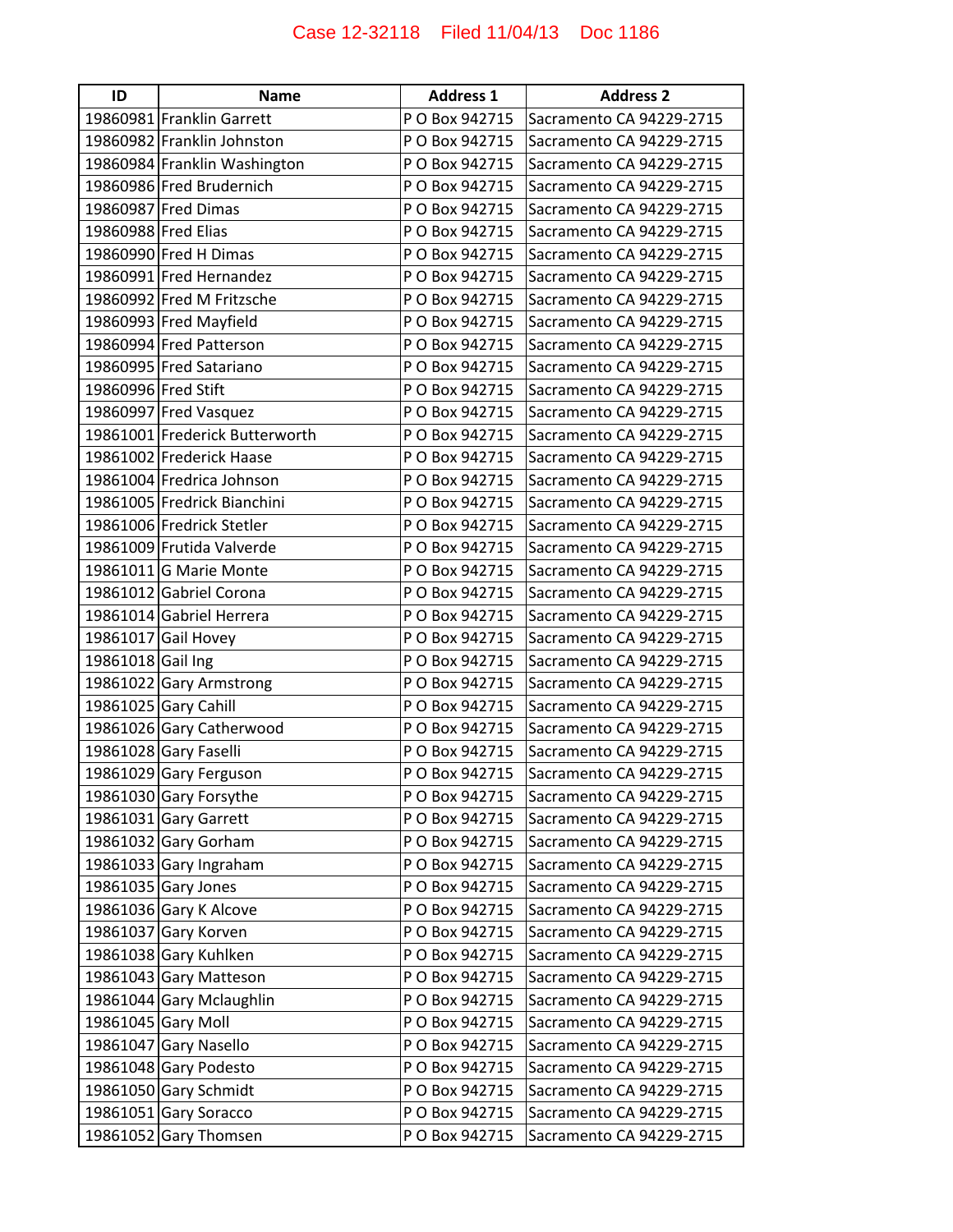| ID | Name | Address 1 | Address 2 |
|---|---|---|---|
| 19860981 | Franklin Garrett | P O Box 942715 | Sacramento CA 94229-2715 |
| 19860982 | Franklin Johnston | P O Box 942715 | Sacramento CA 94229-2715 |
| 19860984 | Franklin Washington | P O Box 942715 | Sacramento CA 94229-2715 |
| 19860986 | Fred Brudernich | P O Box 942715 | Sacramento CA 94229-2715 |
| 19860987 | Fred Dimas | P O Box 942715 | Sacramento CA 94229-2715 |
| 19860988 | Fred Elias | P O Box 942715 | Sacramento CA 94229-2715 |
| 19860990 | Fred H Dimas | P O Box 942715 | Sacramento CA 94229-2715 |
| 19860991 | Fred Hernandez | P O Box 942715 | Sacramento CA 94229-2715 |
| 19860992 | Fred M Fritzsche | P O Box 942715 | Sacramento CA 94229-2715 |
| 19860993 | Fred Mayfield | P O Box 942715 | Sacramento CA 94229-2715 |
| 19860994 | Fred Patterson | P O Box 942715 | Sacramento CA 94229-2715 |
| 19860995 | Fred Satariano | P O Box 942715 | Sacramento CA 94229-2715 |
| 19860996 | Fred Stift | P O Box 942715 | Sacramento CA 94229-2715 |
| 19860997 | Fred Vasquez | P O Box 942715 | Sacramento CA 94229-2715 |
| 19861001 | Frederick Butterworth | P O Box 942715 | Sacramento CA 94229-2715 |
| 19861002 | Frederick Haase | P O Box 942715 | Sacramento CA 94229-2715 |
| 19861004 | Fredrica Johnson | P O Box 942715 | Sacramento CA 94229-2715 |
| 19861005 | Fredrick Bianchini | P O Box 942715 | Sacramento CA 94229-2715 |
| 19861006 | Fredrick Stetler | P O Box 942715 | Sacramento CA 94229-2715 |
| 19861009 | Frutida Valverde | P O Box 942715 | Sacramento CA 94229-2715 |
| 19861011 | G Marie Monte | P O Box 942715 | Sacramento CA 94229-2715 |
| 19861012 | Gabriel Corona | P O Box 942715 | Sacramento CA 94229-2715 |
| 19861014 | Gabriel Herrera | P O Box 942715 | Sacramento CA 94229-2715 |
| 19861017 | Gail Hovey | P O Box 942715 | Sacramento CA 94229-2715 |
| 19861018 | Gail Ing | P O Box 942715 | Sacramento CA 94229-2715 |
| 19861022 | Gary Armstrong | P O Box 942715 | Sacramento CA 94229-2715 |
| 19861025 | Gary Cahill | P O Box 942715 | Sacramento CA 94229-2715 |
| 19861026 | Gary Catherwood | P O Box 942715 | Sacramento CA 94229-2715 |
| 19861028 | Gary Faselli | P O Box 942715 | Sacramento CA 94229-2715 |
| 19861029 | Gary Ferguson | P O Box 942715 | Sacramento CA 94229-2715 |
| 19861030 | Gary Forsythe | P O Box 942715 | Sacramento CA 94229-2715 |
| 19861031 | Gary Garrett | P O Box 942715 | Sacramento CA 94229-2715 |
| 19861032 | Gary Gorham | P O Box 942715 | Sacramento CA 94229-2715 |
| 19861033 | Gary Ingraham | P O Box 942715 | Sacramento CA 94229-2715 |
| 19861035 | Gary Jones | P O Box 942715 | Sacramento CA 94229-2715 |
| 19861036 | Gary K Alcove | P O Box 942715 | Sacramento CA 94229-2715 |
| 19861037 | Gary Korven | P O Box 942715 | Sacramento CA 94229-2715 |
| 19861038 | Gary Kuhlken | P O Box 942715 | Sacramento CA 94229-2715 |
| 19861043 | Gary Matteson | P O Box 942715 | Sacramento CA 94229-2715 |
| 19861044 | Gary Mclaughlin | P O Box 942715 | Sacramento CA 94229-2715 |
| 19861045 | Gary Moll | P O Box 942715 | Sacramento CA 94229-2715 |
| 19861047 | Gary Nasello | P O Box 942715 | Sacramento CA 94229-2715 |
| 19861048 | Gary Podesto | P O Box 942715 | Sacramento CA 94229-2715 |
| 19861050 | Gary Schmidt | P O Box 942715 | Sacramento CA 94229-2715 |
| 19861051 | Gary Soracco | P O Box 942715 | Sacramento CA 94229-2715 |
| 19861052 | Gary Thomsen | P O Box 942715 | Sacramento CA 94229-2715 |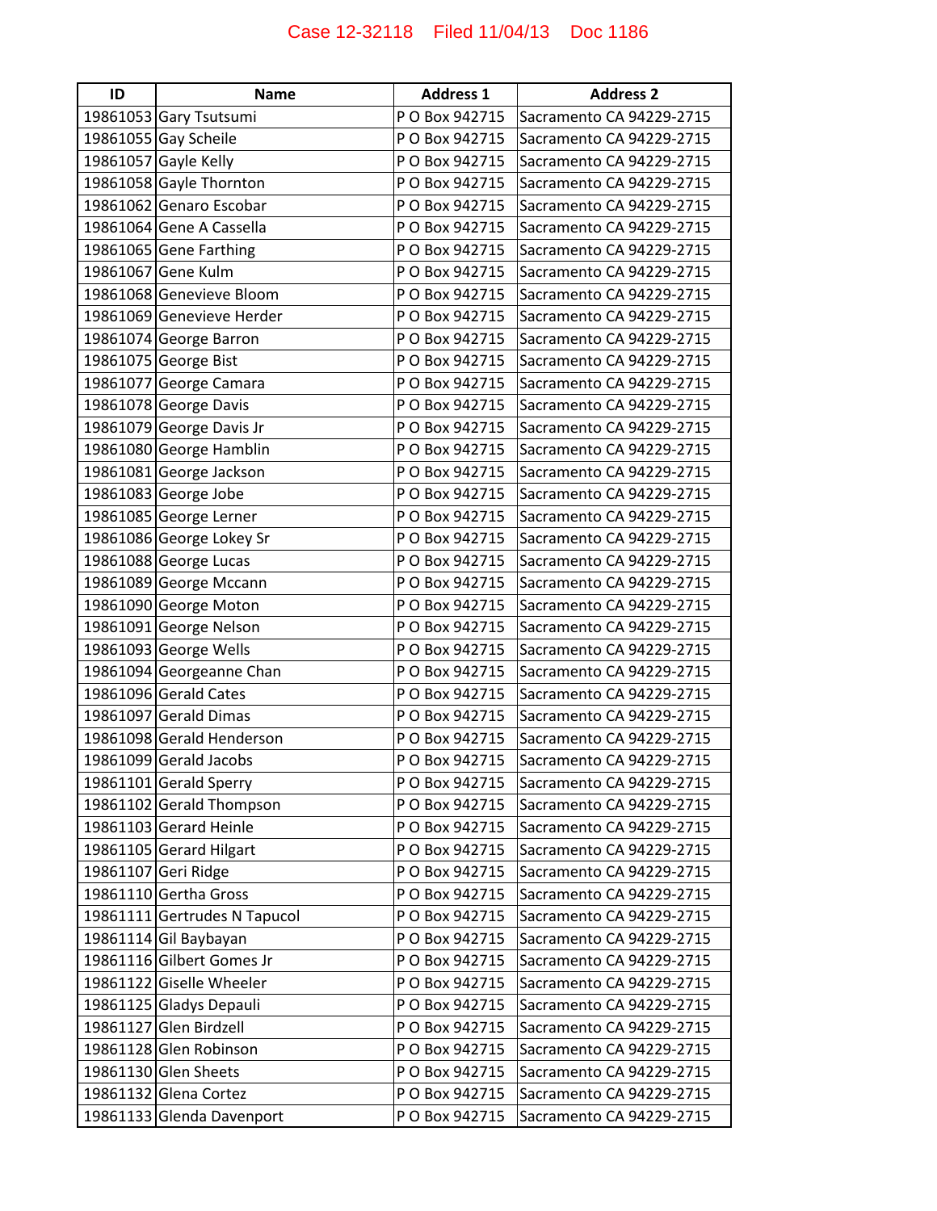| ID | Name | Address 1 | Address 2 |
| --- | --- | --- | --- |
| 19861053 | Gary Tsutsumi | P O Box 942715 | Sacramento CA 94229-2715 |
| 19861055 | Gay Scheile | P O Box 942715 | Sacramento CA 94229-2715 |
| 19861057 | Gayle Kelly | P O Box 942715 | Sacramento CA 94229-2715 |
| 19861058 | Gayle Thornton | P O Box 942715 | Sacramento CA 94229-2715 |
| 19861062 | Genaro Escobar | P O Box 942715 | Sacramento CA 94229-2715 |
| 19861064 | Gene A Cassella | P O Box 942715 | Sacramento CA 94229-2715 |
| 19861065 | Gene Farthing | P O Box 942715 | Sacramento CA 94229-2715 |
| 19861067 | Gene Kulm | P O Box 942715 | Sacramento CA 94229-2715 |
| 19861068 | Genevieve Bloom | P O Box 942715 | Sacramento CA 94229-2715 |
| 19861069 | Genevieve Herder | P O Box 942715 | Sacramento CA 94229-2715 |
| 19861074 | George Barron | P O Box 942715 | Sacramento CA 94229-2715 |
| 19861075 | George Bist | P O Box 942715 | Sacramento CA 94229-2715 |
| 19861077 | George Camara | P O Box 942715 | Sacramento CA 94229-2715 |
| 19861078 | George Davis | P O Box 942715 | Sacramento CA 94229-2715 |
| 19861079 | George Davis Jr | P O Box 942715 | Sacramento CA 94229-2715 |
| 19861080 | George Hamblin | P O Box 942715 | Sacramento CA 94229-2715 |
| 19861081 | George Jackson | P O Box 942715 | Sacramento CA 94229-2715 |
| 19861083 | George Jobe | P O Box 942715 | Sacramento CA 94229-2715 |
| 19861085 | George Lerner | P O Box 942715 | Sacramento CA 94229-2715 |
| 19861086 | George Lokey Sr | P O Box 942715 | Sacramento CA 94229-2715 |
| 19861088 | George Lucas | P O Box 942715 | Sacramento CA 94229-2715 |
| 19861089 | George Mccann | P O Box 942715 | Sacramento CA 94229-2715 |
| 19861090 | George Moton | P O Box 942715 | Sacramento CA 94229-2715 |
| 19861091 | George Nelson | P O Box 942715 | Sacramento CA 94229-2715 |
| 19861093 | George Wells | P O Box 942715 | Sacramento CA 94229-2715 |
| 19861094 | Georgeanne Chan | P O Box 942715 | Sacramento CA 94229-2715 |
| 19861096 | Gerald Cates | P O Box 942715 | Sacramento CA 94229-2715 |
| 19861097 | Gerald Dimas | P O Box 942715 | Sacramento CA 94229-2715 |
| 19861098 | Gerald Henderson | P O Box 942715 | Sacramento CA 94229-2715 |
| 19861099 | Gerald Jacobs | P O Box 942715 | Sacramento CA 94229-2715 |
| 19861101 | Gerald Sperry | P O Box 942715 | Sacramento CA 94229-2715 |
| 19861102 | Gerald Thompson | P O Box 942715 | Sacramento CA 94229-2715 |
| 19861103 | Gerard Heinle | P O Box 942715 | Sacramento CA 94229-2715 |
| 19861105 | Gerard Hilgart | P O Box 942715 | Sacramento CA 94229-2715 |
| 19861107 | Geri Ridge | P O Box 942715 | Sacramento CA 94229-2715 |
| 19861110 | Gertha Gross | P O Box 942715 | Sacramento CA 94229-2715 |
| 19861111 | Gertrudes N Tapucol | P O Box 942715 | Sacramento CA 94229-2715 |
| 19861114 | Gil Baybayan | P O Box 942715 | Sacramento CA 94229-2715 |
| 19861116 | Gilbert Gomes Jr | P O Box 942715 | Sacramento CA 94229-2715 |
| 19861122 | Giselle Wheeler | P O Box 942715 | Sacramento CA 94229-2715 |
| 19861125 | Gladys Depauli | P O Box 942715 | Sacramento CA 94229-2715 |
| 19861127 | Glen Birdzell | P O Box 942715 | Sacramento CA 94229-2715 |
| 19861128 | Glen Robinson | P O Box 942715 | Sacramento CA 94229-2715 |
| 19861130 | Glen Sheets | P O Box 942715 | Sacramento CA 94229-2715 |
| 19861132 | Glena Cortez | P O Box 942715 | Sacramento CA 94229-2715 |
| 19861133 | Glenda Davenport | P O Box 942715 | Sacramento CA 94229-2715 |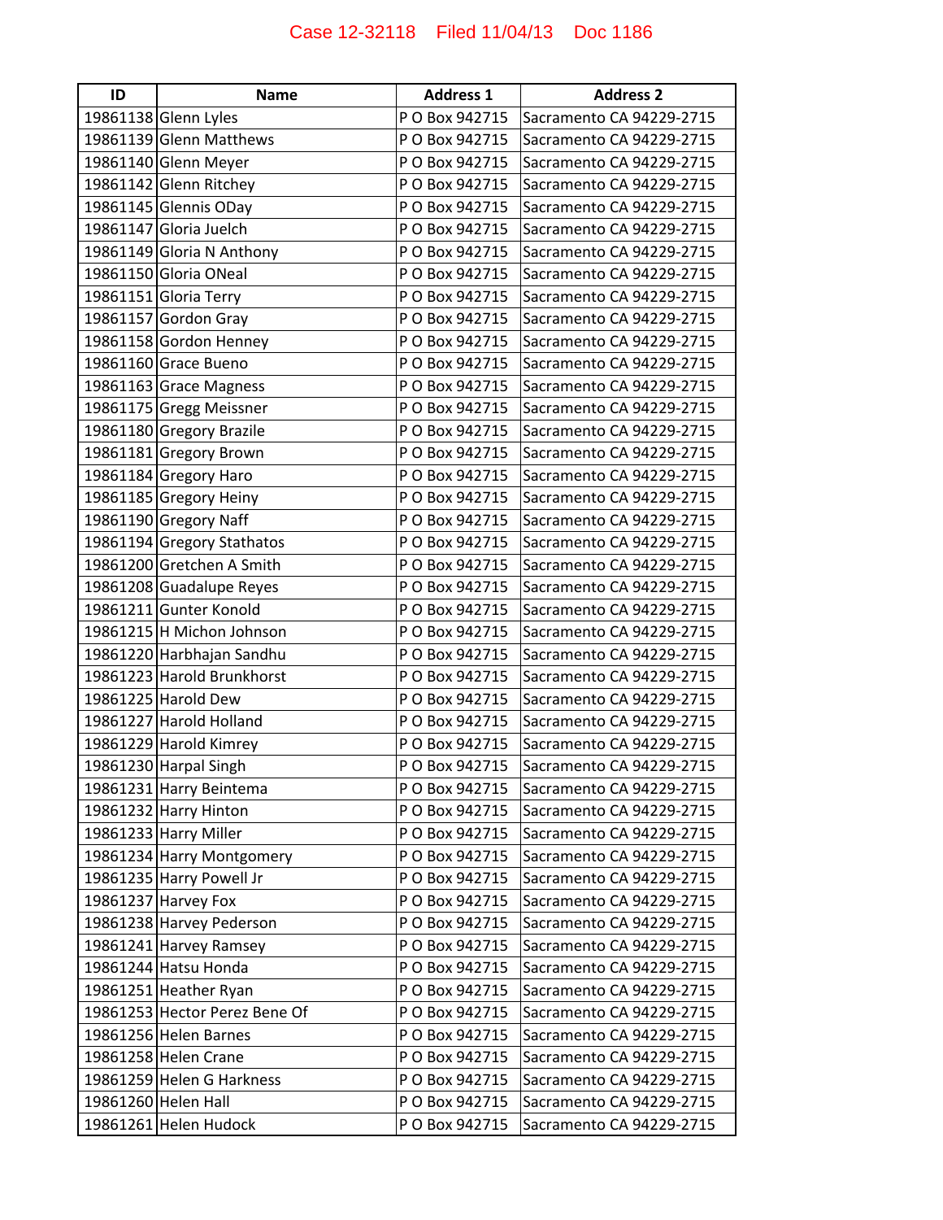| ID | Name | Address 1 | Address 2 |
|---|---|---|---|
| 19861138 | Glenn Lyles | P O Box 942715 | Sacramento CA 94229-2715 |
| 19861139 | Glenn Matthews | P O Box 942715 | Sacramento CA 94229-2715 |
| 19861140 | Glenn Meyer | P O Box 942715 | Sacramento CA 94229-2715 |
| 19861142 | Glenn Ritchey | P O Box 942715 | Sacramento CA 94229-2715 |
| 19861145 | Glennis ODay | P O Box 942715 | Sacramento CA 94229-2715 |
| 19861147 | Gloria Juelch | P O Box 942715 | Sacramento CA 94229-2715 |
| 19861149 | Gloria N Anthony | P O Box 942715 | Sacramento CA 94229-2715 |
| 19861150 | Gloria ONeal | P O Box 942715 | Sacramento CA 94229-2715 |
| 19861151 | Gloria Terry | P O Box 942715 | Sacramento CA 94229-2715 |
| 19861157 | Gordon Gray | P O Box 942715 | Sacramento CA 94229-2715 |
| 19861158 | Gordon Henney | P O Box 942715 | Sacramento CA 94229-2715 |
| 19861160 | Grace Bueno | P O Box 942715 | Sacramento CA 94229-2715 |
| 19861163 | Grace Magness | P O Box 942715 | Sacramento CA 94229-2715 |
| 19861175 | Gregg Meissner | P O Box 942715 | Sacramento CA 94229-2715 |
| 19861180 | Gregory Brazile | P O Box 942715 | Sacramento CA 94229-2715 |
| 19861181 | Gregory Brown | P O Box 942715 | Sacramento CA 94229-2715 |
| 19861184 | Gregory Haro | P O Box 942715 | Sacramento CA 94229-2715 |
| 19861185 | Gregory Heiny | P O Box 942715 | Sacramento CA 94229-2715 |
| 19861190 | Gregory Naff | P O Box 942715 | Sacramento CA 94229-2715 |
| 19861194 | Gregory Stathatos | P O Box 942715 | Sacramento CA 94229-2715 |
| 19861200 | Gretchen A Smith | P O Box 942715 | Sacramento CA 94229-2715 |
| 19861208 | Guadalupe Reyes | P O Box 942715 | Sacramento CA 94229-2715 |
| 19861211 | Gunter Konold | P O Box 942715 | Sacramento CA 94229-2715 |
| 19861215 | H Michon Johnson | P O Box 942715 | Sacramento CA 94229-2715 |
| 19861220 | Harbhajan Sandhu | P O Box 942715 | Sacramento CA 94229-2715 |
| 19861223 | Harold Brunkhorst | P O Box 942715 | Sacramento CA 94229-2715 |
| 19861225 | Harold Dew | P O Box 942715 | Sacramento CA 94229-2715 |
| 19861227 | Harold Holland | P O Box 942715 | Sacramento CA 94229-2715 |
| 19861229 | Harold Kimrey | P O Box 942715 | Sacramento CA 94229-2715 |
| 19861230 | Harpal Singh | P O Box 942715 | Sacramento CA 94229-2715 |
| 19861231 | Harry Beintema | P O Box 942715 | Sacramento CA 94229-2715 |
| 19861232 | Harry Hinton | P O Box 942715 | Sacramento CA 94229-2715 |
| 19861233 | Harry Miller | P O Box 942715 | Sacramento CA 94229-2715 |
| 19861234 | Harry Montgomery | P O Box 942715 | Sacramento CA 94229-2715 |
| 19861235 | Harry Powell Jr | P O Box 942715 | Sacramento CA 94229-2715 |
| 19861237 | Harvey Fox | P O Box 942715 | Sacramento CA 94229-2715 |
| 19861238 | Harvey Pederson | P O Box 942715 | Sacramento CA 94229-2715 |
| 19861241 | Harvey Ramsey | P O Box 942715 | Sacramento CA 94229-2715 |
| 19861244 | Hatsu Honda | P O Box 942715 | Sacramento CA 94229-2715 |
| 19861251 | Heather Ryan | P O Box 942715 | Sacramento CA 94229-2715 |
| 19861253 | Hector Perez Bene Of | P O Box 942715 | Sacramento CA 94229-2715 |
| 19861256 | Helen Barnes | P O Box 942715 | Sacramento CA 94229-2715 |
| 19861258 | Helen Crane | P O Box 942715 | Sacramento CA 94229-2715 |
| 19861259 | Helen G Harkness | P O Box 942715 | Sacramento CA 94229-2715 |
| 19861260 | Helen Hall | P O Box 942715 | Sacramento CA 94229-2715 |
| 19861261 | Helen Hudock | P O Box 942715 | Sacramento CA 94229-2715 |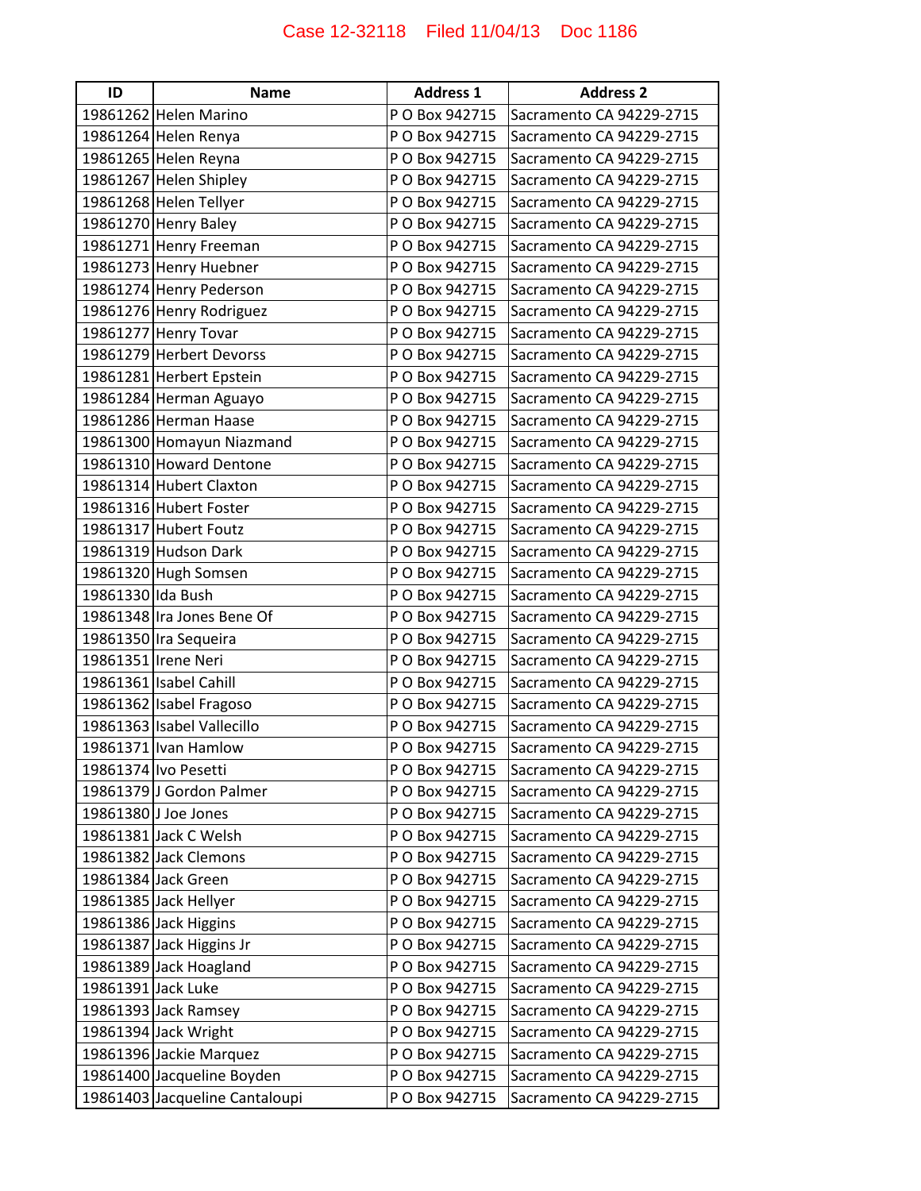| ID | Name | Address 1 | Address 2 |
|---|---|---|---|
| 19861262 | Helen Marino | P O Box 942715 | Sacramento CA 94229-2715 |
| 19861264 | Helen Renya | P O Box 942715 | Sacramento CA 94229-2715 |
| 19861265 | Helen Reyna | P O Box 942715 | Sacramento CA 94229-2715 |
| 19861267 | Helen Shipley | P O Box 942715 | Sacramento CA 94229-2715 |
| 19861268 | Helen Tellyer | P O Box 942715 | Sacramento CA 94229-2715 |
| 19861270 | Henry Baley | P O Box 942715 | Sacramento CA 94229-2715 |
| 19861271 | Henry Freeman | P O Box 942715 | Sacramento CA 94229-2715 |
| 19861273 | Henry Huebner | P O Box 942715 | Sacramento CA 94229-2715 |
| 19861274 | Henry Pederson | P O Box 942715 | Sacramento CA 94229-2715 |
| 19861276 | Henry Rodriguez | P O Box 942715 | Sacramento CA 94229-2715 |
| 19861277 | Henry Tovar | P O Box 942715 | Sacramento CA 94229-2715 |
| 19861279 | Herbert Devorss | P O Box 942715 | Sacramento CA 94229-2715 |
| 19861281 | Herbert Epstein | P O Box 942715 | Sacramento CA 94229-2715 |
| 19861284 | Herman Aguayo | P O Box 942715 | Sacramento CA 94229-2715 |
| 19861286 | Herman Haase | P O Box 942715 | Sacramento CA 94229-2715 |
| 19861300 | Homayun Niazmand | P O Box 942715 | Sacramento CA 94229-2715 |
| 19861310 | Howard Dentone | P O Box 942715 | Sacramento CA 94229-2715 |
| 19861314 | Hubert Claxton | P O Box 942715 | Sacramento CA 94229-2715 |
| 19861316 | Hubert Foster | P O Box 942715 | Sacramento CA 94229-2715 |
| 19861317 | Hubert Foutz | P O Box 942715 | Sacramento CA 94229-2715 |
| 19861319 | Hudson Dark | P O Box 942715 | Sacramento CA 94229-2715 |
| 19861320 | Hugh Somsen | P O Box 942715 | Sacramento CA 94229-2715 |
| 19861330 | Ida Bush | P O Box 942715 | Sacramento CA 94229-2715 |
| 19861348 | Ira Jones Bene Of | P O Box 942715 | Sacramento CA 94229-2715 |
| 19861350 | Ira Sequeira | P O Box 942715 | Sacramento CA 94229-2715 |
| 19861351 | Irene Neri | P O Box 942715 | Sacramento CA 94229-2715 |
| 19861361 | Isabel Cahill | P O Box 942715 | Sacramento CA 94229-2715 |
| 19861362 | Isabel Fragoso | P O Box 942715 | Sacramento CA 94229-2715 |
| 19861363 | Isabel Vallecillo | P O Box 942715 | Sacramento CA 94229-2715 |
| 19861371 | Ivan Hamlow | P O Box 942715 | Sacramento CA 94229-2715 |
| 19861374 | Ivo Pesetti | P O Box 942715 | Sacramento CA 94229-2715 |
| 19861379 | J Gordon Palmer | P O Box 942715 | Sacramento CA 94229-2715 |
| 19861380 | J Joe Jones | P O Box 942715 | Sacramento CA 94229-2715 |
| 19861381 | Jack C Welsh | P O Box 942715 | Sacramento CA 94229-2715 |
| 19861382 | Jack Clemons | P O Box 942715 | Sacramento CA 94229-2715 |
| 19861384 | Jack Green | P O Box 942715 | Sacramento CA 94229-2715 |
| 19861385 | Jack Hellyer | P O Box 942715 | Sacramento CA 94229-2715 |
| 19861386 | Jack Higgins | P O Box 942715 | Sacramento CA 94229-2715 |
| 19861387 | Jack Higgins Jr | P O Box 942715 | Sacramento CA 94229-2715 |
| 19861389 | Jack Hoagland | P O Box 942715 | Sacramento CA 94229-2715 |
| 19861391 | Jack Luke | P O Box 942715 | Sacramento CA 94229-2715 |
| 19861393 | Jack Ramsey | P O Box 942715 | Sacramento CA 94229-2715 |
| 19861394 | Jack Wright | P O Box 942715 | Sacramento CA 94229-2715 |
| 19861396 | Jackie Marquez | P O Box 942715 | Sacramento CA 94229-2715 |
| 19861400 | Jacqueline Boyden | P O Box 942715 | Sacramento CA 94229-2715 |
| 19861403 | Jacqueline Cantaloupi | P O Box 942715 | Sacramento CA 94229-2715 |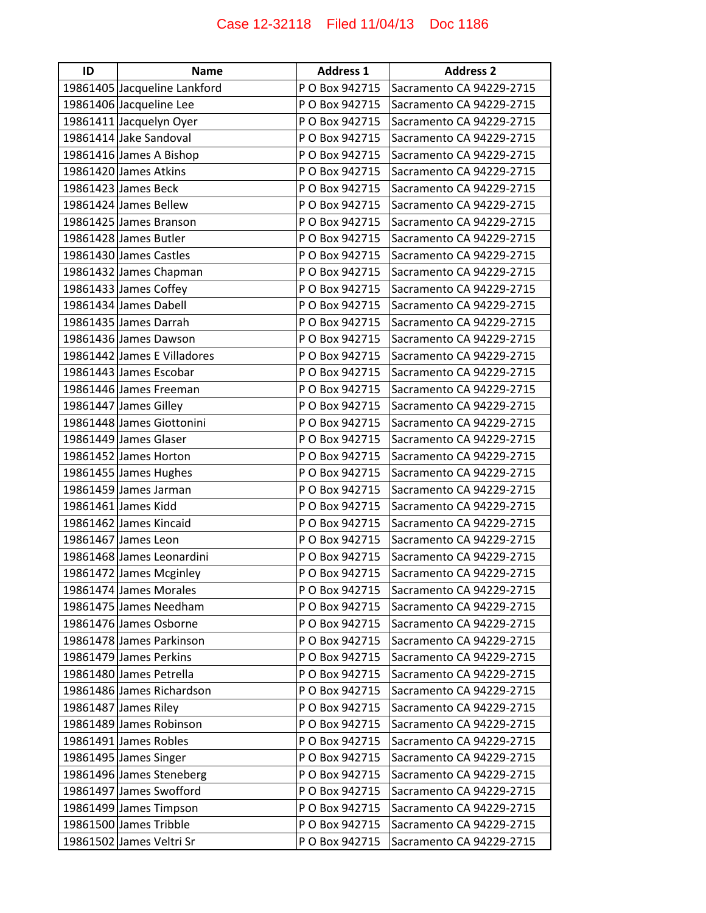| ID | Name | Address 1 | Address 2 |
|---|---|---|---|
| 19861405 | Jacqueline Lankford | P O Box 942715 | Sacramento CA 94229-2715 |
| 19861406 | Jacqueline Lee | P O Box 942715 | Sacramento CA 94229-2715 |
| 19861411 | Jacquelyn Oyer | P O Box 942715 | Sacramento CA 94229-2715 |
| 19861414 | Jake Sandoval | P O Box 942715 | Sacramento CA 94229-2715 |
| 19861416 | James A Bishop | P O Box 942715 | Sacramento CA 94229-2715 |
| 19861420 | James Atkins | P O Box 942715 | Sacramento CA 94229-2715 |
| 19861423 | James Beck | P O Box 942715 | Sacramento CA 94229-2715 |
| 19861424 | James Bellew | P O Box 942715 | Sacramento CA 94229-2715 |
| 19861425 | James Branson | P O Box 942715 | Sacramento CA 94229-2715 |
| 19861428 | James Butler | P O Box 942715 | Sacramento CA 94229-2715 |
| 19861430 | James Castles | P O Box 942715 | Sacramento CA 94229-2715 |
| 19861432 | James Chapman | P O Box 942715 | Sacramento CA 94229-2715 |
| 19861433 | James Coffey | P O Box 942715 | Sacramento CA 94229-2715 |
| 19861434 | James Dabell | P O Box 942715 | Sacramento CA 94229-2715 |
| 19861435 | James Darrah | P O Box 942715 | Sacramento CA 94229-2715 |
| 19861436 | James Dawson | P O Box 942715 | Sacramento CA 94229-2715 |
| 19861442 | James E Villadores | P O Box 942715 | Sacramento CA 94229-2715 |
| 19861443 | James Escobar | P O Box 942715 | Sacramento CA 94229-2715 |
| 19861446 | James Freeman | P O Box 942715 | Sacramento CA 94229-2715 |
| 19861447 | James Gilley | P O Box 942715 | Sacramento CA 94229-2715 |
| 19861448 | James Giottonini | P O Box 942715 | Sacramento CA 94229-2715 |
| 19861449 | James Glaser | P O Box 942715 | Sacramento CA 94229-2715 |
| 19861452 | James Horton | P O Box 942715 | Sacramento CA 94229-2715 |
| 19861455 | James Hughes | P O Box 942715 | Sacramento CA 94229-2715 |
| 19861459 | James Jarman | P O Box 942715 | Sacramento CA 94229-2715 |
| 19861461 | James Kidd | P O Box 942715 | Sacramento CA 94229-2715 |
| 19861462 | James Kincaid | P O Box 942715 | Sacramento CA 94229-2715 |
| 19861467 | James Leon | P O Box 942715 | Sacramento CA 94229-2715 |
| 19861468 | James Leonardini | P O Box 942715 | Sacramento CA 94229-2715 |
| 19861472 | James Mcginley | P O Box 942715 | Sacramento CA 94229-2715 |
| 19861474 | James Morales | P O Box 942715 | Sacramento CA 94229-2715 |
| 19861475 | James Needham | P O Box 942715 | Sacramento CA 94229-2715 |
| 19861476 | James Osborne | P O Box 942715 | Sacramento CA 94229-2715 |
| 19861478 | James Parkinson | P O Box 942715 | Sacramento CA 94229-2715 |
| 19861479 | James Perkins | P O Box 942715 | Sacramento CA 94229-2715 |
| 19861480 | James Petrella | P O Box 942715 | Sacramento CA 94229-2715 |
| 19861486 | James Richardson | P O Box 942715 | Sacramento CA 94229-2715 |
| 19861487 | James Riley | P O Box 942715 | Sacramento CA 94229-2715 |
| 19861489 | James Robinson | P O Box 942715 | Sacramento CA 94229-2715 |
| 19861491 | James Robles | P O Box 942715 | Sacramento CA 94229-2715 |
| 19861495 | James Singer | P O Box 942715 | Sacramento CA 94229-2715 |
| 19861496 | James Steneberg | P O Box 942715 | Sacramento CA 94229-2715 |
| 19861497 | James Swofford | P O Box 942715 | Sacramento CA 94229-2715 |
| 19861499 | James Timpson | P O Box 942715 | Sacramento CA 94229-2715 |
| 19861500 | James Tribble | P O Box 942715 | Sacramento CA 94229-2715 |
| 19861502 | James Veltri Sr | P O Box 942715 | Sacramento CA 94229-2715 |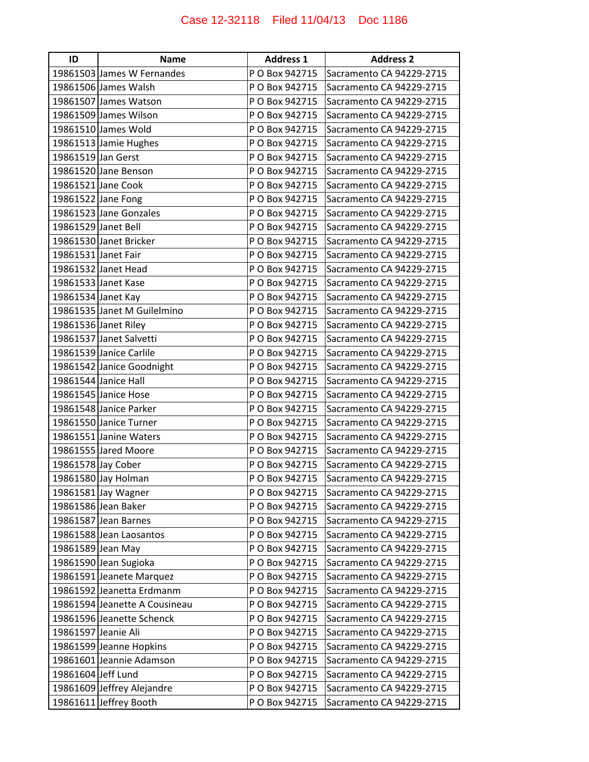| ID | Name | Address 1 | Address 2 |
|---|---|---|---|
| 19861503 | James W Fernandes | P O Box 942715 | Sacramento CA 94229-2715 |
| 19861506 | James Walsh | P O Box 942715 | Sacramento CA 94229-2715 |
| 19861507 | James Watson | P O Box 942715 | Sacramento CA 94229-2715 |
| 19861509 | James Wilson | P O Box 942715 | Sacramento CA 94229-2715 |
| 19861510 | James Wold | P O Box 942715 | Sacramento CA 94229-2715 |
| 19861513 | Jamie Hughes | P O Box 942715 | Sacramento CA 94229-2715 |
| 19861519 | Jan Gerst | P O Box 942715 | Sacramento CA 94229-2715 |
| 19861520 | Jane Benson | P O Box 942715 | Sacramento CA 94229-2715 |
| 19861521 | Jane Cook | P O Box 942715 | Sacramento CA 94229-2715 |
| 19861522 | Jane Fong | P O Box 942715 | Sacramento CA 94229-2715 |
| 19861523 | Jane Gonzales | P O Box 942715 | Sacramento CA 94229-2715 |
| 19861529 | Janet Bell | P O Box 942715 | Sacramento CA 94229-2715 |
| 19861530 | Janet Bricker | P O Box 942715 | Sacramento CA 94229-2715 |
| 19861531 | Janet Fair | P O Box 942715 | Sacramento CA 94229-2715 |
| 19861532 | Janet Head | P O Box 942715 | Sacramento CA 94229-2715 |
| 19861533 | Janet Kase | P O Box 942715 | Sacramento CA 94229-2715 |
| 19861534 | Janet Kay | P O Box 942715 | Sacramento CA 94229-2715 |
| 19861535 | Janet M Guilelmino | P O Box 942715 | Sacramento CA 94229-2715 |
| 19861536 | Janet Riley | P O Box 942715 | Sacramento CA 94229-2715 |
| 19861537 | Janet Salvetti | P O Box 942715 | Sacramento CA 94229-2715 |
| 19861539 | Janice Carlile | P O Box 942715 | Sacramento CA 94229-2715 |
| 19861542 | Janice Goodnight | P O Box 942715 | Sacramento CA 94229-2715 |
| 19861544 | Janice Hall | P O Box 942715 | Sacramento CA 94229-2715 |
| 19861545 | Janice Hose | P O Box 942715 | Sacramento CA 94229-2715 |
| 19861548 | Janice Parker | P O Box 942715 | Sacramento CA 94229-2715 |
| 19861550 | Janice Turner | P O Box 942715 | Sacramento CA 94229-2715 |
| 19861551 | Janine Waters | P O Box 942715 | Sacramento CA 94229-2715 |
| 19861555 | Jared Moore | P O Box 942715 | Sacramento CA 94229-2715 |
| 19861578 | Jay Cober | P O Box 942715 | Sacramento CA 94229-2715 |
| 19861580 | Jay Holman | P O Box 942715 | Sacramento CA 94229-2715 |
| 19861581 | Jay Wagner | P O Box 942715 | Sacramento CA 94229-2715 |
| 19861586 | Jean Baker | P O Box 942715 | Sacramento CA 94229-2715 |
| 19861587 | Jean Barnes | P O Box 942715 | Sacramento CA 94229-2715 |
| 19861588 | Jean Laosantos | P O Box 942715 | Sacramento CA 94229-2715 |
| 19861589 | Jean May | P O Box 942715 | Sacramento CA 94229-2715 |
| 19861590 | Jean Sugioka | P O Box 942715 | Sacramento CA 94229-2715 |
| 19861591 | Jeanete Marquez | P O Box 942715 | Sacramento CA 94229-2715 |
| 19861592 | Jeanetta Erdmanm | P O Box 942715 | Sacramento CA 94229-2715 |
| 19861594 | Jeanette A Cousineau | P O Box 942715 | Sacramento CA 94229-2715 |
| 19861596 | Jeanette Schenck | P O Box 942715 | Sacramento CA 94229-2715 |
| 19861597 | Jeanie Ali | P O Box 942715 | Sacramento CA 94229-2715 |
| 19861599 | Jeanne Hopkins | P O Box 942715 | Sacramento CA 94229-2715 |
| 19861601 | Jeannie Adamson | P O Box 942715 | Sacramento CA 94229-2715 |
| 19861604 | Jeff Lund | P O Box 942715 | Sacramento CA 94229-2715 |
| 19861609 | Jeffrey Alejandre | P O Box 942715 | Sacramento CA 94229-2715 |
| 19861611 | Jeffrey Booth | P O Box 942715 | Sacramento CA 94229-2715 |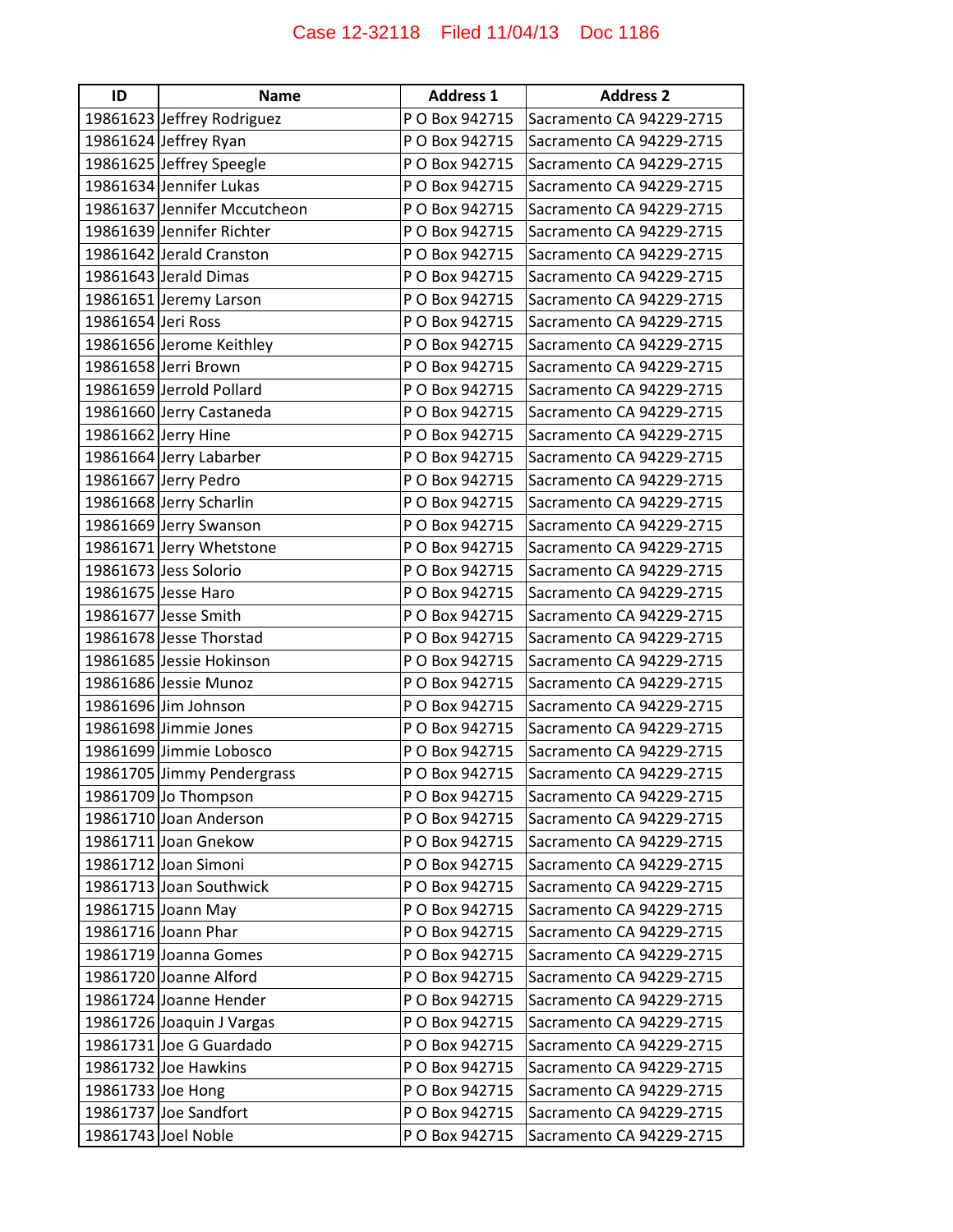| ID | Name | Address 1 | Address 2 |
|---|---|---|---|
| 19861623 | Jeffrey Rodriguez | P O Box 942715 | Sacramento CA 94229-2715 |
| 19861624 | Jeffrey Ryan | P O Box 942715 | Sacramento CA 94229-2715 |
| 19861625 | Jeffrey Speegle | P O Box 942715 | Sacramento CA 94229-2715 |
| 19861634 | Jennifer Lukas | P O Box 942715 | Sacramento CA 94229-2715 |
| 19861637 | Jennifer Mccutcheon | P O Box 942715 | Sacramento CA 94229-2715 |
| 19861639 | Jennifer Richter | P O Box 942715 | Sacramento CA 94229-2715 |
| 19861642 | Jerald Cranston | P O Box 942715 | Sacramento CA 94229-2715 |
| 19861643 | Jerald Dimas | P O Box 942715 | Sacramento CA 94229-2715 |
| 19861651 | Jeremy Larson | P O Box 942715 | Sacramento CA 94229-2715 |
| 19861654 | Jeri Ross | P O Box 942715 | Sacramento CA 94229-2715 |
| 19861656 | Jerome Keithley | P O Box 942715 | Sacramento CA 94229-2715 |
| 19861658 | Jerri Brown | P O Box 942715 | Sacramento CA 94229-2715 |
| 19861659 | Jerrold Pollard | P O Box 942715 | Sacramento CA 94229-2715 |
| 19861660 | Jerry Castaneda | P O Box 942715 | Sacramento CA 94229-2715 |
| 19861662 | Jerry Hine | P O Box 942715 | Sacramento CA 94229-2715 |
| 19861664 | Jerry Labarber | P O Box 942715 | Sacramento CA 94229-2715 |
| 19861667 | Jerry Pedro | P O Box 942715 | Sacramento CA 94229-2715 |
| 19861668 | Jerry Scharlin | P O Box 942715 | Sacramento CA 94229-2715 |
| 19861669 | Jerry Swanson | P O Box 942715 | Sacramento CA 94229-2715 |
| 19861671 | Jerry Whetstone | P O Box 942715 | Sacramento CA 94229-2715 |
| 19861673 | Jess Solorio | P O Box 942715 | Sacramento CA 94229-2715 |
| 19861675 | Jesse Haro | P O Box 942715 | Sacramento CA 94229-2715 |
| 19861677 | Jesse Smith | P O Box 942715 | Sacramento CA 94229-2715 |
| 19861678 | Jesse Thorstad | P O Box 942715 | Sacramento CA 94229-2715 |
| 19861685 | Jessie Hokinson | P O Box 942715 | Sacramento CA 94229-2715 |
| 19861686 | Jessie Munoz | P O Box 942715 | Sacramento CA 94229-2715 |
| 19861696 | Jim Johnson | P O Box 942715 | Sacramento CA 94229-2715 |
| 19861698 | Jimmie Jones | P O Box 942715 | Sacramento CA 94229-2715 |
| 19861699 | Jimmie Lobosco | P O Box 942715 | Sacramento CA 94229-2715 |
| 19861705 | Jimmy Pendergrass | P O Box 942715 | Sacramento CA 94229-2715 |
| 19861709 | Jo Thompson | P O Box 942715 | Sacramento CA 94229-2715 |
| 19861710 | Joan Anderson | P O Box 942715 | Sacramento CA 94229-2715 |
| 19861711 | Joan Gnekow | P O Box 942715 | Sacramento CA 94229-2715 |
| 19861712 | Joan Simoni | P O Box 942715 | Sacramento CA 94229-2715 |
| 19861713 | Joan Southwick | P O Box 942715 | Sacramento CA 94229-2715 |
| 19861715 | Joann May | P O Box 942715 | Sacramento CA 94229-2715 |
| 19861716 | Joann Phar | P O Box 942715 | Sacramento CA 94229-2715 |
| 19861719 | Joanna Gomes | P O Box 942715 | Sacramento CA 94229-2715 |
| 19861720 | Joanne Alford | P O Box 942715 | Sacramento CA 94229-2715 |
| 19861724 | Joanne Hender | P O Box 942715 | Sacramento CA 94229-2715 |
| 19861726 | Joaquin J Vargas | P O Box 942715 | Sacramento CA 94229-2715 |
| 19861731 | Joe G Guardado | P O Box 942715 | Sacramento CA 94229-2715 |
| 19861732 | Joe Hawkins | P O Box 942715 | Sacramento CA 94229-2715 |
| 19861733 | Joe Hong | P O Box 942715 | Sacramento CA 94229-2715 |
| 19861737 | Joe Sandfort | P O Box 942715 | Sacramento CA 94229-2715 |
| 19861743 | Joel Noble | P O Box 942715 | Sacramento CA 94229-2715 |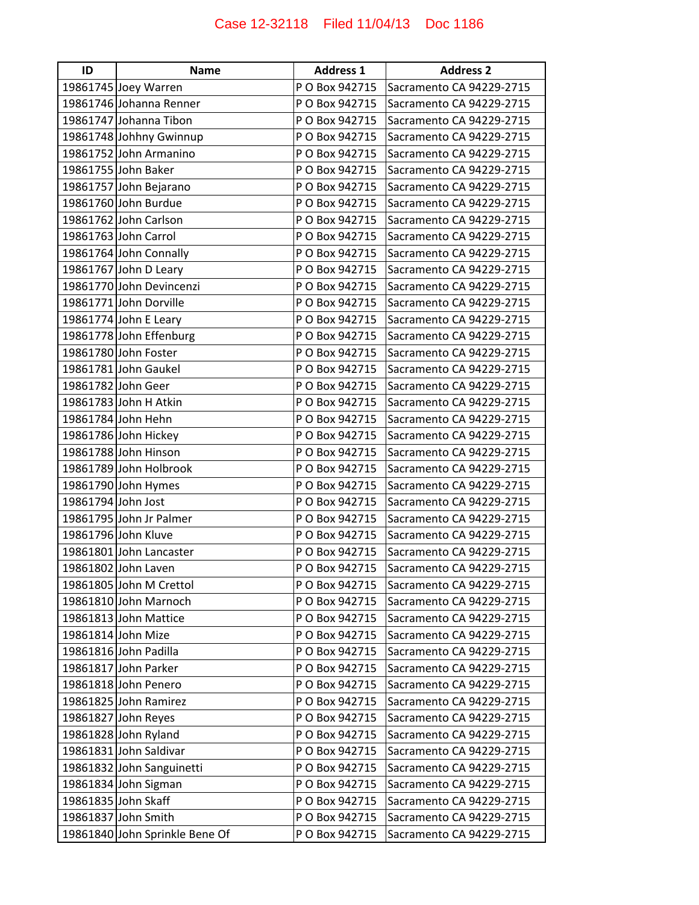| ID | Name | Address 1 | Address 2 |
| --- | --- | --- | --- |
| 19861745 | Joey Warren | P O Box 942715 | Sacramento CA 94229-2715 |
| 19861746 | Johanna Renner | P O Box 942715 | Sacramento CA 94229-2715 |
| 19861747 | Johanna Tibon | P O Box 942715 | Sacramento CA 94229-2715 |
| 19861748 | Johhny Gwinnup | P O Box 942715 | Sacramento CA 94229-2715 |
| 19861752 | John Armanino | P O Box 942715 | Sacramento CA 94229-2715 |
| 19861755 | John Baker | P O Box 942715 | Sacramento CA 94229-2715 |
| 19861757 | John Bejarano | P O Box 942715 | Sacramento CA 94229-2715 |
| 19861760 | John Burdue | P O Box 942715 | Sacramento CA 94229-2715 |
| 19861762 | John Carlson | P O Box 942715 | Sacramento CA 94229-2715 |
| 19861763 | John Carrol | P O Box 942715 | Sacramento CA 94229-2715 |
| 19861764 | John Connally | P O Box 942715 | Sacramento CA 94229-2715 |
| 19861767 | John D Leary | P O Box 942715 | Sacramento CA 94229-2715 |
| 19861770 | John Devincenzi | P O Box 942715 | Sacramento CA 94229-2715 |
| 19861771 | John Dorville | P O Box 942715 | Sacramento CA 94229-2715 |
| 19861774 | John E Leary | P O Box 942715 | Sacramento CA 94229-2715 |
| 19861778 | John Effenburg | P O Box 942715 | Sacramento CA 94229-2715 |
| 19861780 | John Foster | P O Box 942715 | Sacramento CA 94229-2715 |
| 19861781 | John Gaukel | P O Box 942715 | Sacramento CA 94229-2715 |
| 19861782 | John Geer | P O Box 942715 | Sacramento CA 94229-2715 |
| 19861783 | John H Atkin | P O Box 942715 | Sacramento CA 94229-2715 |
| 19861784 | John Hehn | P O Box 942715 | Sacramento CA 94229-2715 |
| 19861786 | John Hickey | P O Box 942715 | Sacramento CA 94229-2715 |
| 19861788 | John Hinson | P O Box 942715 | Sacramento CA 94229-2715 |
| 19861789 | John Holbrook | P O Box 942715 | Sacramento CA 94229-2715 |
| 19861790 | John Hymes | P O Box 942715 | Sacramento CA 94229-2715 |
| 19861794 | John Jost | P O Box 942715 | Sacramento CA 94229-2715 |
| 19861795 | John Jr Palmer | P O Box 942715 | Sacramento CA 94229-2715 |
| 19861796 | John Kluve | P O Box 942715 | Sacramento CA 94229-2715 |
| 19861801 | John Lancaster | P O Box 942715 | Sacramento CA 94229-2715 |
| 19861802 | John Laven | P O Box 942715 | Sacramento CA 94229-2715 |
| 19861805 | John M Crettol | P O Box 942715 | Sacramento CA 94229-2715 |
| 19861810 | John Marnoch | P O Box 942715 | Sacramento CA 94229-2715 |
| 19861813 | John Mattice | P O Box 942715 | Sacramento CA 94229-2715 |
| 19861814 | John Mize | P O Box 942715 | Sacramento CA 94229-2715 |
| 19861816 | John Padilla | P O Box 942715 | Sacramento CA 94229-2715 |
| 19861817 | John Parker | P O Box 942715 | Sacramento CA 94229-2715 |
| 19861818 | John Penero | P O Box 942715 | Sacramento CA 94229-2715 |
| 19861825 | John Ramirez | P O Box 942715 | Sacramento CA 94229-2715 |
| 19861827 | John Reyes | P O Box 942715 | Sacramento CA 94229-2715 |
| 19861828 | John Ryland | P O Box 942715 | Sacramento CA 94229-2715 |
| 19861831 | John Saldivar | P O Box 942715 | Sacramento CA 94229-2715 |
| 19861832 | John Sanguinetti | P O Box 942715 | Sacramento CA 94229-2715 |
| 19861834 | John Sigman | P O Box 942715 | Sacramento CA 94229-2715 |
| 19861835 | John Skaff | P O Box 942715 | Sacramento CA 94229-2715 |
| 19861837 | John Smith | P O Box 942715 | Sacramento CA 94229-2715 |
| 19861840 | John Sprinkle Bene Of | P O Box 942715 | Sacramento CA 94229-2715 |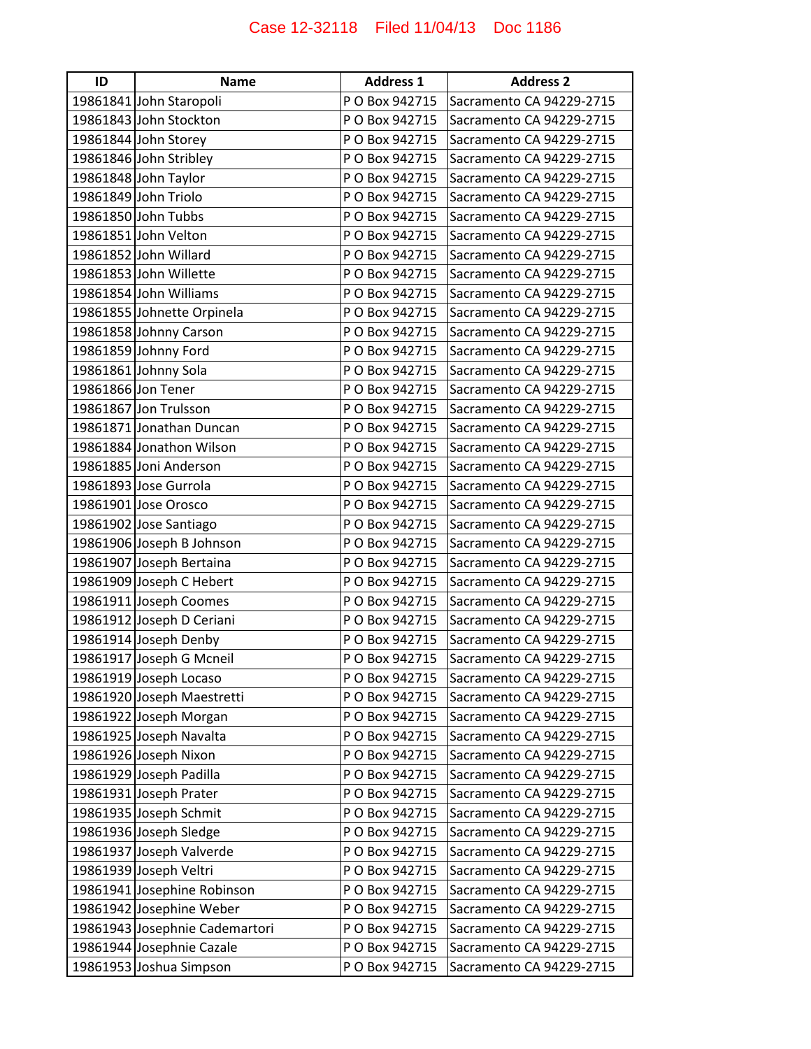| ID | Name | Address 1 | Address 2 |
|---|---|---|---|
| 19861841 | John Staropoli | P O Box 942715 | Sacramento CA 94229-2715 |
| 19861843 | John Stockton | P O Box 942715 | Sacramento CA 94229-2715 |
| 19861844 | John Storey | P O Box 942715 | Sacramento CA 94229-2715 |
| 19861846 | John Stribley | P O Box 942715 | Sacramento CA 94229-2715 |
| 19861848 | John Taylor | P O Box 942715 | Sacramento CA 94229-2715 |
| 19861849 | John Triolo | P O Box 942715 | Sacramento CA 94229-2715 |
| 19861850 | John Tubbs | P O Box 942715 | Sacramento CA 94229-2715 |
| 19861851 | John Velton | P O Box 942715 | Sacramento CA 94229-2715 |
| 19861852 | John Willard | P O Box 942715 | Sacramento CA 94229-2715 |
| 19861853 | John Willette | P O Box 942715 | Sacramento CA 94229-2715 |
| 19861854 | John Williams | P O Box 942715 | Sacramento CA 94229-2715 |
| 19861855 | Johnette Orpinela | P O Box 942715 | Sacramento CA 94229-2715 |
| 19861858 | Johnny Carson | P O Box 942715 | Sacramento CA 94229-2715 |
| 19861859 | Johnny Ford | P O Box 942715 | Sacramento CA 94229-2715 |
| 19861861 | Johnny Sola | P O Box 942715 | Sacramento CA 94229-2715 |
| 19861866 | Jon Tener | P O Box 942715 | Sacramento CA 94229-2715 |
| 19861867 | Jon Trulsson | P O Box 942715 | Sacramento CA 94229-2715 |
| 19861871 | Jonathan Duncan | P O Box 942715 | Sacramento CA 94229-2715 |
| 19861884 | Jonathon Wilson | P O Box 942715 | Sacramento CA 94229-2715 |
| 19861885 | Joni Anderson | P O Box 942715 | Sacramento CA 94229-2715 |
| 19861893 | Jose Gurrola | P O Box 942715 | Sacramento CA 94229-2715 |
| 19861901 | Jose Orosco | P O Box 942715 | Sacramento CA 94229-2715 |
| 19861902 | Jose Santiago | P O Box 942715 | Sacramento CA 94229-2715 |
| 19861906 | Joseph B Johnson | P O Box 942715 | Sacramento CA 94229-2715 |
| 19861907 | Joseph Bertaina | P O Box 942715 | Sacramento CA 94229-2715 |
| 19861909 | Joseph C Hebert | P O Box 942715 | Sacramento CA 94229-2715 |
| 19861911 | Joseph Coomes | P O Box 942715 | Sacramento CA 94229-2715 |
| 19861912 | Joseph D Ceriani | P O Box 942715 | Sacramento CA 94229-2715 |
| 19861914 | Joseph Denby | P O Box 942715 | Sacramento CA 94229-2715 |
| 19861917 | Joseph G Mcneil | P O Box 942715 | Sacramento CA 94229-2715 |
| 19861919 | Joseph Locaso | P O Box 942715 | Sacramento CA 94229-2715 |
| 19861920 | Joseph Maestretti | P O Box 942715 | Sacramento CA 94229-2715 |
| 19861922 | Joseph Morgan | P O Box 942715 | Sacramento CA 94229-2715 |
| 19861925 | Joseph Navalta | P O Box 942715 | Sacramento CA 94229-2715 |
| 19861926 | Joseph Nixon | P O Box 942715 | Sacramento CA 94229-2715 |
| 19861929 | Joseph Padilla | P O Box 942715 | Sacramento CA 94229-2715 |
| 19861931 | Joseph Prater | P O Box 942715 | Sacramento CA 94229-2715 |
| 19861935 | Joseph Schmit | P O Box 942715 | Sacramento CA 94229-2715 |
| 19861936 | Joseph Sledge | P O Box 942715 | Sacramento CA 94229-2715 |
| 19861937 | Joseph Valverde | P O Box 942715 | Sacramento CA 94229-2715 |
| 19861939 | Joseph Veltri | P O Box 942715 | Sacramento CA 94229-2715 |
| 19861941 | Josephine Robinson | P O Box 942715 | Sacramento CA 94229-2715 |
| 19861942 | Josephine Weber | P O Box 942715 | Sacramento CA 94229-2715 |
| 19861943 | Josephnie Cademartori | P O Box 942715 | Sacramento CA 94229-2715 |
| 19861944 | Josephnie Cazale | P O Box 942715 | Sacramento CA 94229-2715 |
| 19861953 | Joshua Simpson | P O Box 942715 | Sacramento CA 94229-2715 |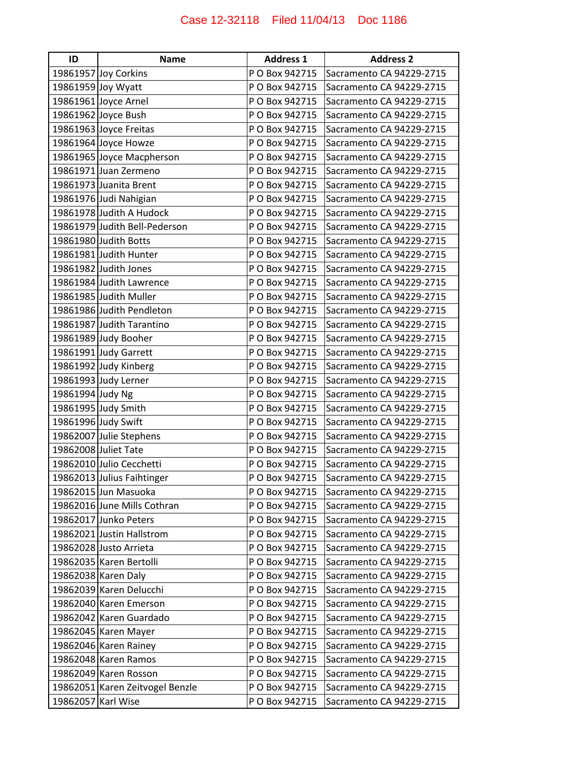| ID | Name | Address 1 | Address 2 |
|---|---|---|---|
| 19861957 | Joy Corkins | P O Box 942715 | Sacramento CA 94229-2715 |
| 19861959 | Joy Wyatt | P O Box 942715 | Sacramento CA 94229-2715 |
| 19861961 | Joyce Arnel | P O Box 942715 | Sacramento CA 94229-2715 |
| 19861962 | Joyce Bush | P O Box 942715 | Sacramento CA 94229-2715 |
| 19861963 | Joyce Freitas | P O Box 942715 | Sacramento CA 94229-2715 |
| 19861964 | Joyce Howze | P O Box 942715 | Sacramento CA 94229-2715 |
| 19861965 | Joyce Macpherson | P O Box 942715 | Sacramento CA 94229-2715 |
| 19861971 | Juan Zermeno | P O Box 942715 | Sacramento CA 94229-2715 |
| 19861973 | Juanita Brent | P O Box 942715 | Sacramento CA 94229-2715 |
| 19861976 | Judi Nahigian | P O Box 942715 | Sacramento CA 94229-2715 |
| 19861978 | Judith A Hudock | P O Box 942715 | Sacramento CA 94229-2715 |
| 19861979 | Judith Bell-Pederson | P O Box 942715 | Sacramento CA 94229-2715 |
| 19861980 | Judith Botts | P O Box 942715 | Sacramento CA 94229-2715 |
| 19861981 | Judith Hunter | P O Box 942715 | Sacramento CA 94229-2715 |
| 19861982 | Judith Jones | P O Box 942715 | Sacramento CA 94229-2715 |
| 19861984 | Judith Lawrence | P O Box 942715 | Sacramento CA 94229-2715 |
| 19861985 | Judith Muller | P O Box 942715 | Sacramento CA 94229-2715 |
| 19861986 | Judith Pendleton | P O Box 942715 | Sacramento CA 94229-2715 |
| 19861987 | Judith Tarantino | P O Box 942715 | Sacramento CA 94229-2715 |
| 19861989 | Judy Booher | P O Box 942715 | Sacramento CA 94229-2715 |
| 19861991 | Judy Garrett | P O Box 942715 | Sacramento CA 94229-2715 |
| 19861992 | Judy Kinberg | P O Box 942715 | Sacramento CA 94229-2715 |
| 19861993 | Judy Lerner | P O Box 942715 | Sacramento CA 94229-2715 |
| 19861994 | Judy Ng | P O Box 942715 | Sacramento CA 94229-2715 |
| 19861995 | Judy Smith | P O Box 942715 | Sacramento CA 94229-2715 |
| 19861996 | Judy Swift | P O Box 942715 | Sacramento CA 94229-2715 |
| 19862007 | Julie Stephens | P O Box 942715 | Sacramento CA 94229-2715 |
| 19862008 | Juliet Tate | P O Box 942715 | Sacramento CA 94229-2715 |
| 19862010 | Julio Cecchetti | P O Box 942715 | Sacramento CA 94229-2715 |
| 19862013 | Julius Faihtinger | P O Box 942715 | Sacramento CA 94229-2715 |
| 19862015 | Jun Masuoka | P O Box 942715 | Sacramento CA 94229-2715 |
| 19862016 | June Mills Cothran | P O Box 942715 | Sacramento CA 94229-2715 |
| 19862017 | Junko Peters | P O Box 942715 | Sacramento CA 94229-2715 |
| 19862021 | Justin Hallstrom | P O Box 942715 | Sacramento CA 94229-2715 |
| 19862028 | Justo Arrieta | P O Box 942715 | Sacramento CA 94229-2715 |
| 19862035 | Karen Bertolli | P O Box 942715 | Sacramento CA 94229-2715 |
| 19862038 | Karen Daly | P O Box 942715 | Sacramento CA 94229-2715 |
| 19862039 | Karen Delucchi | P O Box 942715 | Sacramento CA 94229-2715 |
| 19862040 | Karen Emerson | P O Box 942715 | Sacramento CA 94229-2715 |
| 19862042 | Karen Guardado | P O Box 942715 | Sacramento CA 94229-2715 |
| 19862045 | Karen Mayer | P O Box 942715 | Sacramento CA 94229-2715 |
| 19862046 | Karen Rainey | P O Box 942715 | Sacramento CA 94229-2715 |
| 19862048 | Karen Ramos | P O Box 942715 | Sacramento CA 94229-2715 |
| 19862049 | Karen Rosson | P O Box 942715 | Sacramento CA 94229-2715 |
| 19862051 | Karen Zeitvogel Benzle | P O Box 942715 | Sacramento CA 94229-2715 |
| 19862057 | Karl Wise | P O Box 942715 | Sacramento CA 94229-2715 |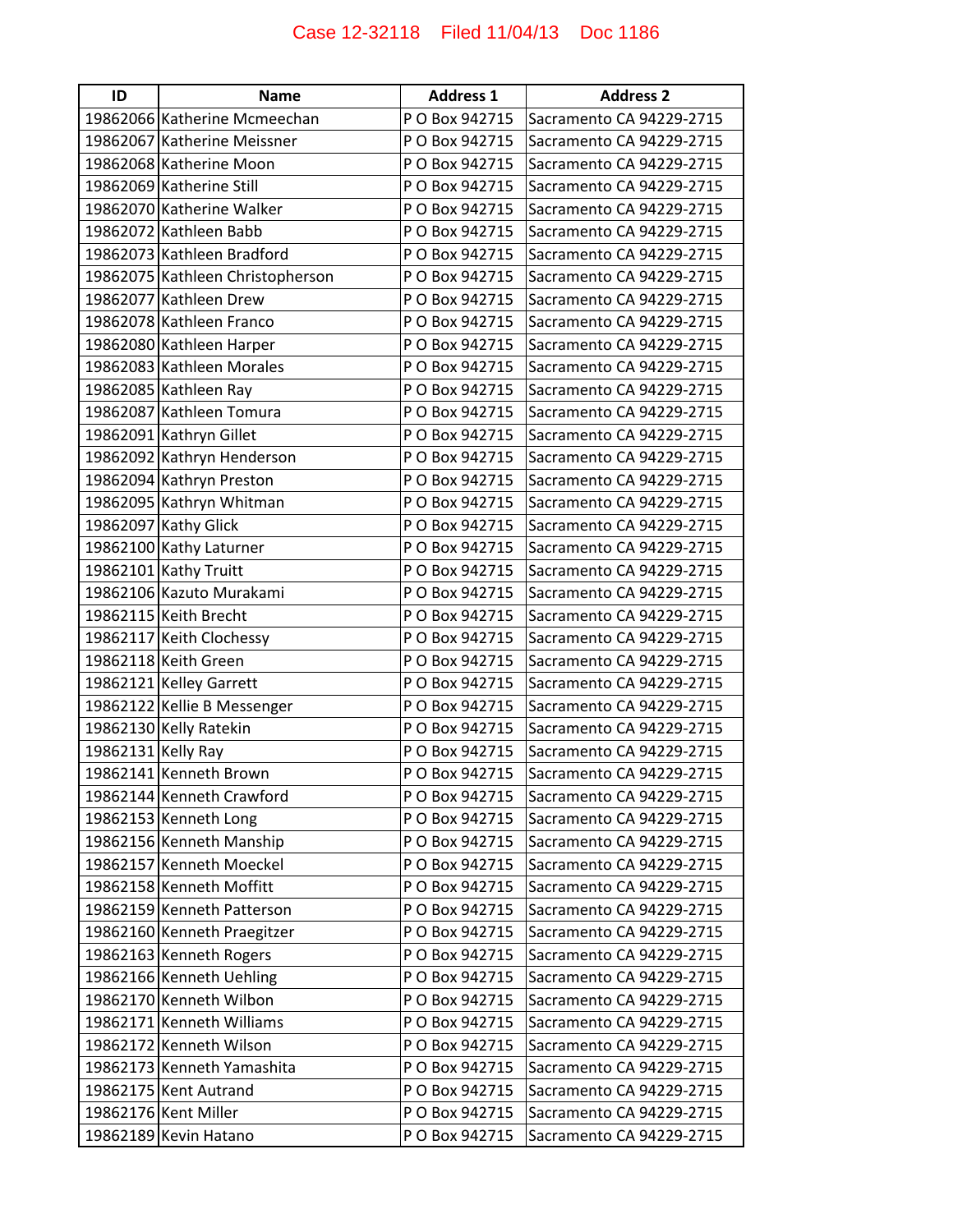| ID | Name | Address 1 | Address 2 |
|---|---|---|---|
| 19862066 | Katherine Mcmeechan | P O Box 942715 | Sacramento CA 94229-2715 |
| 19862067 | Katherine Meissner | P O Box 942715 | Sacramento CA 94229-2715 |
| 19862068 | Katherine Moon | P O Box 942715 | Sacramento CA 94229-2715 |
| 19862069 | Katherine Still | P O Box 942715 | Sacramento CA 94229-2715 |
| 19862070 | Katherine Walker | P O Box 942715 | Sacramento CA 94229-2715 |
| 19862072 | Kathleen Babb | P O Box 942715 | Sacramento CA 94229-2715 |
| 19862073 | Kathleen Bradford | P O Box 942715 | Sacramento CA 94229-2715 |
| 19862075 | Kathleen Christopherson | P O Box 942715 | Sacramento CA 94229-2715 |
| 19862077 | Kathleen Drew | P O Box 942715 | Sacramento CA 94229-2715 |
| 19862078 | Kathleen Franco | P O Box 942715 | Sacramento CA 94229-2715 |
| 19862080 | Kathleen Harper | P O Box 942715 | Sacramento CA 94229-2715 |
| 19862083 | Kathleen Morales | P O Box 942715 | Sacramento CA 94229-2715 |
| 19862085 | Kathleen Ray | P O Box 942715 | Sacramento CA 94229-2715 |
| 19862087 | Kathleen Tomura | P O Box 942715 | Sacramento CA 94229-2715 |
| 19862091 | Kathryn Gillet | P O Box 942715 | Sacramento CA 94229-2715 |
| 19862092 | Kathryn Henderson | P O Box 942715 | Sacramento CA 94229-2715 |
| 19862094 | Kathryn Preston | P O Box 942715 | Sacramento CA 94229-2715 |
| 19862095 | Kathryn Whitman | P O Box 942715 | Sacramento CA 94229-2715 |
| 19862097 | Kathy Glick | P O Box 942715 | Sacramento CA 94229-2715 |
| 19862100 | Kathy Laturner | P O Box 942715 | Sacramento CA 94229-2715 |
| 19862101 | Kathy Truitt | P O Box 942715 | Sacramento CA 94229-2715 |
| 19862106 | Kazuto Murakami | P O Box 942715 | Sacramento CA 94229-2715 |
| 19862115 | Keith Brecht | P O Box 942715 | Sacramento CA 94229-2715 |
| 19862117 | Keith Clochessy | P O Box 942715 | Sacramento CA 94229-2715 |
| 19862118 | Keith Green | P O Box 942715 | Sacramento CA 94229-2715 |
| 19862121 | Kelley Garrett | P O Box 942715 | Sacramento CA 94229-2715 |
| 19862122 | Kellie B Messenger | P O Box 942715 | Sacramento CA 94229-2715 |
| 19862130 | Kelly Ratekin | P O Box 942715 | Sacramento CA 94229-2715 |
| 19862131 | Kelly Ray | P O Box 942715 | Sacramento CA 94229-2715 |
| 19862141 | Kenneth Brown | P O Box 942715 | Sacramento CA 94229-2715 |
| 19862144 | Kenneth Crawford | P O Box 942715 | Sacramento CA 94229-2715 |
| 19862153 | Kenneth Long | P O Box 942715 | Sacramento CA 94229-2715 |
| 19862156 | Kenneth Manship | P O Box 942715 | Sacramento CA 94229-2715 |
| 19862157 | Kenneth Moeckel | P O Box 942715 | Sacramento CA 94229-2715 |
| 19862158 | Kenneth Moffitt | P O Box 942715 | Sacramento CA 94229-2715 |
| 19862159 | Kenneth Patterson | P O Box 942715 | Sacramento CA 94229-2715 |
| 19862160 | Kenneth Praegitzer | P O Box 942715 | Sacramento CA 94229-2715 |
| 19862163 | Kenneth Rogers | P O Box 942715 | Sacramento CA 94229-2715 |
| 19862166 | Kenneth Uehling | P O Box 942715 | Sacramento CA 94229-2715 |
| 19862170 | Kenneth Wilbon | P O Box 942715 | Sacramento CA 94229-2715 |
| 19862171 | Kenneth Williams | P O Box 942715 | Sacramento CA 94229-2715 |
| 19862172 | Kenneth Wilson | P O Box 942715 | Sacramento CA 94229-2715 |
| 19862173 | Kenneth Yamashita | P O Box 942715 | Sacramento CA 94229-2715 |
| 19862175 | Kent Autrand | P O Box 942715 | Sacramento CA 94229-2715 |
| 19862176 | Kent Miller | P O Box 942715 | Sacramento CA 94229-2715 |
| 19862189 | Kevin Hatano | P O Box 942715 | Sacramento CA 94229-2715 |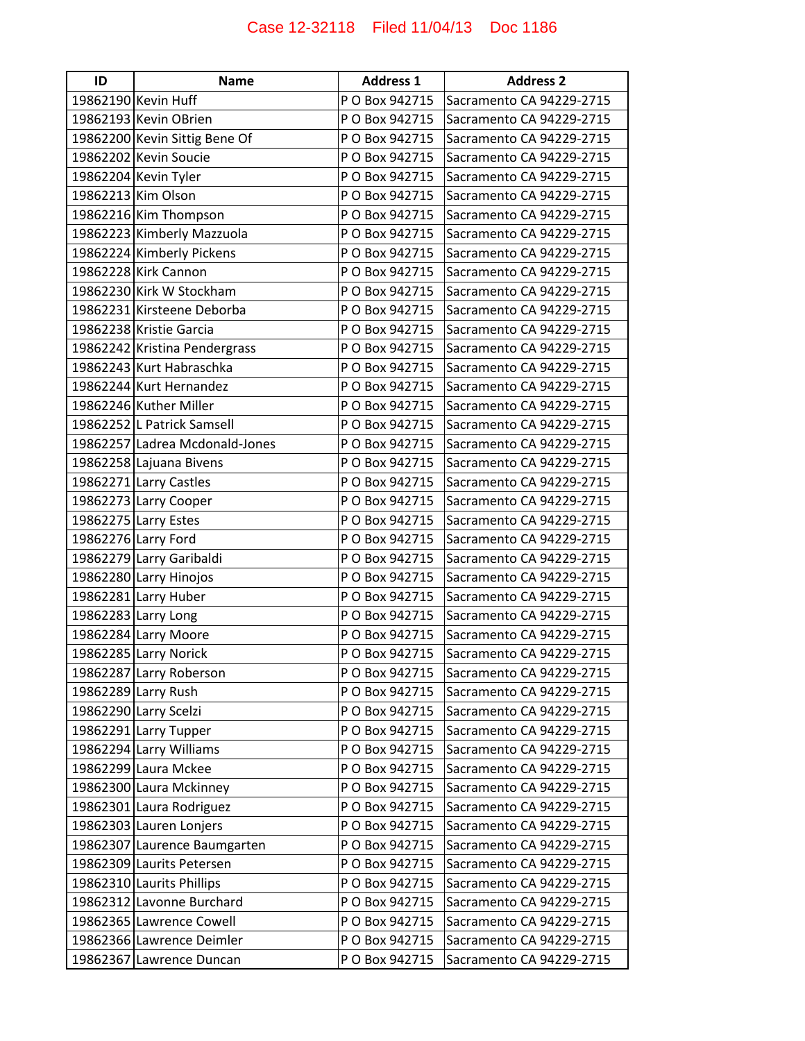| ID | Name | Address 1 | Address 2 |
|---|---|---|---|
| 19862190 | Kevin Huff | P O Box 942715 | Sacramento CA 94229-2715 |
| 19862193 | Kevin OBrien | P O Box 942715 | Sacramento CA 94229-2715 |
| 19862200 | Kevin Sittig Bene Of | P O Box 942715 | Sacramento CA 94229-2715 |
| 19862202 | Kevin Soucie | P O Box 942715 | Sacramento CA 94229-2715 |
| 19862204 | Kevin Tyler | P O Box 942715 | Sacramento CA 94229-2715 |
| 19862213 | Kim Olson | P O Box 942715 | Sacramento CA 94229-2715 |
| 19862216 | Kim Thompson | P O Box 942715 | Sacramento CA 94229-2715 |
| 19862223 | Kimberly Mazzuola | P O Box 942715 | Sacramento CA 94229-2715 |
| 19862224 | Kimberly Pickens | P O Box 942715 | Sacramento CA 94229-2715 |
| 19862228 | Kirk Cannon | P O Box 942715 | Sacramento CA 94229-2715 |
| 19862230 | Kirk W Stockham | P O Box 942715 | Sacramento CA 94229-2715 |
| 19862231 | Kirsteene Deborba | P O Box 942715 | Sacramento CA 94229-2715 |
| 19862238 | Kristie Garcia | P O Box 942715 | Sacramento CA 94229-2715 |
| 19862242 | Kristina Pendergrass | P O Box 942715 | Sacramento CA 94229-2715 |
| 19862243 | Kurt Habraschka | P O Box 942715 | Sacramento CA 94229-2715 |
| 19862244 | Kurt Hernandez | P O Box 942715 | Sacramento CA 94229-2715 |
| 19862246 | Kuther Miller | P O Box 942715 | Sacramento CA 94229-2715 |
| 19862252 | L Patrick Samsell | P O Box 942715 | Sacramento CA 94229-2715 |
| 19862257 | Ladrea Mcdonald-Jones | P O Box 942715 | Sacramento CA 94229-2715 |
| 19862258 | Lajuana Bivens | P O Box 942715 | Sacramento CA 94229-2715 |
| 19862271 | Larry Castles | P O Box 942715 | Sacramento CA 94229-2715 |
| 19862273 | Larry Cooper | P O Box 942715 | Sacramento CA 94229-2715 |
| 19862275 | Larry Estes | P O Box 942715 | Sacramento CA 94229-2715 |
| 19862276 | Larry Ford | P O Box 942715 | Sacramento CA 94229-2715 |
| 19862279 | Larry Garibaldi | P O Box 942715 | Sacramento CA 94229-2715 |
| 19862280 | Larry Hinojos | P O Box 942715 | Sacramento CA 94229-2715 |
| 19862281 | Larry Huber | P O Box 942715 | Sacramento CA 94229-2715 |
| 19862283 | Larry Long | P O Box 942715 | Sacramento CA 94229-2715 |
| 19862284 | Larry Moore | P O Box 942715 | Sacramento CA 94229-2715 |
| 19862285 | Larry Norick | P O Box 942715 | Sacramento CA 94229-2715 |
| 19862287 | Larry Roberson | P O Box 942715 | Sacramento CA 94229-2715 |
| 19862289 | Larry Rush | P O Box 942715 | Sacramento CA 94229-2715 |
| 19862290 | Larry Scelzi | P O Box 942715 | Sacramento CA 94229-2715 |
| 19862291 | Larry Tupper | P O Box 942715 | Sacramento CA 94229-2715 |
| 19862294 | Larry Williams | P O Box 942715 | Sacramento CA 94229-2715 |
| 19862299 | Laura Mckee | P O Box 942715 | Sacramento CA 94229-2715 |
| 19862300 | Laura Mckinney | P O Box 942715 | Sacramento CA 94229-2715 |
| 19862301 | Laura Rodriguez | P O Box 942715 | Sacramento CA 94229-2715 |
| 19862303 | Lauren Lonjers | P O Box 942715 | Sacramento CA 94229-2715 |
| 19862307 | Laurence Baumgarten | P O Box 942715 | Sacramento CA 94229-2715 |
| 19862309 | Laurits Petersen | P O Box 942715 | Sacramento CA 94229-2715 |
| 19862310 | Laurits Phillips | P O Box 942715 | Sacramento CA 94229-2715 |
| 19862312 | Lavonne Burchard | P O Box 942715 | Sacramento CA 94229-2715 |
| 19862365 | Lawrence Cowell | P O Box 942715 | Sacramento CA 94229-2715 |
| 19862366 | Lawrence Deimler | P O Box 942715 | Sacramento CA 94229-2715 |
| 19862367 | Lawrence Duncan | P O Box 942715 | Sacramento CA 94229-2715 |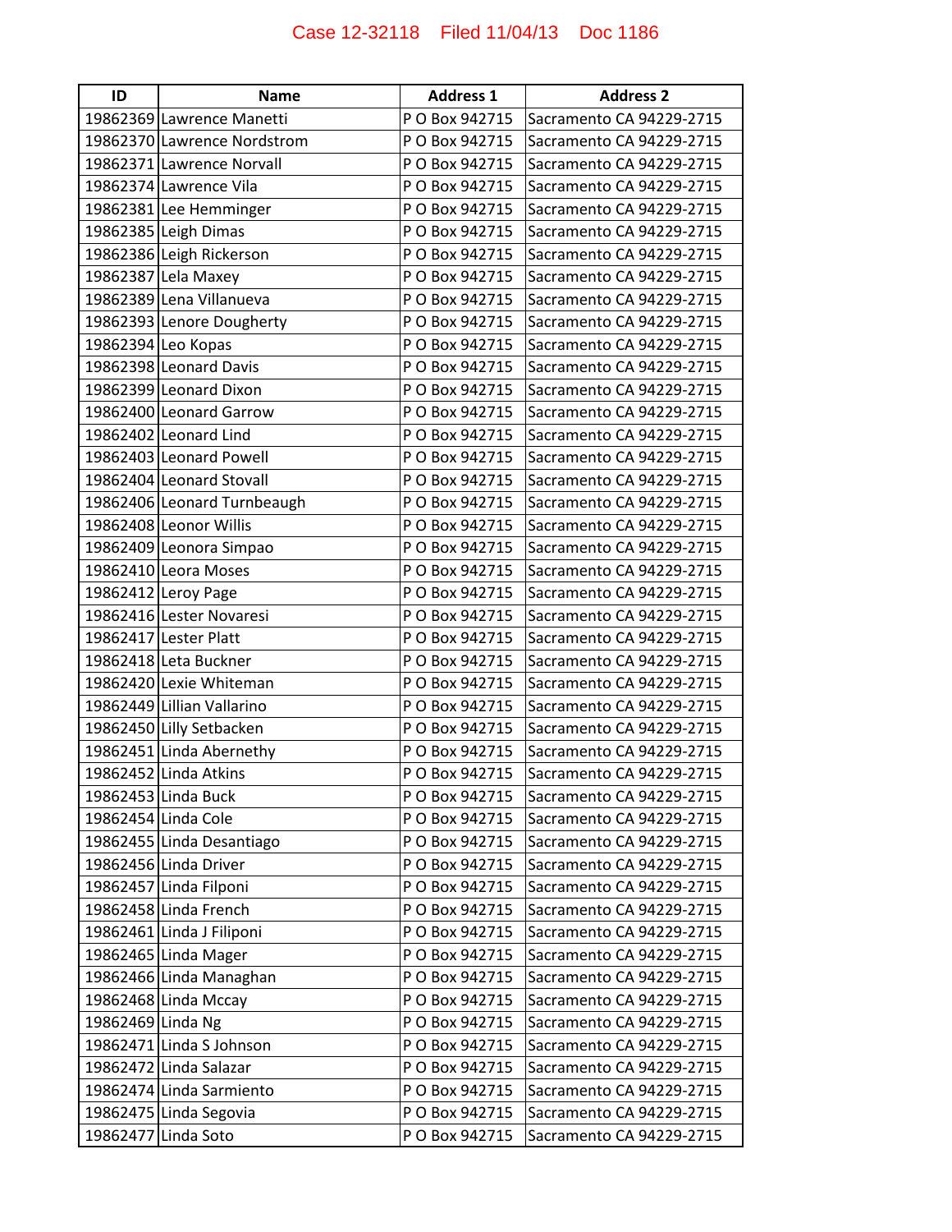| ID | Name | Address 1 | Address 2 |
|---|---|---|---|
| 19862369 | Lawrence Manetti | P O Box 942715 | Sacramento CA 94229-2715 |
| 19862370 | Lawrence Nordstrom | P O Box 942715 | Sacramento CA 94229-2715 |
| 19862371 | Lawrence Norvall | P O Box 942715 | Sacramento CA 94229-2715 |
| 19862374 | Lawrence Vila | P O Box 942715 | Sacramento CA 94229-2715 |
| 19862381 | Lee Hemminger | P O Box 942715 | Sacramento CA 94229-2715 |
| 19862385 | Leigh Dimas | P O Box 942715 | Sacramento CA 94229-2715 |
| 19862386 | Leigh Rickerson | P O Box 942715 | Sacramento CA 94229-2715 |
| 19862387 | Lela Maxey | P O Box 942715 | Sacramento CA 94229-2715 |
| 19862389 | Lena Villanueva | P O Box 942715 | Sacramento CA 94229-2715 |
| 19862393 | Lenore Dougherty | P O Box 942715 | Sacramento CA 94229-2715 |
| 19862394 | Leo Kopas | P O Box 942715 | Sacramento CA 94229-2715 |
| 19862398 | Leonard Davis | P O Box 942715 | Sacramento CA 94229-2715 |
| 19862399 | Leonard Dixon | P O Box 942715 | Sacramento CA 94229-2715 |
| 19862400 | Leonard Garrow | P O Box 942715 | Sacramento CA 94229-2715 |
| 19862402 | Leonard Lind | P O Box 942715 | Sacramento CA 94229-2715 |
| 19862403 | Leonard Powell | P O Box 942715 | Sacramento CA 94229-2715 |
| 19862404 | Leonard Stovall | P O Box 942715 | Sacramento CA 94229-2715 |
| 19862406 | Leonard Turnbeaugh | P O Box 942715 | Sacramento CA 94229-2715 |
| 19862408 | Leonor Willis | P O Box 942715 | Sacramento CA 94229-2715 |
| 19862409 | Leonora Simpao | P O Box 942715 | Sacramento CA 94229-2715 |
| 19862410 | Leora Moses | P O Box 942715 | Sacramento CA 94229-2715 |
| 19862412 | Leroy Page | P O Box 942715 | Sacramento CA 94229-2715 |
| 19862416 | Lester Novaresi | P O Box 942715 | Sacramento CA 94229-2715 |
| 19862417 | Lester Platt | P O Box 942715 | Sacramento CA 94229-2715 |
| 19862418 | Leta Buckner | P O Box 942715 | Sacramento CA 94229-2715 |
| 19862420 | Lexie Whiteman | P O Box 942715 | Sacramento CA 94229-2715 |
| 19862449 | Lillian Vallarino | P O Box 942715 | Sacramento CA 94229-2715 |
| 19862450 | Lilly Setbacken | P O Box 942715 | Sacramento CA 94229-2715 |
| 19862451 | Linda Abernethy | P O Box 942715 | Sacramento CA 94229-2715 |
| 19862452 | Linda Atkins | P O Box 942715 | Sacramento CA 94229-2715 |
| 19862453 | Linda Buck | P O Box 942715 | Sacramento CA 94229-2715 |
| 19862454 | Linda Cole | P O Box 942715 | Sacramento CA 94229-2715 |
| 19862455 | Linda Desantiago | P O Box 942715 | Sacramento CA 94229-2715 |
| 19862456 | Linda Driver | P O Box 942715 | Sacramento CA 94229-2715 |
| 19862457 | Linda Filponi | P O Box 942715 | Sacramento CA 94229-2715 |
| 19862458 | Linda French | P O Box 942715 | Sacramento CA 94229-2715 |
| 19862461 | Linda J Filiponi | P O Box 942715 | Sacramento CA 94229-2715 |
| 19862465 | Linda Mager | P O Box 942715 | Sacramento CA 94229-2715 |
| 19862466 | Linda Managhan | P O Box 942715 | Sacramento CA 94229-2715 |
| 19862468 | Linda Mccay | P O Box 942715 | Sacramento CA 94229-2715 |
| 19862469 | Linda Ng | P O Box 942715 | Sacramento CA 94229-2715 |
| 19862471 | Linda S Johnson | P O Box 942715 | Sacramento CA 94229-2715 |
| 19862472 | Linda Salazar | P O Box 942715 | Sacramento CA 94229-2715 |
| 19862474 | Linda Sarmiento | P O Box 942715 | Sacramento CA 94229-2715 |
| 19862475 | Linda Segovia | P O Box 942715 | Sacramento CA 94229-2715 |
| 19862477 | Linda Soto | P O Box 942715 | Sacramento CA 94229-2715 |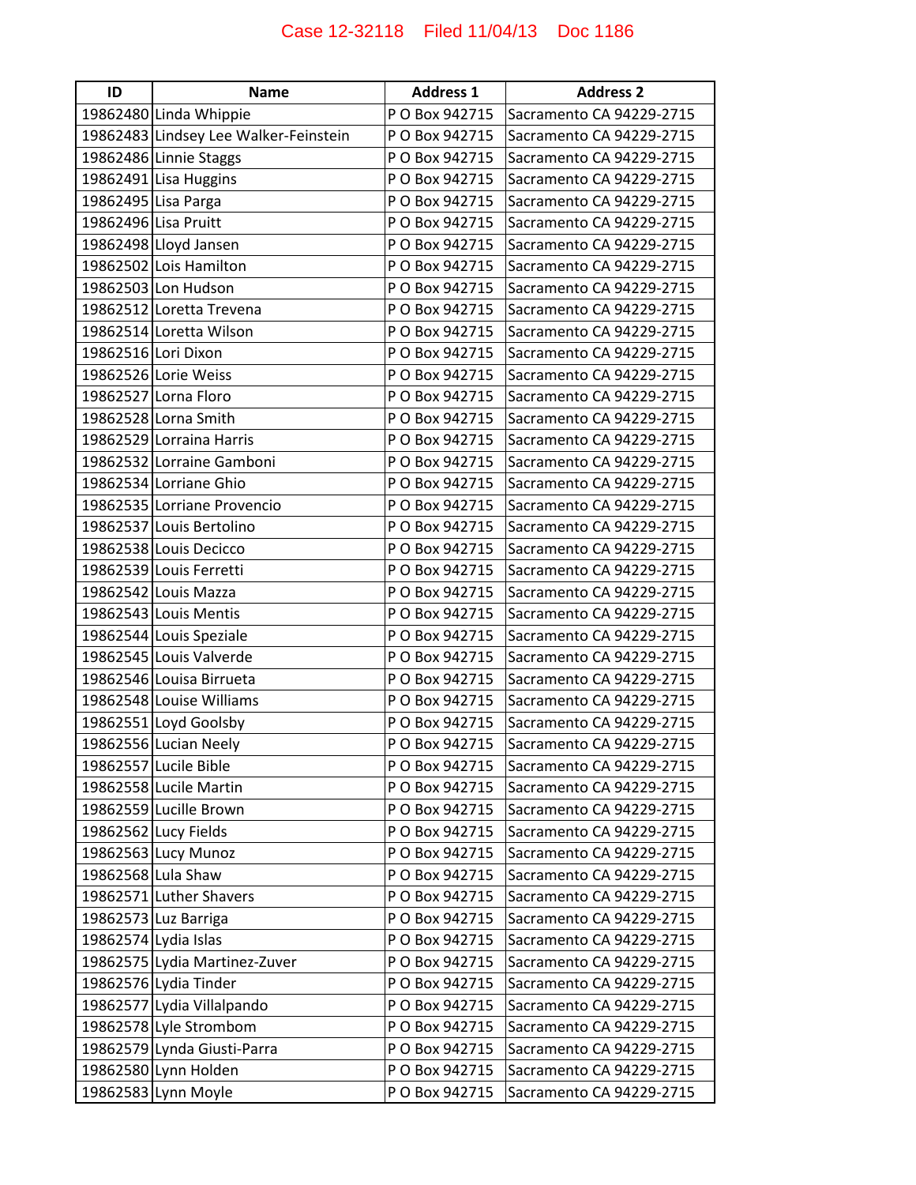| ID | Name | Address 1 | Address 2 |
|---|---|---|---|
| 19862480 | Linda Whippie | P O Box 942715 | Sacramento CA 94229-2715 |
| 19862483 | Lindsey Lee Walker-Feinstein | P O Box 942715 | Sacramento CA 94229-2715 |
| 19862486 | Linnie Staggs | P O Box 942715 | Sacramento CA 94229-2715 |
| 19862491 | Lisa Huggins | P O Box 942715 | Sacramento CA 94229-2715 |
| 19862495 | Lisa Parga | P O Box 942715 | Sacramento CA 94229-2715 |
| 19862496 | Lisa Pruitt | P O Box 942715 | Sacramento CA 94229-2715 |
| 19862498 | Lloyd Jansen | P O Box 942715 | Sacramento CA 94229-2715 |
| 19862502 | Lois Hamilton | P O Box 942715 | Sacramento CA 94229-2715 |
| 19862503 | Lon Hudson | P O Box 942715 | Sacramento CA 94229-2715 |
| 19862512 | Loretta Trevena | P O Box 942715 | Sacramento CA 94229-2715 |
| 19862514 | Loretta Wilson | P O Box 942715 | Sacramento CA 94229-2715 |
| 19862516 | Lori Dixon | P O Box 942715 | Sacramento CA 94229-2715 |
| 19862526 | Lorie Weiss | P O Box 942715 | Sacramento CA 94229-2715 |
| 19862527 | Lorna Floro | P O Box 942715 | Sacramento CA 94229-2715 |
| 19862528 | Lorna Smith | P O Box 942715 | Sacramento CA 94229-2715 |
| 19862529 | Lorraina Harris | P O Box 942715 | Sacramento CA 94229-2715 |
| 19862532 | Lorraine Gamboni | P O Box 942715 | Sacramento CA 94229-2715 |
| 19862534 | Lorriane Ghio | P O Box 942715 | Sacramento CA 94229-2715 |
| 19862535 | Lorriane Provencio | P O Box 942715 | Sacramento CA 94229-2715 |
| 19862537 | Louis Bertolino | P O Box 942715 | Sacramento CA 94229-2715 |
| 19862538 | Louis Decicco | P O Box 942715 | Sacramento CA 94229-2715 |
| 19862539 | Louis Ferretti | P O Box 942715 | Sacramento CA 94229-2715 |
| 19862542 | Louis Mazza | P O Box 942715 | Sacramento CA 94229-2715 |
| 19862543 | Louis Mentis | P O Box 942715 | Sacramento CA 94229-2715 |
| 19862544 | Louis Speziale | P O Box 942715 | Sacramento CA 94229-2715 |
| 19862545 | Louis Valverde | P O Box 942715 | Sacramento CA 94229-2715 |
| 19862546 | Louisa Birrueta | P O Box 942715 | Sacramento CA 94229-2715 |
| 19862548 | Louise Williams | P O Box 942715 | Sacramento CA 94229-2715 |
| 19862551 | Loyd Goolsby | P O Box 942715 | Sacramento CA 94229-2715 |
| 19862556 | Lucian Neely | P O Box 942715 | Sacramento CA 94229-2715 |
| 19862557 | Lucile Bible | P O Box 942715 | Sacramento CA 94229-2715 |
| 19862558 | Lucile Martin | P O Box 942715 | Sacramento CA 94229-2715 |
| 19862559 | Lucille Brown | P O Box 942715 | Sacramento CA 94229-2715 |
| 19862562 | Lucy Fields | P O Box 942715 | Sacramento CA 94229-2715 |
| 19862563 | Lucy Munoz | P O Box 942715 | Sacramento CA 94229-2715 |
| 19862568 | Lula Shaw | P O Box 942715 | Sacramento CA 94229-2715 |
| 19862571 | Luther Shavers | P O Box 942715 | Sacramento CA 94229-2715 |
| 19862573 | Luz Barriga | P O Box 942715 | Sacramento CA 94229-2715 |
| 19862574 | Lydia Islas | P O Box 942715 | Sacramento CA 94229-2715 |
| 19862575 | Lydia Martinez-Zuver | P O Box 942715 | Sacramento CA 94229-2715 |
| 19862576 | Lydia Tinder | P O Box 942715 | Sacramento CA 94229-2715 |
| 19862577 | Lydia Villalpando | P O Box 942715 | Sacramento CA 94229-2715 |
| 19862578 | Lyle Strombom | P O Box 942715 | Sacramento CA 94229-2715 |
| 19862579 | Lynda Giusti-Parra | P O Box 942715 | Sacramento CA 94229-2715 |
| 19862580 | Lynn Holden | P O Box 942715 | Sacramento CA 94229-2715 |
| 19862583 | Lynn Moyle | P O Box 942715 | Sacramento CA 94229-2715 |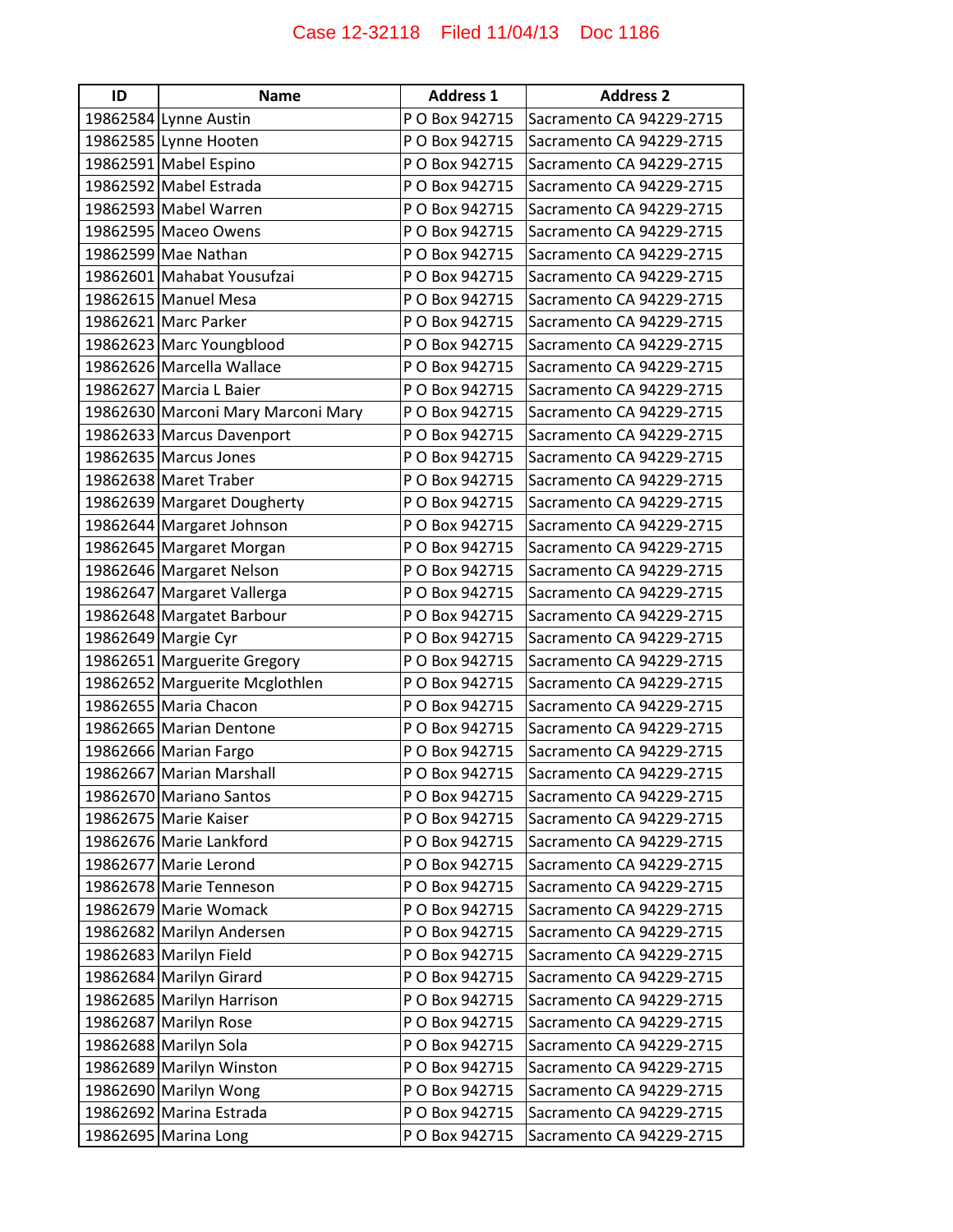| ID | Name | Address 1 | Address 2 |
| --- | --- | --- | --- |
| 19862584 | Lynne Austin | P O Box 942715 | Sacramento CA 94229-2715 |
| 19862585 | Lynne Hooten | P O Box 942715 | Sacramento CA 94229-2715 |
| 19862591 | Mabel Espino | P O Box 942715 | Sacramento CA 94229-2715 |
| 19862592 | Mabel Estrada | P O Box 942715 | Sacramento CA 94229-2715 |
| 19862593 | Mabel Warren | P O Box 942715 | Sacramento CA 94229-2715 |
| 19862595 | Maceo Owens | P O Box 942715 | Sacramento CA 94229-2715 |
| 19862599 | Mae Nathan | P O Box 942715 | Sacramento CA 94229-2715 |
| 19862601 | Mahabat Yousufzai | P O Box 942715 | Sacramento CA 94229-2715 |
| 19862615 | Manuel Mesa | P O Box 942715 | Sacramento CA 94229-2715 |
| 19862621 | Marc Parker | P O Box 942715 | Sacramento CA 94229-2715 |
| 19862623 | Marc Youngblood | P O Box 942715 | Sacramento CA 94229-2715 |
| 19862626 | Marcella Wallace | P O Box 942715 | Sacramento CA 94229-2715 |
| 19862627 | Marcia L Baier | P O Box 942715 | Sacramento CA 94229-2715 |
| 19862630 | Marconi Mary Marconi Mary | P O Box 942715 | Sacramento CA 94229-2715 |
| 19862633 | Marcus Davenport | P O Box 942715 | Sacramento CA 94229-2715 |
| 19862635 | Marcus Jones | P O Box 942715 | Sacramento CA 94229-2715 |
| 19862638 | Maret Traber | P O Box 942715 | Sacramento CA 94229-2715 |
| 19862639 | Margaret Dougherty | P O Box 942715 | Sacramento CA 94229-2715 |
| 19862644 | Margaret Johnson | P O Box 942715 | Sacramento CA 94229-2715 |
| 19862645 | Margaret Morgan | P O Box 942715 | Sacramento CA 94229-2715 |
| 19862646 | Margaret Nelson | P O Box 942715 | Sacramento CA 94229-2715 |
| 19862647 | Margaret Vallerga | P O Box 942715 | Sacramento CA 94229-2715 |
| 19862648 | Margatet Barbour | P O Box 942715 | Sacramento CA 94229-2715 |
| 19862649 | Margie Cyr | P O Box 942715 | Sacramento CA 94229-2715 |
| 19862651 | Marguerite Gregory | P O Box 942715 | Sacramento CA 94229-2715 |
| 19862652 | Marguerite Mcglothlen | P O Box 942715 | Sacramento CA 94229-2715 |
| 19862655 | Maria Chacon | P O Box 942715 | Sacramento CA 94229-2715 |
| 19862665 | Marian Dentone | P O Box 942715 | Sacramento CA 94229-2715 |
| 19862666 | Marian Fargo | P O Box 942715 | Sacramento CA 94229-2715 |
| 19862667 | Marian Marshall | P O Box 942715 | Sacramento CA 94229-2715 |
| 19862670 | Mariano Santos | P O Box 942715 | Sacramento CA 94229-2715 |
| 19862675 | Marie Kaiser | P O Box 942715 | Sacramento CA 94229-2715 |
| 19862676 | Marie Lankford | P O Box 942715 | Sacramento CA 94229-2715 |
| 19862677 | Marie Lerond | P O Box 942715 | Sacramento CA 94229-2715 |
| 19862678 | Marie Tenneson | P O Box 942715 | Sacramento CA 94229-2715 |
| 19862679 | Marie Womack | P O Box 942715 | Sacramento CA 94229-2715 |
| 19862682 | Marilyn Andersen | P O Box 942715 | Sacramento CA 94229-2715 |
| 19862683 | Marilyn Field | P O Box 942715 | Sacramento CA 94229-2715 |
| 19862684 | Marilyn Girard | P O Box 942715 | Sacramento CA 94229-2715 |
| 19862685 | Marilyn Harrison | P O Box 942715 | Sacramento CA 94229-2715 |
| 19862687 | Marilyn Rose | P O Box 942715 | Sacramento CA 94229-2715 |
| 19862688 | Marilyn Sola | P O Box 942715 | Sacramento CA 94229-2715 |
| 19862689 | Marilyn Winston | P O Box 942715 | Sacramento CA 94229-2715 |
| 19862690 | Marilyn Wong | P O Box 942715 | Sacramento CA 94229-2715 |
| 19862692 | Marina Estrada | P O Box 942715 | Sacramento CA 94229-2715 |
| 19862695 | Marina Long | P O Box 942715 | Sacramento CA 94229-2715 |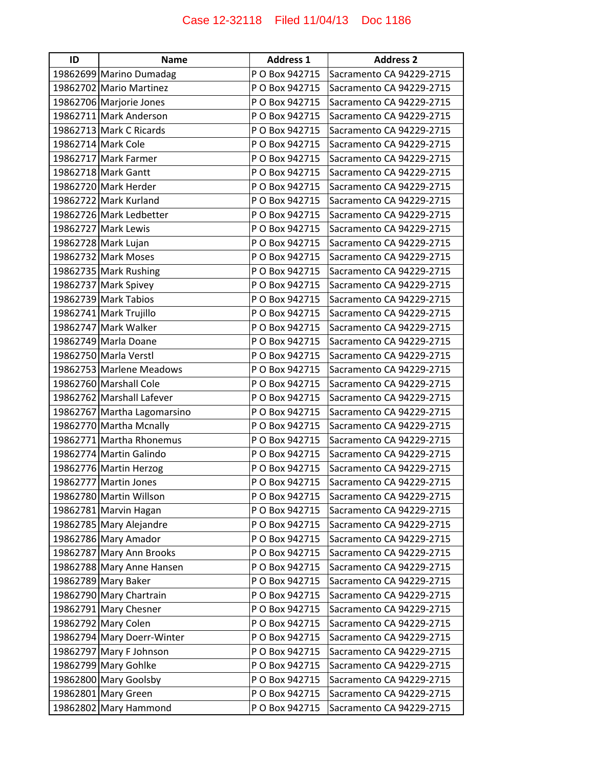| ID | Name | Address 1 | Address 2 |
| --- | --- | --- | --- |
| 19862699 | Marino Dumadag | P O Box 942715 | Sacramento CA 94229-2715 |
| 19862702 | Mario Martinez | P O Box 942715 | Sacramento CA 94229-2715 |
| 19862706 | Marjorie Jones | P O Box 942715 | Sacramento CA 94229-2715 |
| 19862711 | Mark Anderson | P O Box 942715 | Sacramento CA 94229-2715 |
| 19862713 | Mark C Ricards | P O Box 942715 | Sacramento CA 94229-2715 |
| 19862714 | Mark Cole | P O Box 942715 | Sacramento CA 94229-2715 |
| 19862717 | Mark Farmer | P O Box 942715 | Sacramento CA 94229-2715 |
| 19862718 | Mark Gantt | P O Box 942715 | Sacramento CA 94229-2715 |
| 19862720 | Mark Herder | P O Box 942715 | Sacramento CA 94229-2715 |
| 19862722 | Mark Kurland | P O Box 942715 | Sacramento CA 94229-2715 |
| 19862726 | Mark Ledbetter | P O Box 942715 | Sacramento CA 94229-2715 |
| 19862727 | Mark Lewis | P O Box 942715 | Sacramento CA 94229-2715 |
| 19862728 | Mark Lujan | P O Box 942715 | Sacramento CA 94229-2715 |
| 19862732 | Mark Moses | P O Box 942715 | Sacramento CA 94229-2715 |
| 19862735 | Mark Rushing | P O Box 942715 | Sacramento CA 94229-2715 |
| 19862737 | Mark Spivey | P O Box 942715 | Sacramento CA 94229-2715 |
| 19862739 | Mark Tabios | P O Box 942715 | Sacramento CA 94229-2715 |
| 19862741 | Mark Trujillo | P O Box 942715 | Sacramento CA 94229-2715 |
| 19862747 | Mark Walker | P O Box 942715 | Sacramento CA 94229-2715 |
| 19862749 | Marla Doane | P O Box 942715 | Sacramento CA 94229-2715 |
| 19862750 | Marla Verstl | P O Box 942715 | Sacramento CA 94229-2715 |
| 19862753 | Marlene Meadows | P O Box 942715 | Sacramento CA 94229-2715 |
| 19862760 | Marshall Cole | P O Box 942715 | Sacramento CA 94229-2715 |
| 19862762 | Marshall Lafever | P O Box 942715 | Sacramento CA 94229-2715 |
| 19862767 | Martha Lagomarsino | P O Box 942715 | Sacramento CA 94229-2715 |
| 19862770 | Martha Mcnally | P O Box 942715 | Sacramento CA 94229-2715 |
| 19862771 | Martha Rhonemus | P O Box 942715 | Sacramento CA 94229-2715 |
| 19862774 | Martin Galindo | P O Box 942715 | Sacramento CA 94229-2715 |
| 19862776 | Martin Herzog | P O Box 942715 | Sacramento CA 94229-2715 |
| 19862777 | Martin Jones | P O Box 942715 | Sacramento CA 94229-2715 |
| 19862780 | Martin Willson | P O Box 942715 | Sacramento CA 94229-2715 |
| 19862781 | Marvin Hagan | P O Box 942715 | Sacramento CA 94229-2715 |
| 19862785 | Mary Alejandre | P O Box 942715 | Sacramento CA 94229-2715 |
| 19862786 | Mary Amador | P O Box 942715 | Sacramento CA 94229-2715 |
| 19862787 | Mary Ann Brooks | P O Box 942715 | Sacramento CA 94229-2715 |
| 19862788 | Mary Anne Hansen | P O Box 942715 | Sacramento CA 94229-2715 |
| 19862789 | Mary Baker | P O Box 942715 | Sacramento CA 94229-2715 |
| 19862790 | Mary Chartrain | P O Box 942715 | Sacramento CA 94229-2715 |
| 19862791 | Mary Chesner | P O Box 942715 | Sacramento CA 94229-2715 |
| 19862792 | Mary Colen | P O Box 942715 | Sacramento CA 94229-2715 |
| 19862794 | Mary Doerr-Winter | P O Box 942715 | Sacramento CA 94229-2715 |
| 19862797 | Mary F Johnson | P O Box 942715 | Sacramento CA 94229-2715 |
| 19862799 | Mary Gohlke | P O Box 942715 | Sacramento CA 94229-2715 |
| 19862800 | Mary Goolsby | P O Box 942715 | Sacramento CA 94229-2715 |
| 19862801 | Mary Green | P O Box 942715 | Sacramento CA 94229-2715 |
| 19862802 | Mary Hammond | P O Box 942715 | Sacramento CA 94229-2715 |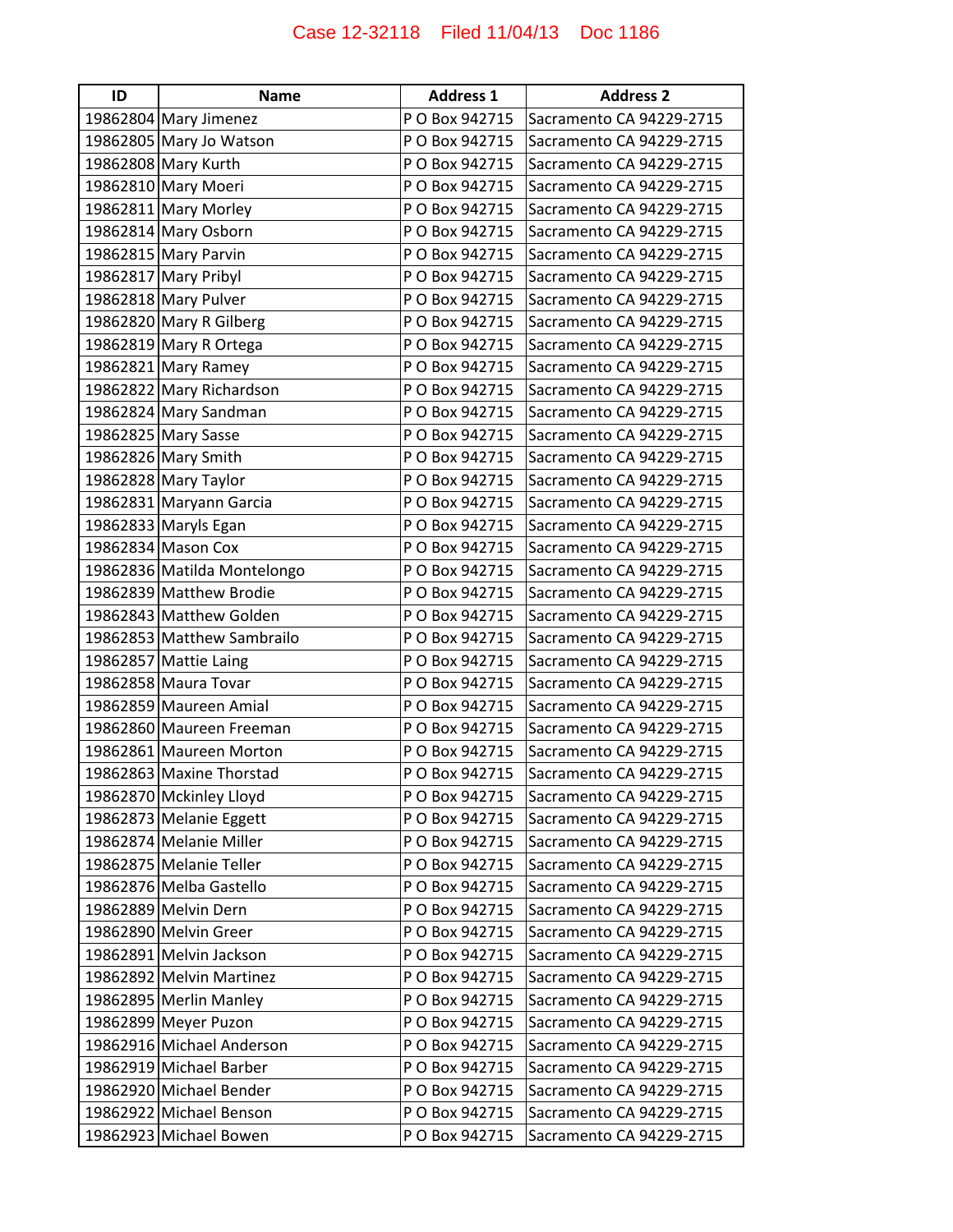| ID | Name | Address 1 | Address 2 |
|---|---|---|---|
| 19862804 | Mary Jimenez | P O Box 942715 | Sacramento CA 94229-2715 |
| 19862805 | Mary Jo Watson | P O Box 942715 | Sacramento CA 94229-2715 |
| 19862808 | Mary Kurth | P O Box 942715 | Sacramento CA 94229-2715 |
| 19862810 | Mary Moeri | P O Box 942715 | Sacramento CA 94229-2715 |
| 19862811 | Mary Morley | P O Box 942715 | Sacramento CA 94229-2715 |
| 19862814 | Mary Osborn | P O Box 942715 | Sacramento CA 94229-2715 |
| 19862815 | Mary Parvin | P O Box 942715 | Sacramento CA 94229-2715 |
| 19862817 | Mary Pribyl | P O Box 942715 | Sacramento CA 94229-2715 |
| 19862818 | Mary Pulver | P O Box 942715 | Sacramento CA 94229-2715 |
| 19862820 | Mary R Gilberg | P O Box 942715 | Sacramento CA 94229-2715 |
| 19862819 | Mary R Ortega | P O Box 942715 | Sacramento CA 94229-2715 |
| 19862821 | Mary Ramey | P O Box 942715 | Sacramento CA 94229-2715 |
| 19862822 | Mary Richardson | P O Box 942715 | Sacramento CA 94229-2715 |
| 19862824 | Mary Sandman | P O Box 942715 | Sacramento CA 94229-2715 |
| 19862825 | Mary Sasse | P O Box 942715 | Sacramento CA 94229-2715 |
| 19862826 | Mary Smith | P O Box 942715 | Sacramento CA 94229-2715 |
| 19862828 | Mary Taylor | P O Box 942715 | Sacramento CA 94229-2715 |
| 19862831 | Maryann Garcia | P O Box 942715 | Sacramento CA 94229-2715 |
| 19862833 | Maryls Egan | P O Box 942715 | Sacramento CA 94229-2715 |
| 19862834 | Mason Cox | P O Box 942715 | Sacramento CA 94229-2715 |
| 19862836 | Matilda Montelongo | P O Box 942715 | Sacramento CA 94229-2715 |
| 19862839 | Matthew Brodie | P O Box 942715 | Sacramento CA 94229-2715 |
| 19862843 | Matthew Golden | P O Box 942715 | Sacramento CA 94229-2715 |
| 19862853 | Matthew Sambrailo | P O Box 942715 | Sacramento CA 94229-2715 |
| 19862857 | Mattie Laing | P O Box 942715 | Sacramento CA 94229-2715 |
| 19862858 | Maura Tovar | P O Box 942715 | Sacramento CA 94229-2715 |
| 19862859 | Maureen Amial | P O Box 942715 | Sacramento CA 94229-2715 |
| 19862860 | Maureen Freeman | P O Box 942715 | Sacramento CA 94229-2715 |
| 19862861 | Maureen Morton | P O Box 942715 | Sacramento CA 94229-2715 |
| 19862863 | Maxine Thorstad | P O Box 942715 | Sacramento CA 94229-2715 |
| 19862870 | Mckinley Lloyd | P O Box 942715 | Sacramento CA 94229-2715 |
| 19862873 | Melanie Eggett | P O Box 942715 | Sacramento CA 94229-2715 |
| 19862874 | Melanie Miller | P O Box 942715 | Sacramento CA 94229-2715 |
| 19862875 | Melanie Teller | P O Box 942715 | Sacramento CA 94229-2715 |
| 19862876 | Melba Gastello | P O Box 942715 | Sacramento CA 94229-2715 |
| 19862889 | Melvin Dern | P O Box 942715 | Sacramento CA 94229-2715 |
| 19862890 | Melvin Greer | P O Box 942715 | Sacramento CA 94229-2715 |
| 19862891 | Melvin Jackson | P O Box 942715 | Sacramento CA 94229-2715 |
| 19862892 | Melvin Martinez | P O Box 942715 | Sacramento CA 94229-2715 |
| 19862895 | Merlin Manley | P O Box 942715 | Sacramento CA 94229-2715 |
| 19862899 | Meyer Puzon | P O Box 942715 | Sacramento CA 94229-2715 |
| 19862916 | Michael Anderson | P O Box 942715 | Sacramento CA 94229-2715 |
| 19862919 | Michael Barber | P O Box 942715 | Sacramento CA 94229-2715 |
| 19862920 | Michael Bender | P O Box 942715 | Sacramento CA 94229-2715 |
| 19862922 | Michael Benson | P O Box 942715 | Sacramento CA 94229-2715 |
| 19862923 | Michael Bowen | P O Box 942715 | Sacramento CA 94229-2715 |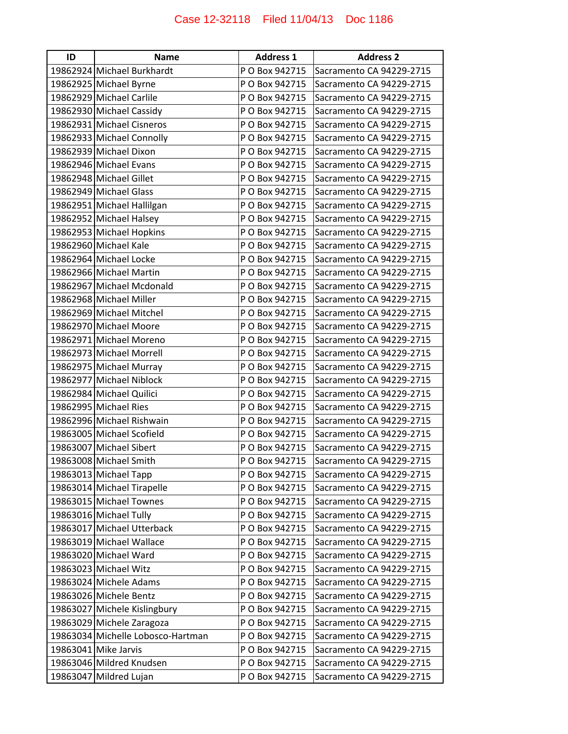| ID | Name | Address 1 | Address 2 |
|---|---|---|---|
| 19862924 | Michael Burkhardt | P O Box 942715 | Sacramento CA 94229-2715 |
| 19862925 | Michael Byrne | P O Box 942715 | Sacramento CA 94229-2715 |
| 19862929 | Michael Carlile | P O Box 942715 | Sacramento CA 94229-2715 |
| 19862930 | Michael Cassidy | P O Box 942715 | Sacramento CA 94229-2715 |
| 19862931 | Michael Cisneros | P O Box 942715 | Sacramento CA 94229-2715 |
| 19862933 | Michael Connolly | P O Box 942715 | Sacramento CA 94229-2715 |
| 19862939 | Michael Dixon | P O Box 942715 | Sacramento CA 94229-2715 |
| 19862946 | Michael Evans | P O Box 942715 | Sacramento CA 94229-2715 |
| 19862948 | Michael Gillet | P O Box 942715 | Sacramento CA 94229-2715 |
| 19862949 | Michael Glass | P O Box 942715 | Sacramento CA 94229-2715 |
| 19862951 | Michael Hallilgan | P O Box 942715 | Sacramento CA 94229-2715 |
| 19862952 | Michael Halsey | P O Box 942715 | Sacramento CA 94229-2715 |
| 19862953 | Michael Hopkins | P O Box 942715 | Sacramento CA 94229-2715 |
| 19862960 | Michael Kale | P O Box 942715 | Sacramento CA 94229-2715 |
| 19862964 | Michael Locke | P O Box 942715 | Sacramento CA 94229-2715 |
| 19862966 | Michael Martin | P O Box 942715 | Sacramento CA 94229-2715 |
| 19862967 | Michael Mcdonald | P O Box 942715 | Sacramento CA 94229-2715 |
| 19862968 | Michael Miller | P O Box 942715 | Sacramento CA 94229-2715 |
| 19862969 | Michael Mitchel | P O Box 942715 | Sacramento CA 94229-2715 |
| 19862970 | Michael Moore | P O Box 942715 | Sacramento CA 94229-2715 |
| 19862971 | Michael Moreno | P O Box 942715 | Sacramento CA 94229-2715 |
| 19862973 | Michael Morrell | P O Box 942715 | Sacramento CA 94229-2715 |
| 19862975 | Michael Murray | P O Box 942715 | Sacramento CA 94229-2715 |
| 19862977 | Michael Niblock | P O Box 942715 | Sacramento CA 94229-2715 |
| 19862984 | Michael Quilici | P O Box 942715 | Sacramento CA 94229-2715 |
| 19862995 | Michael Ries | P O Box 942715 | Sacramento CA 94229-2715 |
| 19862996 | Michael Rishwain | P O Box 942715 | Sacramento CA 94229-2715 |
| 19863005 | Michael Scofield | P O Box 942715 | Sacramento CA 94229-2715 |
| 19863007 | Michael Sibert | P O Box 942715 | Sacramento CA 94229-2715 |
| 19863008 | Michael Smith | P O Box 942715 | Sacramento CA 94229-2715 |
| 19863013 | Michael Tapp | P O Box 942715 | Sacramento CA 94229-2715 |
| 19863014 | Michael Tirapelle | P O Box 942715 | Sacramento CA 94229-2715 |
| 19863015 | Michael Townes | P O Box 942715 | Sacramento CA 94229-2715 |
| 19863016 | Michael Tully | P O Box 942715 | Sacramento CA 94229-2715 |
| 19863017 | Michael Utterback | P O Box 942715 | Sacramento CA 94229-2715 |
| 19863019 | Michael Wallace | P O Box 942715 | Sacramento CA 94229-2715 |
| 19863020 | Michael Ward | P O Box 942715 | Sacramento CA 94229-2715 |
| 19863023 | Michael Witz | P O Box 942715 | Sacramento CA 94229-2715 |
| 19863024 | Michele Adams | P O Box 942715 | Sacramento CA 94229-2715 |
| 19863026 | Michele Bentz | P O Box 942715 | Sacramento CA 94229-2715 |
| 19863027 | Michele Kislingbury | P O Box 942715 | Sacramento CA 94229-2715 |
| 19863029 | Michele Zaragoza | P O Box 942715 | Sacramento CA 94229-2715 |
| 19863034 | Michelle Lobosco-Hartman | P O Box 942715 | Sacramento CA 94229-2715 |
| 19863041 | Mike Jarvis | P O Box 942715 | Sacramento CA 94229-2715 |
| 19863046 | Mildred Knudsen | P O Box 942715 | Sacramento CA 94229-2715 |
| 19863047 | Mildred Lujan | P O Box 942715 | Sacramento CA 94229-2715 |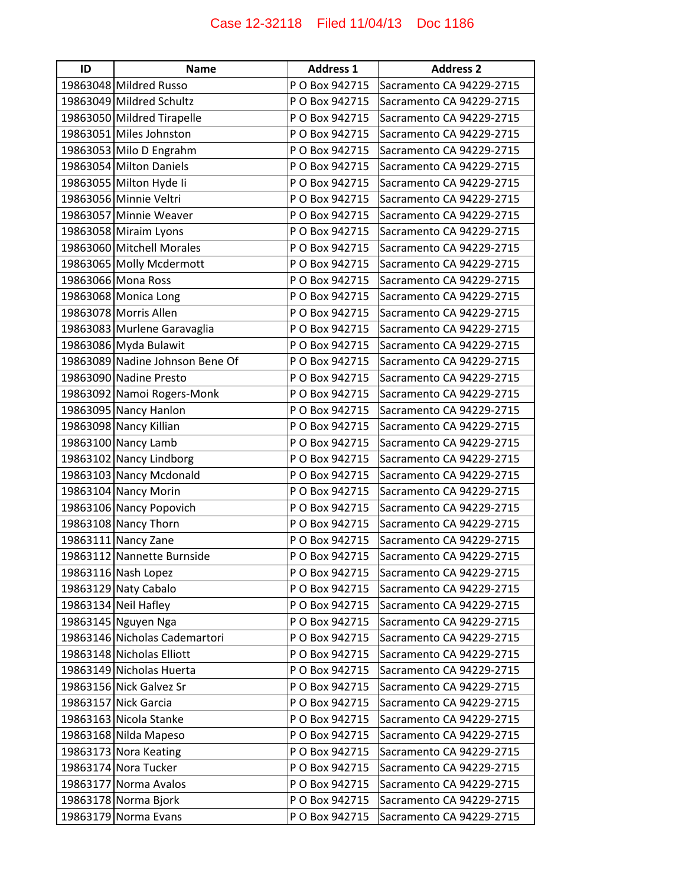| ID | Name | Address 1 | Address 2 |
|---|---|---|---|
| 19863048 | Mildred Russo | P O Box 942715 | Sacramento CA 94229-2715 |
| 19863049 | Mildred Schultz | P O Box 942715 | Sacramento CA 94229-2715 |
| 19863050 | Mildred Tirapelle | P O Box 942715 | Sacramento CA 94229-2715 |
| 19863051 | Miles Johnston | P O Box 942715 | Sacramento CA 94229-2715 |
| 19863053 | Milo D Engrahm | P O Box 942715 | Sacramento CA 94229-2715 |
| 19863054 | Milton Daniels | P O Box 942715 | Sacramento CA 94229-2715 |
| 19863055 | Milton Hyde Ii | P O Box 942715 | Sacramento CA 94229-2715 |
| 19863056 | Minnie Veltri | P O Box 942715 | Sacramento CA 94229-2715 |
| 19863057 | Minnie Weaver | P O Box 942715 | Sacramento CA 94229-2715 |
| 19863058 | Miraim Lyons | P O Box 942715 | Sacramento CA 94229-2715 |
| 19863060 | Mitchell Morales | P O Box 942715 | Sacramento CA 94229-2715 |
| 19863065 | Molly Mcdermott | P O Box 942715 | Sacramento CA 94229-2715 |
| 19863066 | Mona Ross | P O Box 942715 | Sacramento CA 94229-2715 |
| 19863068 | Monica Long | P O Box 942715 | Sacramento CA 94229-2715 |
| 19863078 | Morris Allen | P O Box 942715 | Sacramento CA 94229-2715 |
| 19863083 | Murlene Garavaglia | P O Box 942715 | Sacramento CA 94229-2715 |
| 19863086 | Myda Bulawit | P O Box 942715 | Sacramento CA 94229-2715 |
| 19863089 | Nadine Johnson Bene Of | P O Box 942715 | Sacramento CA 94229-2715 |
| 19863090 | Nadine Presto | P O Box 942715 | Sacramento CA 94229-2715 |
| 19863092 | Namoi Rogers-Monk | P O Box 942715 | Sacramento CA 94229-2715 |
| 19863095 | Nancy Hanlon | P O Box 942715 | Sacramento CA 94229-2715 |
| 19863098 | Nancy Killian | P O Box 942715 | Sacramento CA 94229-2715 |
| 19863100 | Nancy Lamb | P O Box 942715 | Sacramento CA 94229-2715 |
| 19863102 | Nancy Lindborg | P O Box 942715 | Sacramento CA 94229-2715 |
| 19863103 | Nancy Mcdonald | P O Box 942715 | Sacramento CA 94229-2715 |
| 19863104 | Nancy Morin | P O Box 942715 | Sacramento CA 94229-2715 |
| 19863106 | Nancy Popovich | P O Box 942715 | Sacramento CA 94229-2715 |
| 19863108 | Nancy Thorn | P O Box 942715 | Sacramento CA 94229-2715 |
| 19863111 | Nancy Zane | P O Box 942715 | Sacramento CA 94229-2715 |
| 19863112 | Nannette Burnside | P O Box 942715 | Sacramento CA 94229-2715 |
| 19863116 | Nash Lopez | P O Box 942715 | Sacramento CA 94229-2715 |
| 19863129 | Naty Cabalo | P O Box 942715 | Sacramento CA 94229-2715 |
| 19863134 | Neil Hafley | P O Box 942715 | Sacramento CA 94229-2715 |
| 19863145 | Nguyen Nga | P O Box 942715 | Sacramento CA 94229-2715 |
| 19863146 | Nicholas Cademartori | P O Box 942715 | Sacramento CA 94229-2715 |
| 19863148 | Nicholas Elliott | P O Box 942715 | Sacramento CA 94229-2715 |
| 19863149 | Nicholas Huerta | P O Box 942715 | Sacramento CA 94229-2715 |
| 19863156 | Nick Galvez Sr | P O Box 942715 | Sacramento CA 94229-2715 |
| 19863157 | Nick Garcia | P O Box 942715 | Sacramento CA 94229-2715 |
| 19863163 | Nicola Stanke | P O Box 942715 | Sacramento CA 94229-2715 |
| 19863168 | Nilda Mapeso | P O Box 942715 | Sacramento CA 94229-2715 |
| 19863173 | Nora Keating | P O Box 942715 | Sacramento CA 94229-2715 |
| 19863174 | Nora Tucker | P O Box 942715 | Sacramento CA 94229-2715 |
| 19863177 | Norma Avalos | P O Box 942715 | Sacramento CA 94229-2715 |
| 19863178 | Norma Bjork | P O Box 942715 | Sacramento CA 94229-2715 |
| 19863179 | Norma Evans | P O Box 942715 | Sacramento CA 94229-2715 |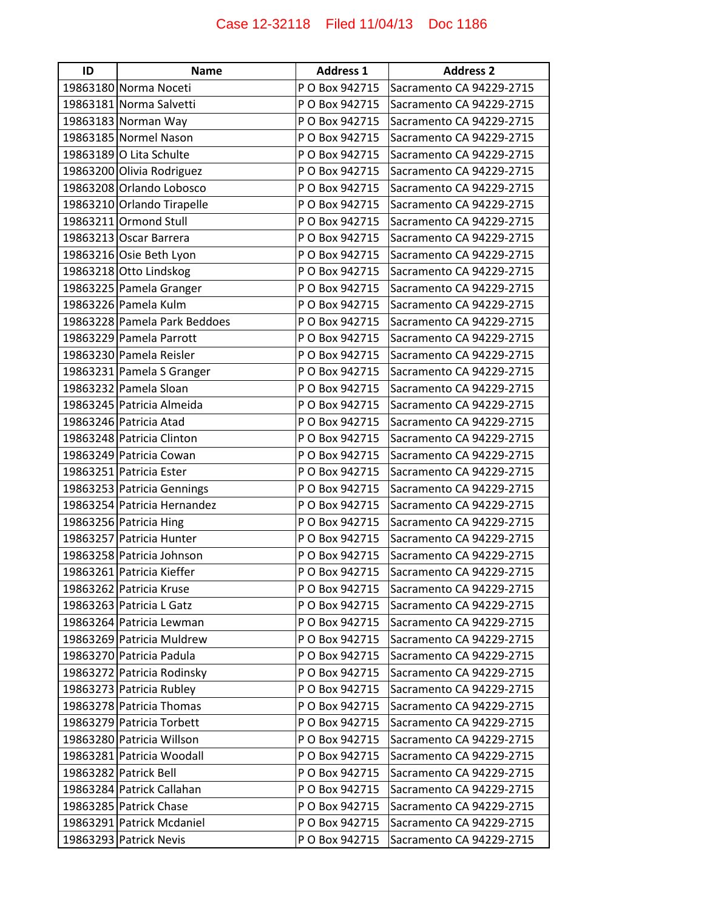| ID | Name | Address 1 | Address 2 |
|---|---|---|---|
| 19863180 | Norma Noceti | P O Box 942715 | Sacramento CA 94229-2715 |
| 19863181 | Norma Salvetti | P O Box 942715 | Sacramento CA 94229-2715 |
| 19863183 | Norman Way | P O Box 942715 | Sacramento CA 94229-2715 |
| 19863185 | Normel Nason | P O Box 942715 | Sacramento CA 94229-2715 |
| 19863189 | O Lita Schulte | P O Box 942715 | Sacramento CA 94229-2715 |
| 19863200 | Olivia Rodriguez | P O Box 942715 | Sacramento CA 94229-2715 |
| 19863208 | Orlando Lobosco | P O Box 942715 | Sacramento CA 94229-2715 |
| 19863210 | Orlando Tirapelle | P O Box 942715 | Sacramento CA 94229-2715 |
| 19863211 | Ormond Stull | P O Box 942715 | Sacramento CA 94229-2715 |
| 19863213 | Oscar Barrera | P O Box 942715 | Sacramento CA 94229-2715 |
| 19863216 | Osie Beth Lyon | P O Box 942715 | Sacramento CA 94229-2715 |
| 19863218 | Otto Lindskog | P O Box 942715 | Sacramento CA 94229-2715 |
| 19863225 | Pamela Granger | P O Box 942715 | Sacramento CA 94229-2715 |
| 19863226 | Pamela Kulm | P O Box 942715 | Sacramento CA 94229-2715 |
| 19863228 | Pamela Park Beddoes | P O Box 942715 | Sacramento CA 94229-2715 |
| 19863229 | Pamela Parrott | P O Box 942715 | Sacramento CA 94229-2715 |
| 19863230 | Pamela Reisler | P O Box 942715 | Sacramento CA 94229-2715 |
| 19863231 | Pamela S Granger | P O Box 942715 | Sacramento CA 94229-2715 |
| 19863232 | Pamela Sloan | P O Box 942715 | Sacramento CA 94229-2715 |
| 19863245 | Patricia Almeida | P O Box 942715 | Sacramento CA 94229-2715 |
| 19863246 | Patricia Atad | P O Box 942715 | Sacramento CA 94229-2715 |
| 19863248 | Patricia Clinton | P O Box 942715 | Sacramento CA 94229-2715 |
| 19863249 | Patricia Cowan | P O Box 942715 | Sacramento CA 94229-2715 |
| 19863251 | Patricia Ester | P O Box 942715 | Sacramento CA 94229-2715 |
| 19863253 | Patricia Gennings | P O Box 942715 | Sacramento CA 94229-2715 |
| 19863254 | Patricia Hernandez | P O Box 942715 | Sacramento CA 94229-2715 |
| 19863256 | Patricia Hing | P O Box 942715 | Sacramento CA 94229-2715 |
| 19863257 | Patricia Hunter | P O Box 942715 | Sacramento CA 94229-2715 |
| 19863258 | Patricia Johnson | P O Box 942715 | Sacramento CA 94229-2715 |
| 19863261 | Patricia Kieffer | P O Box 942715 | Sacramento CA 94229-2715 |
| 19863262 | Patricia Kruse | P O Box 942715 | Sacramento CA 94229-2715 |
| 19863263 | Patricia L Gatz | P O Box 942715 | Sacramento CA 94229-2715 |
| 19863264 | Patricia Lewman | P O Box 942715 | Sacramento CA 94229-2715 |
| 19863269 | Patricia Muldrew | P O Box 942715 | Sacramento CA 94229-2715 |
| 19863270 | Patricia Padula | P O Box 942715 | Sacramento CA 94229-2715 |
| 19863272 | Patricia Rodinsky | P O Box 942715 | Sacramento CA 94229-2715 |
| 19863273 | Patricia Rubley | P O Box 942715 | Sacramento CA 94229-2715 |
| 19863278 | Patricia Thomas | P O Box 942715 | Sacramento CA 94229-2715 |
| 19863279 | Patricia Torbett | P O Box 942715 | Sacramento CA 94229-2715 |
| 19863280 | Patricia Willson | P O Box 942715 | Sacramento CA 94229-2715 |
| 19863281 | Patricia Woodall | P O Box 942715 | Sacramento CA 94229-2715 |
| 19863282 | Patrick Bell | P O Box 942715 | Sacramento CA 94229-2715 |
| 19863284 | Patrick Callahan | P O Box 942715 | Sacramento CA 94229-2715 |
| 19863285 | Patrick Chase | P O Box 942715 | Sacramento CA 94229-2715 |
| 19863291 | Patrick Mcdaniel | P O Box 942715 | Sacramento CA 94229-2715 |
| 19863293 | Patrick Nevis | P O Box 942715 | Sacramento CA 94229-2715 |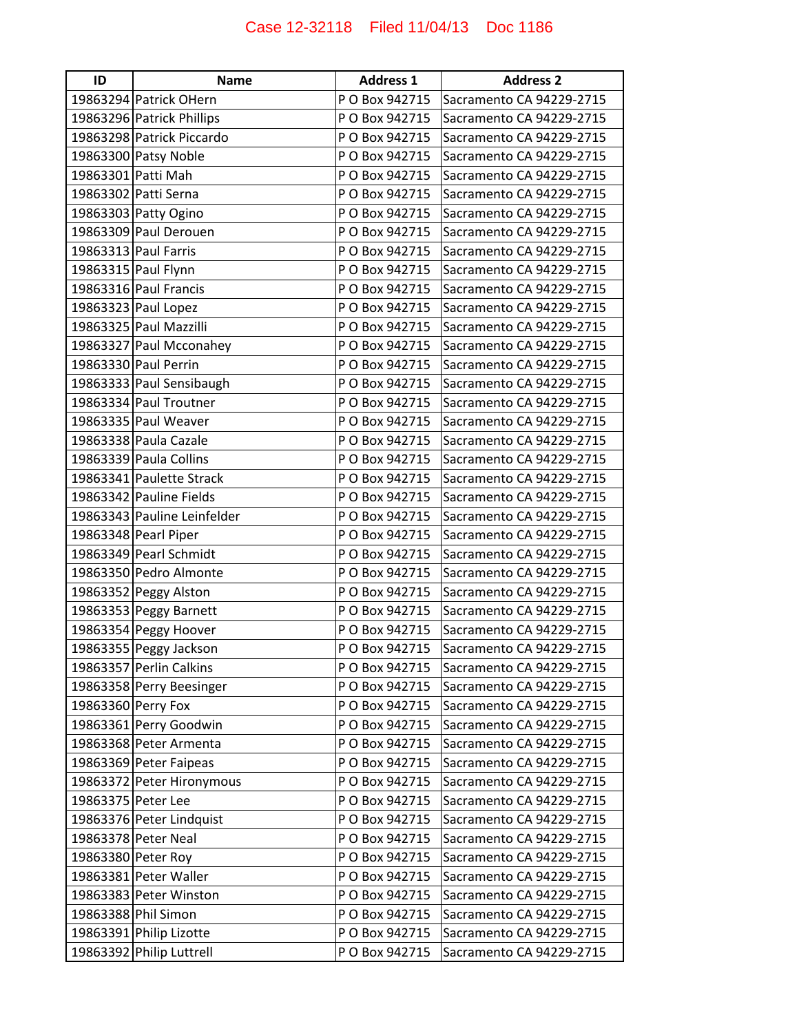| ID | Name | Address 1 | Address 2 |
|---|---|---|---|
| 19863294 | Patrick OHern | P O Box 942715 | Sacramento CA 94229-2715 |
| 19863296 | Patrick Phillips | P O Box 942715 | Sacramento CA 94229-2715 |
| 19863298 | Patrick Piccardo | P O Box 942715 | Sacramento CA 94229-2715 |
| 19863300 | Patsy Noble | P O Box 942715 | Sacramento CA 94229-2715 |
| 19863301 | Patti Mah | P O Box 942715 | Sacramento CA 94229-2715 |
| 19863302 | Patti Serna | P O Box 942715 | Sacramento CA 94229-2715 |
| 19863303 | Patty Ogino | P O Box 942715 | Sacramento CA 94229-2715 |
| 19863309 | Paul Derouen | P O Box 942715 | Sacramento CA 94229-2715 |
| 19863313 | Paul Farris | P O Box 942715 | Sacramento CA 94229-2715 |
| 19863315 | Paul Flynn | P O Box 942715 | Sacramento CA 94229-2715 |
| 19863316 | Paul Francis | P O Box 942715 | Sacramento CA 94229-2715 |
| 19863323 | Paul Lopez | P O Box 942715 | Sacramento CA 94229-2715 |
| 19863325 | Paul Mazzilli | P O Box 942715 | Sacramento CA 94229-2715 |
| 19863327 | Paul Mcconahey | P O Box 942715 | Sacramento CA 94229-2715 |
| 19863330 | Paul Perrin | P O Box 942715 | Sacramento CA 94229-2715 |
| 19863333 | Paul Sensibaugh | P O Box 942715 | Sacramento CA 94229-2715 |
| 19863334 | Paul Troutner | P O Box 942715 | Sacramento CA 94229-2715 |
| 19863335 | Paul Weaver | P O Box 942715 | Sacramento CA 94229-2715 |
| 19863338 | Paula Cazale | P O Box 942715 | Sacramento CA 94229-2715 |
| 19863339 | Paula Collins | P O Box 942715 | Sacramento CA 94229-2715 |
| 19863341 | Paulette Strack | P O Box 942715 | Sacramento CA 94229-2715 |
| 19863342 | Pauline Fields | P O Box 942715 | Sacramento CA 94229-2715 |
| 19863343 | Pauline Leinfelder | P O Box 942715 | Sacramento CA 94229-2715 |
| 19863348 | Pearl Piper | P O Box 942715 | Sacramento CA 94229-2715 |
| 19863349 | Pearl Schmidt | P O Box 942715 | Sacramento CA 94229-2715 |
| 19863350 | Pedro Almonte | P O Box 942715 | Sacramento CA 94229-2715 |
| 19863352 | Peggy Alston | P O Box 942715 | Sacramento CA 94229-2715 |
| 19863353 | Peggy Barnett | P O Box 942715 | Sacramento CA 94229-2715 |
| 19863354 | Peggy Hoover | P O Box 942715 | Sacramento CA 94229-2715 |
| 19863355 | Peggy Jackson | P O Box 942715 | Sacramento CA 94229-2715 |
| 19863357 | Perlin Calkins | P O Box 942715 | Sacramento CA 94229-2715 |
| 19863358 | Perry Beesinger | P O Box 942715 | Sacramento CA 94229-2715 |
| 19863360 | Perry Fox | P O Box 942715 | Sacramento CA 94229-2715 |
| 19863361 | Perry Goodwin | P O Box 942715 | Sacramento CA 94229-2715 |
| 19863368 | Peter Armenta | P O Box 942715 | Sacramento CA 94229-2715 |
| 19863369 | Peter Faipeas | P O Box 942715 | Sacramento CA 94229-2715 |
| 19863372 | Peter Hironymous | P O Box 942715 | Sacramento CA 94229-2715 |
| 19863375 | Peter Lee | P O Box 942715 | Sacramento CA 94229-2715 |
| 19863376 | Peter Lindquist | P O Box 942715 | Sacramento CA 94229-2715 |
| 19863378 | Peter Neal | P O Box 942715 | Sacramento CA 94229-2715 |
| 19863380 | Peter Roy | P O Box 942715 | Sacramento CA 94229-2715 |
| 19863381 | Peter Waller | P O Box 942715 | Sacramento CA 94229-2715 |
| 19863383 | Peter Winston | P O Box 942715 | Sacramento CA 94229-2715 |
| 19863388 | Phil Simon | P O Box 942715 | Sacramento CA 94229-2715 |
| 19863391 | Philip Lizotte | P O Box 942715 | Sacramento CA 94229-2715 |
| 19863392 | Philip Luttrell | P O Box 942715 | Sacramento CA 94229-2715 |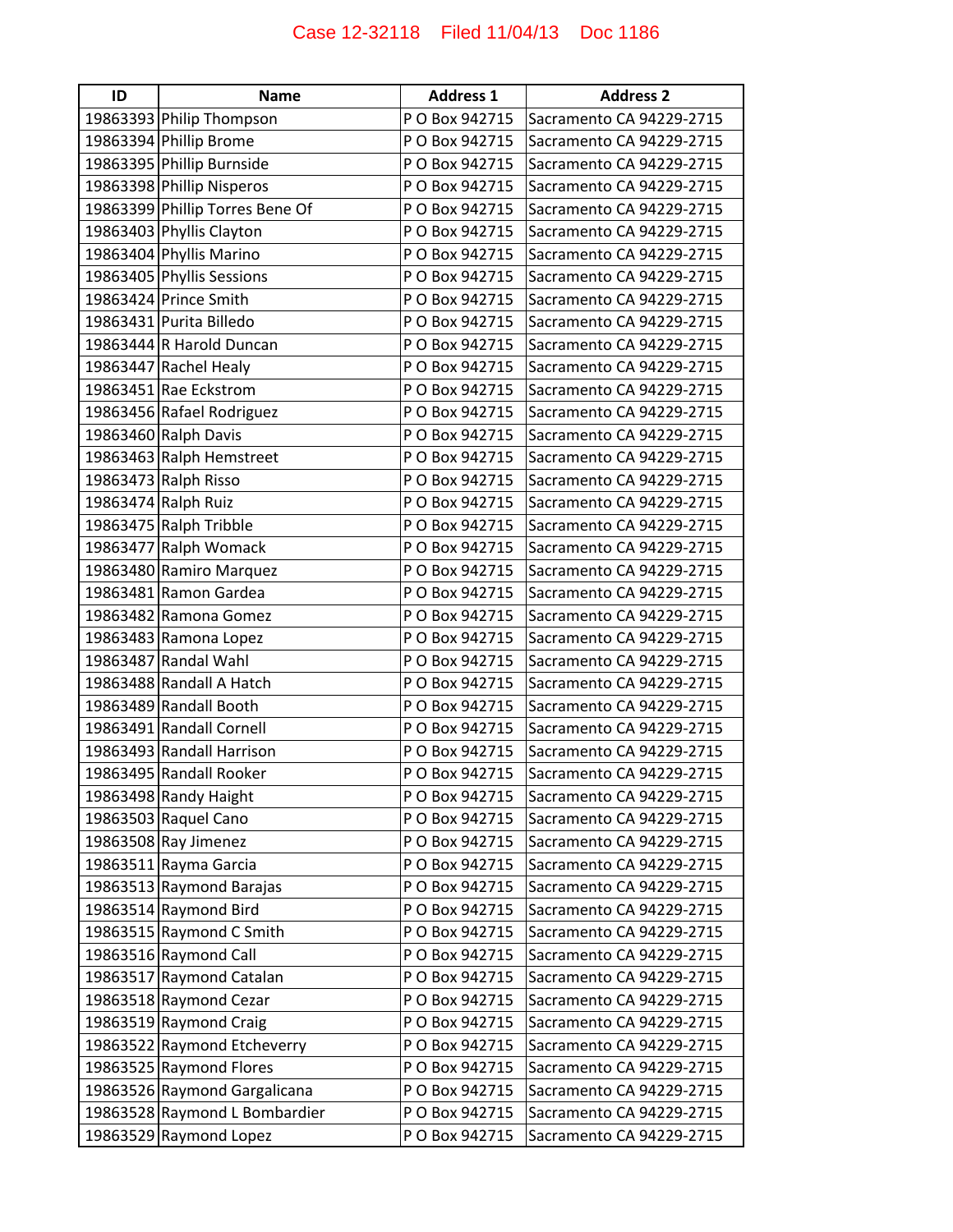| ID | Name | Address 1 | Address 2 |
|---|---|---|---|
| 19863393 | Philip Thompson | P O Box 942715 | Sacramento CA 94229-2715 |
| 19863394 | Phillip Brome | P O Box 942715 | Sacramento CA 94229-2715 |
| 19863395 | Phillip Burnside | P O Box 942715 | Sacramento CA 94229-2715 |
| 19863398 | Phillip Nisperos | P O Box 942715 | Sacramento CA 94229-2715 |
| 19863399 | Phillip Torres Bene Of | P O Box 942715 | Sacramento CA 94229-2715 |
| 19863403 | Phyllis Clayton | P O Box 942715 | Sacramento CA 94229-2715 |
| 19863404 | Phyllis Marino | P O Box 942715 | Sacramento CA 94229-2715 |
| 19863405 | Phyllis Sessions | P O Box 942715 | Sacramento CA 94229-2715 |
| 19863424 | Prince Smith | P O Box 942715 | Sacramento CA 94229-2715 |
| 19863431 | Purita Billedo | P O Box 942715 | Sacramento CA 94229-2715 |
| 19863444 | R Harold Duncan | P O Box 942715 | Sacramento CA 94229-2715 |
| 19863447 | Rachel Healy | P O Box 942715 | Sacramento CA 94229-2715 |
| 19863451 | Rae Eckstrom | P O Box 942715 | Sacramento CA 94229-2715 |
| 19863456 | Rafael Rodriguez | P O Box 942715 | Sacramento CA 94229-2715 |
| 19863460 | Ralph Davis | P O Box 942715 | Sacramento CA 94229-2715 |
| 19863463 | Ralph Hemstreet | P O Box 942715 | Sacramento CA 94229-2715 |
| 19863473 | Ralph Risso | P O Box 942715 | Sacramento CA 94229-2715 |
| 19863474 | Ralph Ruiz | P O Box 942715 | Sacramento CA 94229-2715 |
| 19863475 | Ralph Tribble | P O Box 942715 | Sacramento CA 94229-2715 |
| 19863477 | Ralph Womack | P O Box 942715 | Sacramento CA 94229-2715 |
| 19863480 | Ramiro Marquez | P O Box 942715 | Sacramento CA 94229-2715 |
| 19863481 | Ramon Gardea | P O Box 942715 | Sacramento CA 94229-2715 |
| 19863482 | Ramona Gomez | P O Box 942715 | Sacramento CA 94229-2715 |
| 19863483 | Ramona Lopez | P O Box 942715 | Sacramento CA 94229-2715 |
| 19863487 | Randal Wahl | P O Box 942715 | Sacramento CA 94229-2715 |
| 19863488 | Randall A Hatch | P O Box 942715 | Sacramento CA 94229-2715 |
| 19863489 | Randall Booth | P O Box 942715 | Sacramento CA 94229-2715 |
| 19863491 | Randall Cornell | P O Box 942715 | Sacramento CA 94229-2715 |
| 19863493 | Randall Harrison | P O Box 942715 | Sacramento CA 94229-2715 |
| 19863495 | Randall Rooker | P O Box 942715 | Sacramento CA 94229-2715 |
| 19863498 | Randy Haight | P O Box 942715 | Sacramento CA 94229-2715 |
| 19863503 | Raquel Cano | P O Box 942715 | Sacramento CA 94229-2715 |
| 19863508 | Ray Jimenez | P O Box 942715 | Sacramento CA 94229-2715 |
| 19863511 | Rayma Garcia | P O Box 942715 | Sacramento CA 94229-2715 |
| 19863513 | Raymond Barajas | P O Box 942715 | Sacramento CA 94229-2715 |
| 19863514 | Raymond Bird | P O Box 942715 | Sacramento CA 94229-2715 |
| 19863515 | Raymond C Smith | P O Box 942715 | Sacramento CA 94229-2715 |
| 19863516 | Raymond Call | P O Box 942715 | Sacramento CA 94229-2715 |
| 19863517 | Raymond Catalan | P O Box 942715 | Sacramento CA 94229-2715 |
| 19863518 | Raymond Cezar | P O Box 942715 | Sacramento CA 94229-2715 |
| 19863519 | Raymond Craig | P O Box 942715 | Sacramento CA 94229-2715 |
| 19863522 | Raymond Etcheverry | P O Box 942715 | Sacramento CA 94229-2715 |
| 19863525 | Raymond Flores | P O Box 942715 | Sacramento CA 94229-2715 |
| 19863526 | Raymond Gargalicana | P O Box 942715 | Sacramento CA 94229-2715 |
| 19863528 | Raymond L Bombardier | P O Box 942715 | Sacramento CA 94229-2715 |
| 19863529 | Raymond Lopez | P O Box 942715 | Sacramento CA 94229-2715 |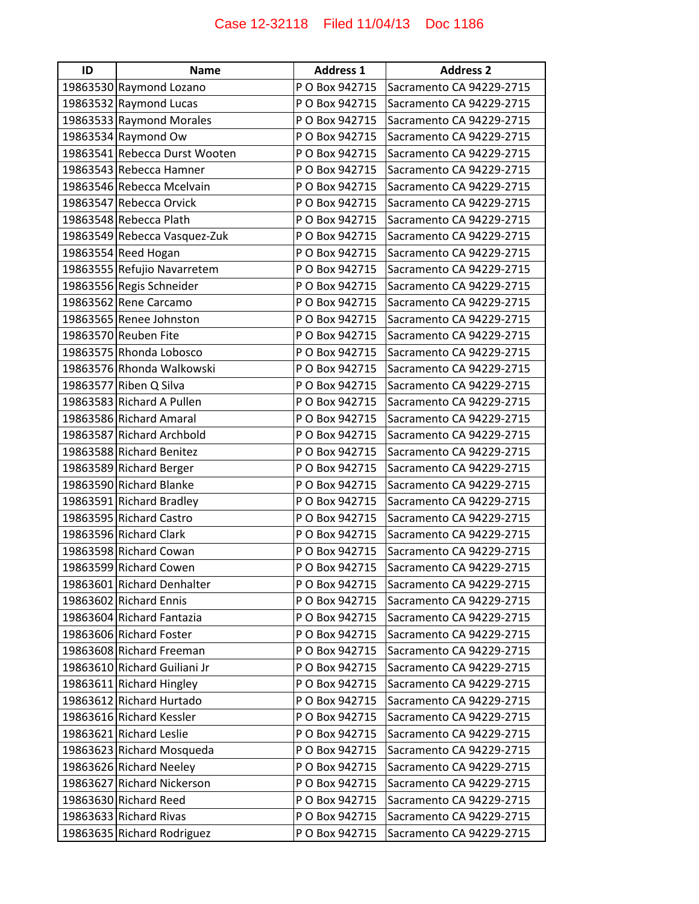| ID | Name | Address 1 | Address 2 |
|---|---|---|---|
| 19863530 | Raymond Lozano | P O Box 942715 | Sacramento CA 94229-2715 |
| 19863532 | Raymond Lucas | P O Box 942715 | Sacramento CA 94229-2715 |
| 19863533 | Raymond Morales | P O Box 942715 | Sacramento CA 94229-2715 |
| 19863534 | Raymond Ow | P O Box 942715 | Sacramento CA 94229-2715 |
| 19863541 | Rebecca Durst Wooten | P O Box 942715 | Sacramento CA 94229-2715 |
| 19863543 | Rebecca Hamner | P O Box 942715 | Sacramento CA 94229-2715 |
| 19863546 | Rebecca Mcelvain | P O Box 942715 | Sacramento CA 94229-2715 |
| 19863547 | Rebecca Orvick | P O Box 942715 | Sacramento CA 94229-2715 |
| 19863548 | Rebecca Plath | P O Box 942715 | Sacramento CA 94229-2715 |
| 19863549 | Rebecca Vasquez-Zuk | P O Box 942715 | Sacramento CA 94229-2715 |
| 19863554 | Reed Hogan | P O Box 942715 | Sacramento CA 94229-2715 |
| 19863555 | Refujio Navarretem | P O Box 942715 | Sacramento CA 94229-2715 |
| 19863556 | Regis Schneider | P O Box 942715 | Sacramento CA 94229-2715 |
| 19863562 | Rene Carcamo | P O Box 942715 | Sacramento CA 94229-2715 |
| 19863565 | Renee Johnston | P O Box 942715 | Sacramento CA 94229-2715 |
| 19863570 | Reuben Fite | P O Box 942715 | Sacramento CA 94229-2715 |
| 19863575 | Rhonda Lobosco | P O Box 942715 | Sacramento CA 94229-2715 |
| 19863576 | Rhonda Walkowski | P O Box 942715 | Sacramento CA 94229-2715 |
| 19863577 | Riben Q Silva | P O Box 942715 | Sacramento CA 94229-2715 |
| 19863583 | Richard A Pullen | P O Box 942715 | Sacramento CA 94229-2715 |
| 19863586 | Richard Amaral | P O Box 942715 | Sacramento CA 94229-2715 |
| 19863587 | Richard Archbold | P O Box 942715 | Sacramento CA 94229-2715 |
| 19863588 | Richard Benitez | P O Box 942715 | Sacramento CA 94229-2715 |
| 19863589 | Richard Berger | P O Box 942715 | Sacramento CA 94229-2715 |
| 19863590 | Richard Blanke | P O Box 942715 | Sacramento CA 94229-2715 |
| 19863591 | Richard Bradley | P O Box 942715 | Sacramento CA 94229-2715 |
| 19863595 | Richard Castro | P O Box 942715 | Sacramento CA 94229-2715 |
| 19863596 | Richard Clark | P O Box 942715 | Sacramento CA 94229-2715 |
| 19863598 | Richard Cowan | P O Box 942715 | Sacramento CA 94229-2715 |
| 19863599 | Richard Cowen | P O Box 942715 | Sacramento CA 94229-2715 |
| 19863601 | Richard Denhalter | P O Box 942715 | Sacramento CA 94229-2715 |
| 19863602 | Richard Ennis | P O Box 942715 | Sacramento CA 94229-2715 |
| 19863604 | Richard Fantazia | P O Box 942715 | Sacramento CA 94229-2715 |
| 19863606 | Richard Foster | P O Box 942715 | Sacramento CA 94229-2715 |
| 19863608 | Richard Freeman | P O Box 942715 | Sacramento CA 94229-2715 |
| 19863610 | Richard Guiliani Jr | P O Box 942715 | Sacramento CA 94229-2715 |
| 19863611 | Richard Hingley | P O Box 942715 | Sacramento CA 94229-2715 |
| 19863612 | Richard Hurtado | P O Box 942715 | Sacramento CA 94229-2715 |
| 19863616 | Richard Kessler | P O Box 942715 | Sacramento CA 94229-2715 |
| 19863621 | Richard Leslie | P O Box 942715 | Sacramento CA 94229-2715 |
| 19863623 | Richard Mosqueda | P O Box 942715 | Sacramento CA 94229-2715 |
| 19863626 | Richard Neeley | P O Box 942715 | Sacramento CA 94229-2715 |
| 19863627 | Richard Nickerson | P O Box 942715 | Sacramento CA 94229-2715 |
| 19863630 | Richard Reed | P O Box 942715 | Sacramento CA 94229-2715 |
| 19863633 | Richard Rivas | P O Box 942715 | Sacramento CA 94229-2715 |
| 19863635 | Richard Rodriguez | P O Box 942715 | Sacramento CA 94229-2715 |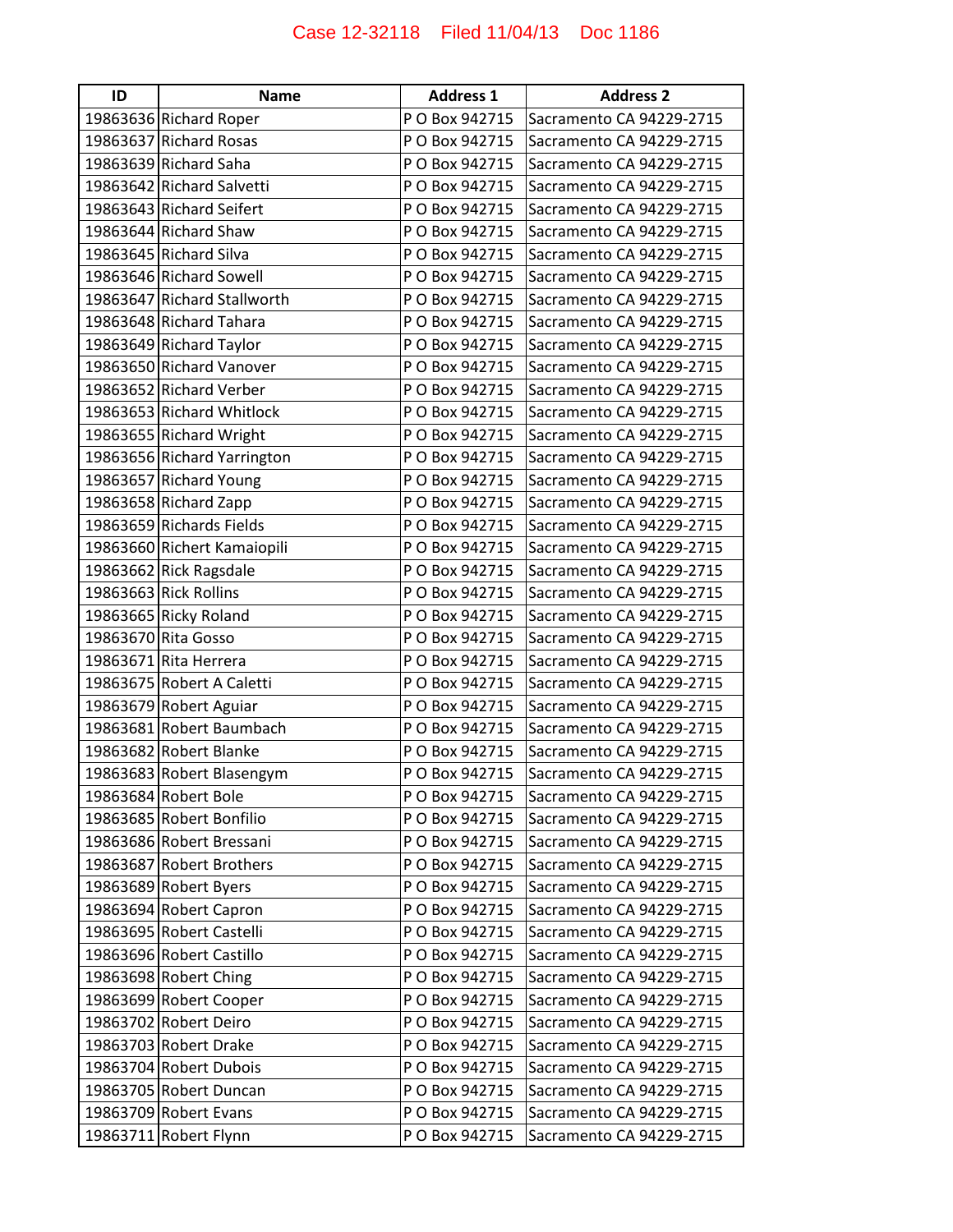| ID | Name | Address 1 | Address 2 |
| --- | --- | --- | --- |
| 19863636 | Richard Roper | P O Box 942715 | Sacramento CA 94229-2715 |
| 19863637 | Richard Rosas | P O Box 942715 | Sacramento CA 94229-2715 |
| 19863639 | Richard Saha | P O Box 942715 | Sacramento CA 94229-2715 |
| 19863642 | Richard Salvetti | P O Box 942715 | Sacramento CA 94229-2715 |
| 19863643 | Richard Seifert | P O Box 942715 | Sacramento CA 94229-2715 |
| 19863644 | Richard Shaw | P O Box 942715 | Sacramento CA 94229-2715 |
| 19863645 | Richard Silva | P O Box 942715 | Sacramento CA 94229-2715 |
| 19863646 | Richard Sowell | P O Box 942715 | Sacramento CA 94229-2715 |
| 19863647 | Richard Stallworth | P O Box 942715 | Sacramento CA 94229-2715 |
| 19863648 | Richard Tahara | P O Box 942715 | Sacramento CA 94229-2715 |
| 19863649 | Richard Taylor | P O Box 942715 | Sacramento CA 94229-2715 |
| 19863650 | Richard Vanover | P O Box 942715 | Sacramento CA 94229-2715 |
| 19863652 | Richard Verber | P O Box 942715 | Sacramento CA 94229-2715 |
| 19863653 | Richard Whitlock | P O Box 942715 | Sacramento CA 94229-2715 |
| 19863655 | Richard Wright | P O Box 942715 | Sacramento CA 94229-2715 |
| 19863656 | Richard Yarrington | P O Box 942715 | Sacramento CA 94229-2715 |
| 19863657 | Richard Young | P O Box 942715 | Sacramento CA 94229-2715 |
| 19863658 | Richard Zapp | P O Box 942715 | Sacramento CA 94229-2715 |
| 19863659 | Richards Fields | P O Box 942715 | Sacramento CA 94229-2715 |
| 19863660 | Richert Kamaiopili | P O Box 942715 | Sacramento CA 94229-2715 |
| 19863662 | Rick Ragsdale | P O Box 942715 | Sacramento CA 94229-2715 |
| 19863663 | Rick Rollins | P O Box 942715 | Sacramento CA 94229-2715 |
| 19863665 | Ricky Roland | P O Box 942715 | Sacramento CA 94229-2715 |
| 19863670 | Rita Gosso | P O Box 942715 | Sacramento CA 94229-2715 |
| 19863671 | Rita Herrera | P O Box 942715 | Sacramento CA 94229-2715 |
| 19863675 | Robert A Caletti | P O Box 942715 | Sacramento CA 94229-2715 |
| 19863679 | Robert Aguiar | P O Box 942715 | Sacramento CA 94229-2715 |
| 19863681 | Robert Baumbach | P O Box 942715 | Sacramento CA 94229-2715 |
| 19863682 | Robert Blanke | P O Box 942715 | Sacramento CA 94229-2715 |
| 19863683 | Robert Blasengym | P O Box 942715 | Sacramento CA 94229-2715 |
| 19863684 | Robert Bole | P O Box 942715 | Sacramento CA 94229-2715 |
| 19863685 | Robert Bonfilio | P O Box 942715 | Sacramento CA 94229-2715 |
| 19863686 | Robert Bressani | P O Box 942715 | Sacramento CA 94229-2715 |
| 19863687 | Robert Brothers | P O Box 942715 | Sacramento CA 94229-2715 |
| 19863689 | Robert Byers | P O Box 942715 | Sacramento CA 94229-2715 |
| 19863694 | Robert Capron | P O Box 942715 | Sacramento CA 94229-2715 |
| 19863695 | Robert Castelli | P O Box 942715 | Sacramento CA 94229-2715 |
| 19863696 | Robert Castillo | P O Box 942715 | Sacramento CA 94229-2715 |
| 19863698 | Robert Ching | P O Box 942715 | Sacramento CA 94229-2715 |
| 19863699 | Robert Cooper | P O Box 942715 | Sacramento CA 94229-2715 |
| 19863702 | Robert Deiro | P O Box 942715 | Sacramento CA 94229-2715 |
| 19863703 | Robert Drake | P O Box 942715 | Sacramento CA 94229-2715 |
| 19863704 | Robert Dubois | P O Box 942715 | Sacramento CA 94229-2715 |
| 19863705 | Robert Duncan | P O Box 942715 | Sacramento CA 94229-2715 |
| 19863709 | Robert Evans | P O Box 942715 | Sacramento CA 94229-2715 |
| 19863711 | Robert Flynn | P O Box 942715 | Sacramento CA 94229-2715 |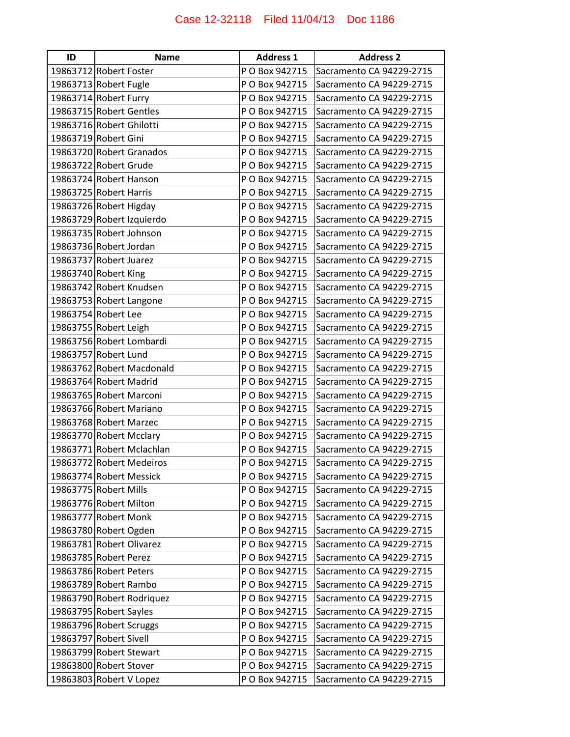| ID | Name | Address 1 | Address 2 |
| --- | --- | --- | --- |
| 19863712 | Robert Foster | P O Box 942715 | Sacramento CA 94229-2715 |
| 19863713 | Robert Fugle | P O Box 942715 | Sacramento CA 94229-2715 |
| 19863714 | Robert Furry | P O Box 942715 | Sacramento CA 94229-2715 |
| 19863715 | Robert Gentles | P O Box 942715 | Sacramento CA 94229-2715 |
| 19863716 | Robert Ghilotti | P O Box 942715 | Sacramento CA 94229-2715 |
| 19863719 | Robert Gini | P O Box 942715 | Sacramento CA 94229-2715 |
| 19863720 | Robert Granados | P O Box 942715 | Sacramento CA 94229-2715 |
| 19863722 | Robert Grude | P O Box 942715 | Sacramento CA 94229-2715 |
| 19863724 | Robert Hanson | P O Box 942715 | Sacramento CA 94229-2715 |
| 19863725 | Robert Harris | P O Box 942715 | Sacramento CA 94229-2715 |
| 19863726 | Robert Higday | P O Box 942715 | Sacramento CA 94229-2715 |
| 19863729 | Robert Izquierdo | P O Box 942715 | Sacramento CA 94229-2715 |
| 19863735 | Robert Johnson | P O Box 942715 | Sacramento CA 94229-2715 |
| 19863736 | Robert Jordan | P O Box 942715 | Sacramento CA 94229-2715 |
| 19863737 | Robert Juarez | P O Box 942715 | Sacramento CA 94229-2715 |
| 19863740 | Robert King | P O Box 942715 | Sacramento CA 94229-2715 |
| 19863742 | Robert Knudsen | P O Box 942715 | Sacramento CA 94229-2715 |
| 19863753 | Robert Langone | P O Box 942715 | Sacramento CA 94229-2715 |
| 19863754 | Robert Lee | P O Box 942715 | Sacramento CA 94229-2715 |
| 19863755 | Robert Leigh | P O Box 942715 | Sacramento CA 94229-2715 |
| 19863756 | Robert Lombardi | P O Box 942715 | Sacramento CA 94229-2715 |
| 19863757 | Robert Lund | P O Box 942715 | Sacramento CA 94229-2715 |
| 19863762 | Robert Macdonald | P O Box 942715 | Sacramento CA 94229-2715 |
| 19863764 | Robert Madrid | P O Box 942715 | Sacramento CA 94229-2715 |
| 19863765 | Robert Marconi | P O Box 942715 | Sacramento CA 94229-2715 |
| 19863766 | Robert Mariano | P O Box 942715 | Sacramento CA 94229-2715 |
| 19863768 | Robert Marzec | P O Box 942715 | Sacramento CA 94229-2715 |
| 19863770 | Robert Mcclary | P O Box 942715 | Sacramento CA 94229-2715 |
| 19863771 | Robert Mclachlan | P O Box 942715 | Sacramento CA 94229-2715 |
| 19863772 | Robert Medeiros | P O Box 942715 | Sacramento CA 94229-2715 |
| 19863774 | Robert Messick | P O Box 942715 | Sacramento CA 94229-2715 |
| 19863775 | Robert Mills | P O Box 942715 | Sacramento CA 94229-2715 |
| 19863776 | Robert Milton | P O Box 942715 | Sacramento CA 94229-2715 |
| 19863777 | Robert Monk | P O Box 942715 | Sacramento CA 94229-2715 |
| 19863780 | Robert Ogden | P O Box 942715 | Sacramento CA 94229-2715 |
| 19863781 | Robert Olivarez | P O Box 942715 | Sacramento CA 94229-2715 |
| 19863785 | Robert Perez | P O Box 942715 | Sacramento CA 94229-2715 |
| 19863786 | Robert Peters | P O Box 942715 | Sacramento CA 94229-2715 |
| 19863789 | Robert Rambo | P O Box 942715 | Sacramento CA 94229-2715 |
| 19863790 | Robert Rodriquez | P O Box 942715 | Sacramento CA 94229-2715 |
| 19863795 | Robert Sayles | P O Box 942715 | Sacramento CA 94229-2715 |
| 19863796 | Robert Scruggs | P O Box 942715 | Sacramento CA 94229-2715 |
| 19863797 | Robert Sivell | P O Box 942715 | Sacramento CA 94229-2715 |
| 19863799 | Robert Stewart | P O Box 942715 | Sacramento CA 94229-2715 |
| 19863800 | Robert Stover | P O Box 942715 | Sacramento CA 94229-2715 |
| 19863803 | Robert V Lopez | P O Box 942715 | Sacramento CA 94229-2715 |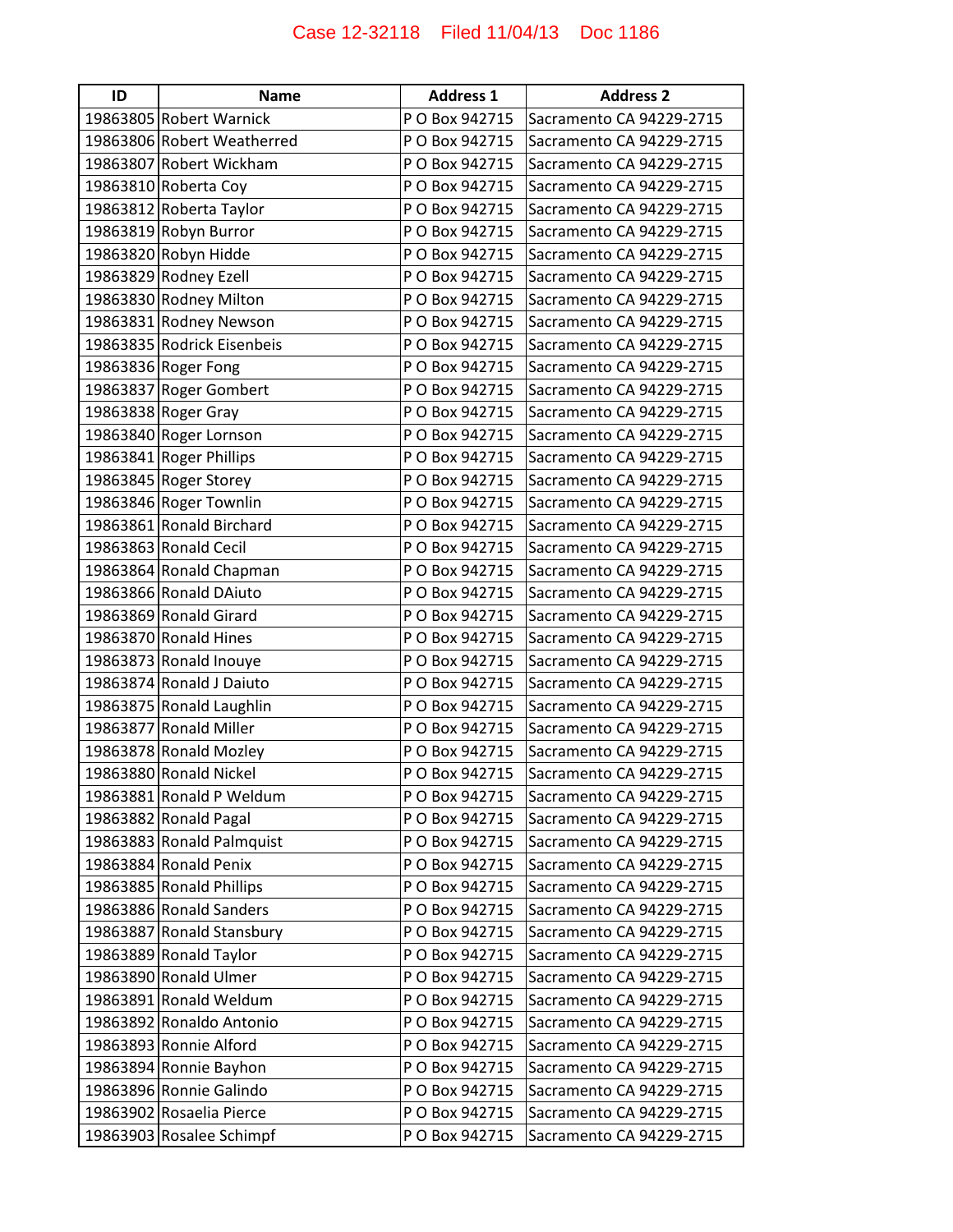| ID | Name | Address 1 | Address 2 |
|---|---|---|---|
| 19863805 | Robert Warnick | P O Box 942715 | Sacramento CA 94229-2715 |
| 19863806 | Robert Weatherred | P O Box 942715 | Sacramento CA 94229-2715 |
| 19863807 | Robert Wickham | P O Box 942715 | Sacramento CA 94229-2715 |
| 19863810 | Roberta Coy | P O Box 942715 | Sacramento CA 94229-2715 |
| 19863812 | Roberta Taylor | P O Box 942715 | Sacramento CA 94229-2715 |
| 19863819 | Robyn Burror | P O Box 942715 | Sacramento CA 94229-2715 |
| 19863820 | Robyn Hidde | P O Box 942715 | Sacramento CA 94229-2715 |
| 19863829 | Rodney Ezell | P O Box 942715 | Sacramento CA 94229-2715 |
| 19863830 | Rodney Milton | P O Box 942715 | Sacramento CA 94229-2715 |
| 19863831 | Rodney Newson | P O Box 942715 | Sacramento CA 94229-2715 |
| 19863835 | Rodrick Eisenbeis | P O Box 942715 | Sacramento CA 94229-2715 |
| 19863836 | Roger Fong | P O Box 942715 | Sacramento CA 94229-2715 |
| 19863837 | Roger Gombert | P O Box 942715 | Sacramento CA 94229-2715 |
| 19863838 | Roger Gray | P O Box 942715 | Sacramento CA 94229-2715 |
| 19863840 | Roger Lornson | P O Box 942715 | Sacramento CA 94229-2715 |
| 19863841 | Roger Phillips | P O Box 942715 | Sacramento CA 94229-2715 |
| 19863845 | Roger Storey | P O Box 942715 | Sacramento CA 94229-2715 |
| 19863846 | Roger Townlin | P O Box 942715 | Sacramento CA 94229-2715 |
| 19863861 | Ronald Birchard | P O Box 942715 | Sacramento CA 94229-2715 |
| 19863863 | Ronald Cecil | P O Box 942715 | Sacramento CA 94229-2715 |
| 19863864 | Ronald Chapman | P O Box 942715 | Sacramento CA 94229-2715 |
| 19863866 | Ronald DAiuto | P O Box 942715 | Sacramento CA 94229-2715 |
| 19863869 | Ronald Girard | P O Box 942715 | Sacramento CA 94229-2715 |
| 19863870 | Ronald Hines | P O Box 942715 | Sacramento CA 94229-2715 |
| 19863873 | Ronald Inouye | P O Box 942715 | Sacramento CA 94229-2715 |
| 19863874 | Ronald J Daiuto | P O Box 942715 | Sacramento CA 94229-2715 |
| 19863875 | Ronald Laughlin | P O Box 942715 | Sacramento CA 94229-2715 |
| 19863877 | Ronald Miller | P O Box 942715 | Sacramento CA 94229-2715 |
| 19863878 | Ronald Mozley | P O Box 942715 | Sacramento CA 94229-2715 |
| 19863880 | Ronald Nickel | P O Box 942715 | Sacramento CA 94229-2715 |
| 19863881 | Ronald P Weldum | P O Box 942715 | Sacramento CA 94229-2715 |
| 19863882 | Ronald Pagal | P O Box 942715 | Sacramento CA 94229-2715 |
| 19863883 | Ronald Palmquist | P O Box 942715 | Sacramento CA 94229-2715 |
| 19863884 | Ronald Penix | P O Box 942715 | Sacramento CA 94229-2715 |
| 19863885 | Ronald Phillips | P O Box 942715 | Sacramento CA 94229-2715 |
| 19863886 | Ronald Sanders | P O Box 942715 | Sacramento CA 94229-2715 |
| 19863887 | Ronald Stansbury | P O Box 942715 | Sacramento CA 94229-2715 |
| 19863889 | Ronald Taylor | P O Box 942715 | Sacramento CA 94229-2715 |
| 19863890 | Ronald Ulmer | P O Box 942715 | Sacramento CA 94229-2715 |
| 19863891 | Ronald Weldum | P O Box 942715 | Sacramento CA 94229-2715 |
| 19863892 | Ronaldo Antonio | P O Box 942715 | Sacramento CA 94229-2715 |
| 19863893 | Ronnie Alford | P O Box 942715 | Sacramento CA 94229-2715 |
| 19863894 | Ronnie Bayhon | P O Box 942715 | Sacramento CA 94229-2715 |
| 19863896 | Ronnie Galindo | P O Box 942715 | Sacramento CA 94229-2715 |
| 19863902 | Rosaelia Pierce | P O Box 942715 | Sacramento CA 94229-2715 |
| 19863903 | Rosalee Schimpf | P O Box 942715 | Sacramento CA 94229-2715 |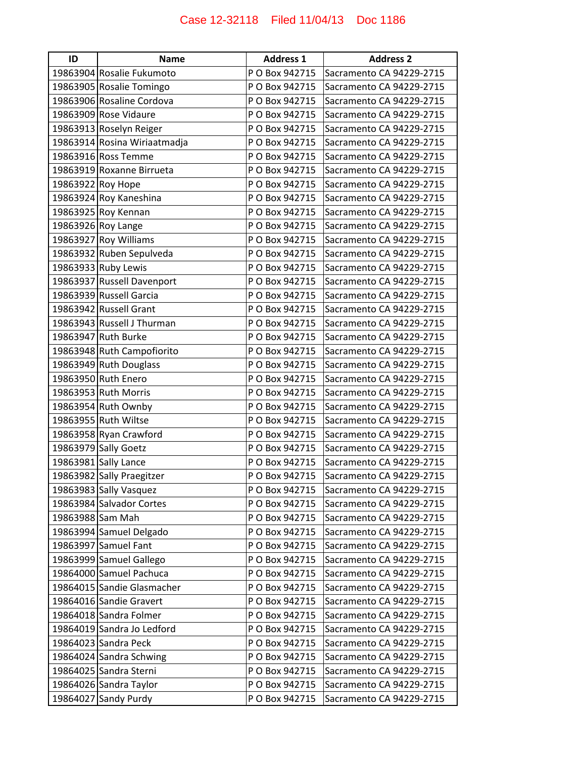| ID | Name | Address 1 | Address 2 |
|---|---|---|---|
| 19863904 | Rosalie Fukumoto | P O Box 942715 | Sacramento CA 94229-2715 |
| 19863905 | Rosalie Tomingo | P O Box 942715 | Sacramento CA 94229-2715 |
| 19863906 | Rosaline Cordova | P O Box 942715 | Sacramento CA 94229-2715 |
| 19863909 | Rose Vidaure | P O Box 942715 | Sacramento CA 94229-2715 |
| 19863913 | Roselyn Reiger | P O Box 942715 | Sacramento CA 94229-2715 |
| 19863914 | Rosina Wiriaatmadja | P O Box 942715 | Sacramento CA 94229-2715 |
| 19863916 | Ross Temme | P O Box 942715 | Sacramento CA 94229-2715 |
| 19863919 | Roxanne Birrueta | P O Box 942715 | Sacramento CA 94229-2715 |
| 19863922 | Roy Hope | P O Box 942715 | Sacramento CA 94229-2715 |
| 19863924 | Roy Kaneshina | P O Box 942715 | Sacramento CA 94229-2715 |
| 19863925 | Roy Kennan | P O Box 942715 | Sacramento CA 94229-2715 |
| 19863926 | Roy Lange | P O Box 942715 | Sacramento CA 94229-2715 |
| 19863927 | Roy Williams | P O Box 942715 | Sacramento CA 94229-2715 |
| 19863932 | Ruben Sepulveda | P O Box 942715 | Sacramento CA 94229-2715 |
| 19863933 | Ruby Lewis | P O Box 942715 | Sacramento CA 94229-2715 |
| 19863937 | Russell Davenport | P O Box 942715 | Sacramento CA 94229-2715 |
| 19863939 | Russell Garcia | P O Box 942715 | Sacramento CA 94229-2715 |
| 19863942 | Russell Grant | P O Box 942715 | Sacramento CA 94229-2715 |
| 19863943 | Russell J Thurman | P O Box 942715 | Sacramento CA 94229-2715 |
| 19863947 | Ruth Burke | P O Box 942715 | Sacramento CA 94229-2715 |
| 19863948 | Ruth Campofiorito | P O Box 942715 | Sacramento CA 94229-2715 |
| 19863949 | Ruth Douglass | P O Box 942715 | Sacramento CA 94229-2715 |
| 19863950 | Ruth Enero | P O Box 942715 | Sacramento CA 94229-2715 |
| 19863953 | Ruth Morris | P O Box 942715 | Sacramento CA 94229-2715 |
| 19863954 | Ruth Ownby | P O Box 942715 | Sacramento CA 94229-2715 |
| 19863955 | Ruth Wiltse | P O Box 942715 | Sacramento CA 94229-2715 |
| 19863958 | Ryan Crawford | P O Box 942715 | Sacramento CA 94229-2715 |
| 19863979 | Sally Goetz | P O Box 942715 | Sacramento CA 94229-2715 |
| 19863981 | Sally Lance | P O Box 942715 | Sacramento CA 94229-2715 |
| 19863982 | Sally Praegitzer | P O Box 942715 | Sacramento CA 94229-2715 |
| 19863983 | Sally Vasquez | P O Box 942715 | Sacramento CA 94229-2715 |
| 19863984 | Salvador Cortes | P O Box 942715 | Sacramento CA 94229-2715 |
| 19863988 | Sam Mah | P O Box 942715 | Sacramento CA 94229-2715 |
| 19863994 | Samuel Delgado | P O Box 942715 | Sacramento CA 94229-2715 |
| 19863997 | Samuel Fant | P O Box 942715 | Sacramento CA 94229-2715 |
| 19863999 | Samuel Gallego | P O Box 942715 | Sacramento CA 94229-2715 |
| 19864000 | Samuel Pachuca | P O Box 942715 | Sacramento CA 94229-2715 |
| 19864015 | Sandie Glasmacher | P O Box 942715 | Sacramento CA 94229-2715 |
| 19864016 | Sandie Gravert | P O Box 942715 | Sacramento CA 94229-2715 |
| 19864018 | Sandra Folmer | P O Box 942715 | Sacramento CA 94229-2715 |
| 19864019 | Sandra Jo Ledford | P O Box 942715 | Sacramento CA 94229-2715 |
| 19864023 | Sandra Peck | P O Box 942715 | Sacramento CA 94229-2715 |
| 19864024 | Sandra Schwing | P O Box 942715 | Sacramento CA 94229-2715 |
| 19864025 | Sandra Sterni | P O Box 942715 | Sacramento CA 94229-2715 |
| 19864026 | Sandra Taylor | P O Box 942715 | Sacramento CA 94229-2715 |
| 19864027 | Sandy Purdy | P O Box 942715 | Sacramento CA 94229-2715 |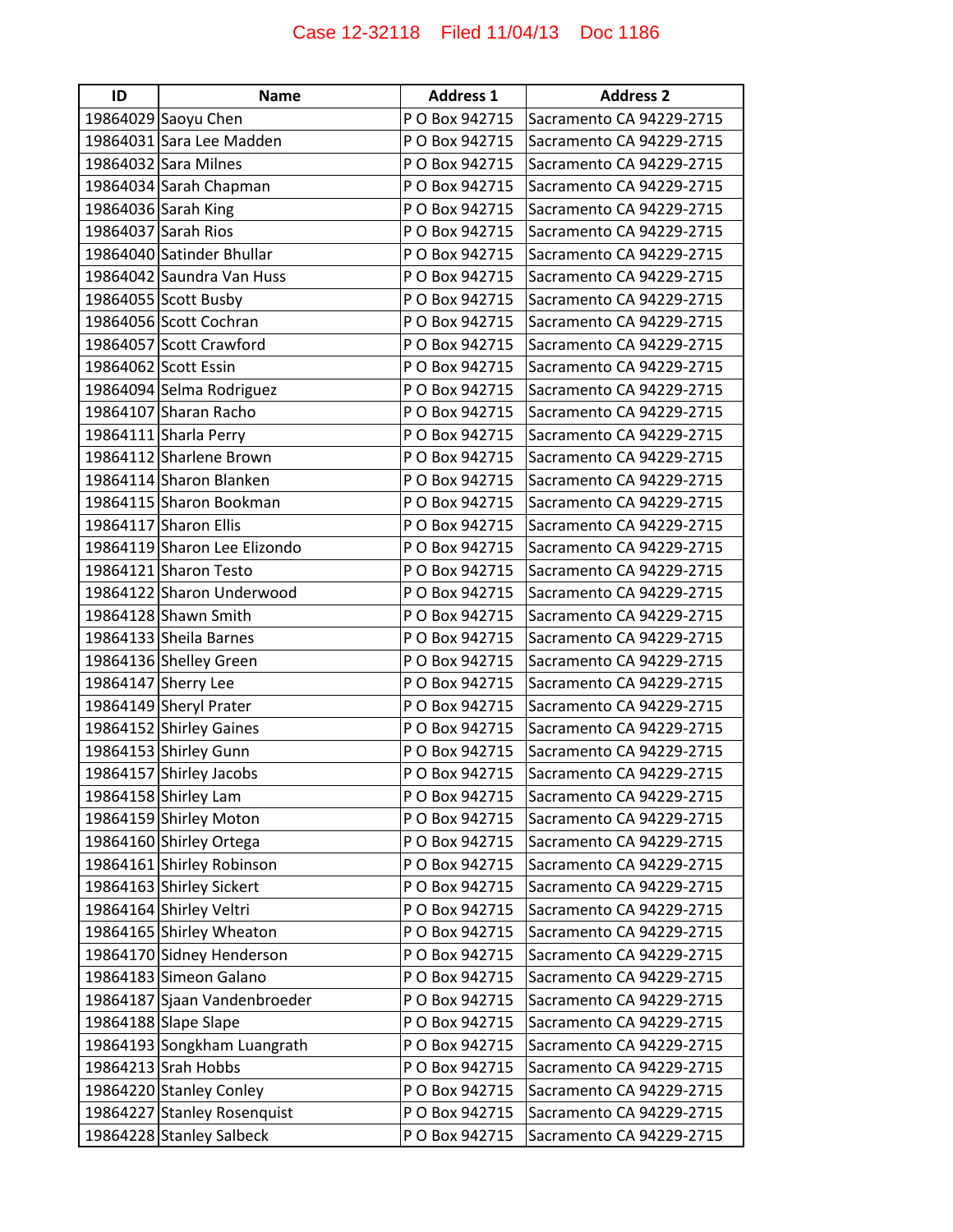| ID | Name | Address 1 | Address 2 |
| --- | --- | --- | --- |
| 19864029 | Saoyu Chen | P O Box 942715 | Sacramento CA 94229-2715 |
| 19864031 | Sara Lee Madden | P O Box 942715 | Sacramento CA 94229-2715 |
| 19864032 | Sara Milnes | P O Box 942715 | Sacramento CA 94229-2715 |
| 19864034 | Sarah Chapman | P O Box 942715 | Sacramento CA 94229-2715 |
| 19864036 | Sarah King | P O Box 942715 | Sacramento CA 94229-2715 |
| 19864037 | Sarah Rios | P O Box 942715 | Sacramento CA 94229-2715 |
| 19864040 | Satinder Bhullar | P O Box 942715 | Sacramento CA 94229-2715 |
| 19864042 | Saundra Van Huss | P O Box 942715 | Sacramento CA 94229-2715 |
| 19864055 | Scott Busby | P O Box 942715 | Sacramento CA 94229-2715 |
| 19864056 | Scott Cochran | P O Box 942715 | Sacramento CA 94229-2715 |
| 19864057 | Scott Crawford | P O Box 942715 | Sacramento CA 94229-2715 |
| 19864062 | Scott Essin | P O Box 942715 | Sacramento CA 94229-2715 |
| 19864094 | Selma Rodriguez | P O Box 942715 | Sacramento CA 94229-2715 |
| 19864107 | Sharan Racho | P O Box 942715 | Sacramento CA 94229-2715 |
| 19864111 | Sharla Perry | P O Box 942715 | Sacramento CA 94229-2715 |
| 19864112 | Sharlene Brown | P O Box 942715 | Sacramento CA 94229-2715 |
| 19864114 | Sharon Blanken | P O Box 942715 | Sacramento CA 94229-2715 |
| 19864115 | Sharon Bookman | P O Box 942715 | Sacramento CA 94229-2715 |
| 19864117 | Sharon Ellis | P O Box 942715 | Sacramento CA 94229-2715 |
| 19864119 | Sharon Lee Elizondo | P O Box 942715 | Sacramento CA 94229-2715 |
| 19864121 | Sharon Testo | P O Box 942715 | Sacramento CA 94229-2715 |
| 19864122 | Sharon Underwood | P O Box 942715 | Sacramento CA 94229-2715 |
| 19864128 | Shawn Smith | P O Box 942715 | Sacramento CA 94229-2715 |
| 19864133 | Sheila Barnes | P O Box 942715 | Sacramento CA 94229-2715 |
| 19864136 | Shelley Green | P O Box 942715 | Sacramento CA 94229-2715 |
| 19864147 | Sherry Lee | P O Box 942715 | Sacramento CA 94229-2715 |
| 19864149 | Sheryl Prater | P O Box 942715 | Sacramento CA 94229-2715 |
| 19864152 | Shirley Gaines | P O Box 942715 | Sacramento CA 94229-2715 |
| 19864153 | Shirley Gunn | P O Box 942715 | Sacramento CA 94229-2715 |
| 19864157 | Shirley Jacobs | P O Box 942715 | Sacramento CA 94229-2715 |
| 19864158 | Shirley Lam | P O Box 942715 | Sacramento CA 94229-2715 |
| 19864159 | Shirley Moton | P O Box 942715 | Sacramento CA 94229-2715 |
| 19864160 | Shirley Ortega | P O Box 942715 | Sacramento CA 94229-2715 |
| 19864161 | Shirley Robinson | P O Box 942715 | Sacramento CA 94229-2715 |
| 19864163 | Shirley Sickert | P O Box 942715 | Sacramento CA 94229-2715 |
| 19864164 | Shirley Veltri | P O Box 942715 | Sacramento CA 94229-2715 |
| 19864165 | Shirley Wheaton | P O Box 942715 | Sacramento CA 94229-2715 |
| 19864170 | Sidney Henderson | P O Box 942715 | Sacramento CA 94229-2715 |
| 19864183 | Simeon Galano | P O Box 942715 | Sacramento CA 94229-2715 |
| 19864187 | Sjaan Vandenbroeder | P O Box 942715 | Sacramento CA 94229-2715 |
| 19864188 | Slape Slape | P O Box 942715 | Sacramento CA 94229-2715 |
| 19864193 | Songkham Luangrath | P O Box 942715 | Sacramento CA 94229-2715 |
| 19864213 | Srah Hobbs | P O Box 942715 | Sacramento CA 94229-2715 |
| 19864220 | Stanley Conley | P O Box 942715 | Sacramento CA 94229-2715 |
| 19864227 | Stanley Rosenquist | P O Box 942715 | Sacramento CA 94229-2715 |
| 19864228 | Stanley Salbeck | P O Box 942715 | Sacramento CA 94229-2715 |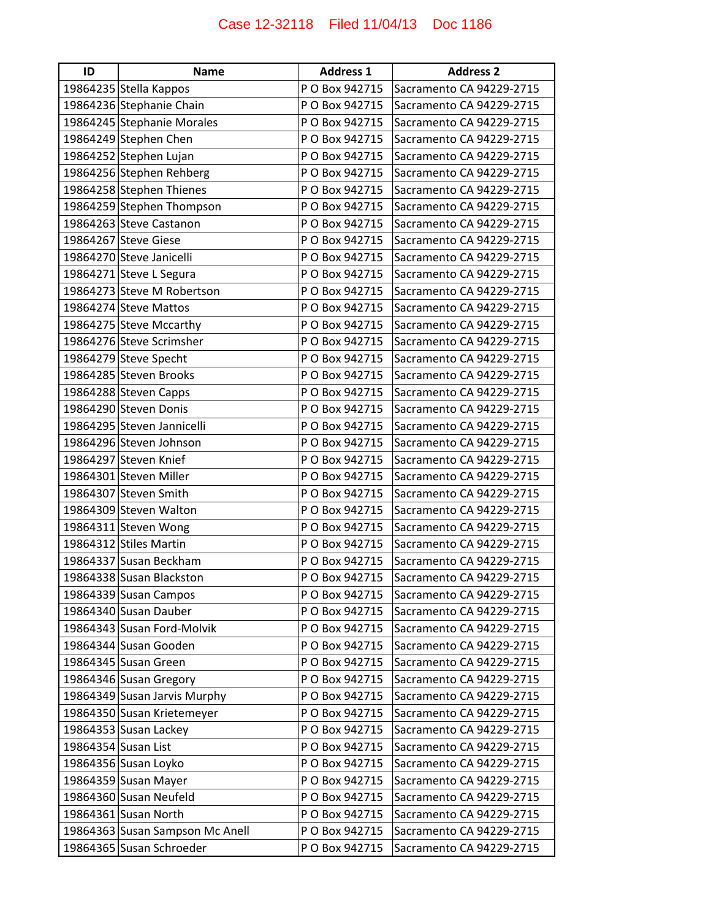| ID | Name | Address 1 | Address 2 |
|---|---|---|---|
| 19864235 | Stella Kappos | P O Box 942715 | Sacramento CA 94229-2715 |
| 19864236 | Stephanie Chain | P O Box 942715 | Sacramento CA 94229-2715 |
| 19864245 | Stephanie Morales | P O Box 942715 | Sacramento CA 94229-2715 |
| 19864249 | Stephen Chen | P O Box 942715 | Sacramento CA 94229-2715 |
| 19864252 | Stephen Lujan | P O Box 942715 | Sacramento CA 94229-2715 |
| 19864256 | Stephen Rehberg | P O Box 942715 | Sacramento CA 94229-2715 |
| 19864258 | Stephen Thienes | P O Box 942715 | Sacramento CA 94229-2715 |
| 19864259 | Stephen Thompson | P O Box 942715 | Sacramento CA 94229-2715 |
| 19864263 | Steve Castanon | P O Box 942715 | Sacramento CA 94229-2715 |
| 19864267 | Steve Giese | P O Box 942715 | Sacramento CA 94229-2715 |
| 19864270 | Steve Janicelli | P O Box 942715 | Sacramento CA 94229-2715 |
| 19864271 | Steve L Segura | P O Box 942715 | Sacramento CA 94229-2715 |
| 19864273 | Steve M Robertson | P O Box 942715 | Sacramento CA 94229-2715 |
| 19864274 | Steve Mattos | P O Box 942715 | Sacramento CA 94229-2715 |
| 19864275 | Steve Mccarthy | P O Box 942715 | Sacramento CA 94229-2715 |
| 19864276 | Steve Scrimsher | P O Box 942715 | Sacramento CA 94229-2715 |
| 19864279 | Steve Specht | P O Box 942715 | Sacramento CA 94229-2715 |
| 19864285 | Steven Brooks | P O Box 942715 | Sacramento CA 94229-2715 |
| 19864288 | Steven Capps | P O Box 942715 | Sacramento CA 94229-2715 |
| 19864290 | Steven Donis | P O Box 942715 | Sacramento CA 94229-2715 |
| 19864295 | Steven Jannicelli | P O Box 942715 | Sacramento CA 94229-2715 |
| 19864296 | Steven Johnson | P O Box 942715 | Sacramento CA 94229-2715 |
| 19864297 | Steven Knief | P O Box 942715 | Sacramento CA 94229-2715 |
| 19864301 | Steven Miller | P O Box 942715 | Sacramento CA 94229-2715 |
| 19864307 | Steven Smith | P O Box 942715 | Sacramento CA 94229-2715 |
| 19864309 | Steven Walton | P O Box 942715 | Sacramento CA 94229-2715 |
| 19864311 | Steven Wong | P O Box 942715 | Sacramento CA 94229-2715 |
| 19864312 | Stiles Martin | P O Box 942715 | Sacramento CA 94229-2715 |
| 19864337 | Susan Beckham | P O Box 942715 | Sacramento CA 94229-2715 |
| 19864338 | Susan Blackston | P O Box 942715 | Sacramento CA 94229-2715 |
| 19864339 | Susan Campos | P O Box 942715 | Sacramento CA 94229-2715 |
| 19864340 | Susan Dauber | P O Box 942715 | Sacramento CA 94229-2715 |
| 19864343 | Susan Ford-Molvik | P O Box 942715 | Sacramento CA 94229-2715 |
| 19864344 | Susan Gooden | P O Box 942715 | Sacramento CA 94229-2715 |
| 19864345 | Susan Green | P O Box 942715 | Sacramento CA 94229-2715 |
| 19864346 | Susan Gregory | P O Box 942715 | Sacramento CA 94229-2715 |
| 19864349 | Susan Jarvis Murphy | P O Box 942715 | Sacramento CA 94229-2715 |
| 19864350 | Susan Krietemeyer | P O Box 942715 | Sacramento CA 94229-2715 |
| 19864353 | Susan Lackey | P O Box 942715 | Sacramento CA 94229-2715 |
| 19864354 | Susan List | P O Box 942715 | Sacramento CA 94229-2715 |
| 19864356 | Susan Loyko | P O Box 942715 | Sacramento CA 94229-2715 |
| 19864359 | Susan Mayer | P O Box 942715 | Sacramento CA 94229-2715 |
| 19864360 | Susan Neufeld | P O Box 942715 | Sacramento CA 94229-2715 |
| 19864361 | Susan North | P O Box 942715 | Sacramento CA 94229-2715 |
| 19864363 | Susan Sampson Mc Anell | P O Box 942715 | Sacramento CA 94229-2715 |
| 19864365 | Susan Schroeder | P O Box 942715 | Sacramento CA 94229-2715 |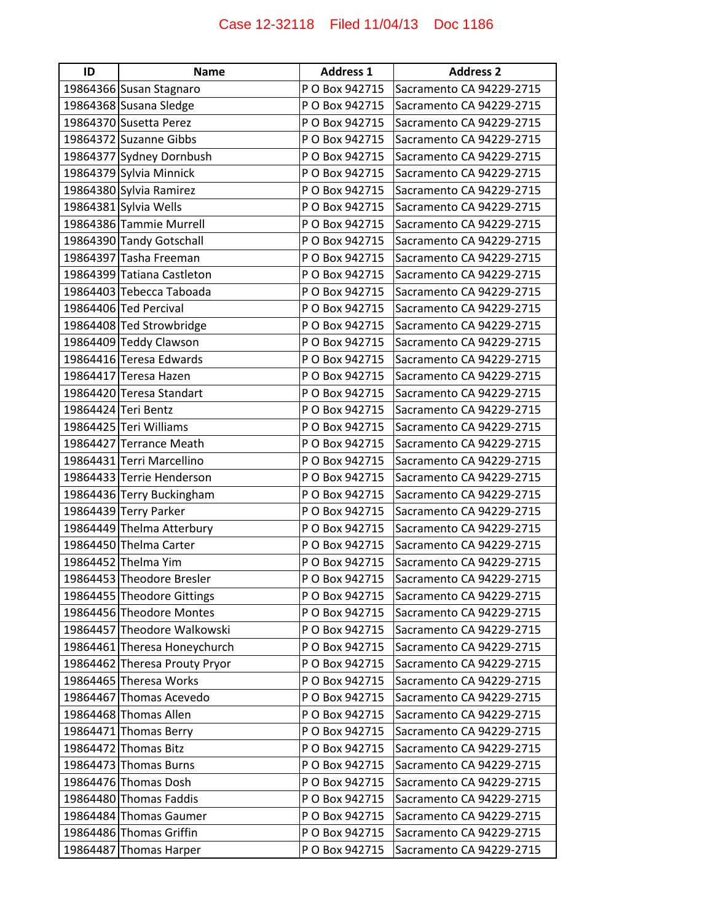| ID | Name | Address 1 | Address 2 |
|---|---|---|---|
| 19864366 | Susan Stagnaro | P O Box 942715 | Sacramento CA 94229-2715 |
| 19864368 | Susana Sledge | P O Box 942715 | Sacramento CA 94229-2715 |
| 19864370 | Susetta Perez | P O Box 942715 | Sacramento CA 94229-2715 |
| 19864372 | Suzanne Gibbs | P O Box 942715 | Sacramento CA 94229-2715 |
| 19864377 | Sydney Dornbush | P O Box 942715 | Sacramento CA 94229-2715 |
| 19864379 | Sylvia Minnick | P O Box 942715 | Sacramento CA 94229-2715 |
| 19864380 | Sylvia Ramirez | P O Box 942715 | Sacramento CA 94229-2715 |
| 19864381 | Sylvia Wells | P O Box 942715 | Sacramento CA 94229-2715 |
| 19864386 | Tammie Murrell | P O Box 942715 | Sacramento CA 94229-2715 |
| 19864390 | Tandy Gotschall | P O Box 942715 | Sacramento CA 94229-2715 |
| 19864397 | Tasha Freeman | P O Box 942715 | Sacramento CA 94229-2715 |
| 19864399 | Tatiana Castleton | P O Box 942715 | Sacramento CA 94229-2715 |
| 19864403 | Tebecca Taboada | P O Box 942715 | Sacramento CA 94229-2715 |
| 19864406 | Ted Percival | P O Box 942715 | Sacramento CA 94229-2715 |
| 19864408 | Ted Strowbridge | P O Box 942715 | Sacramento CA 94229-2715 |
| 19864409 | Teddy Clawson | P O Box 942715 | Sacramento CA 94229-2715 |
| 19864416 | Teresa Edwards | P O Box 942715 | Sacramento CA 94229-2715 |
| 19864417 | Teresa Hazen | P O Box 942715 | Sacramento CA 94229-2715 |
| 19864420 | Teresa Standart | P O Box 942715 | Sacramento CA 94229-2715 |
| 19864424 | Teri Bentz | P O Box 942715 | Sacramento CA 94229-2715 |
| 19864425 | Teri Williams | P O Box 942715 | Sacramento CA 94229-2715 |
| 19864427 | Terrance Meath | P O Box 942715 | Sacramento CA 94229-2715 |
| 19864431 | Terri Marcellino | P O Box 942715 | Sacramento CA 94229-2715 |
| 19864433 | Terrie Henderson | P O Box 942715 | Sacramento CA 94229-2715 |
| 19864436 | Terry Buckingham | P O Box 942715 | Sacramento CA 94229-2715 |
| 19864439 | Terry Parker | P O Box 942715 | Sacramento CA 94229-2715 |
| 19864449 | Thelma Atterbury | P O Box 942715 | Sacramento CA 94229-2715 |
| 19864450 | Thelma Carter | P O Box 942715 | Sacramento CA 94229-2715 |
| 19864452 | Thelma Yim | P O Box 942715 | Sacramento CA 94229-2715 |
| 19864453 | Theodore Bresler | P O Box 942715 | Sacramento CA 94229-2715 |
| 19864455 | Theodore Gittings | P O Box 942715 | Sacramento CA 94229-2715 |
| 19864456 | Theodore Montes | P O Box 942715 | Sacramento CA 94229-2715 |
| 19864457 | Theodore Walkowski | P O Box 942715 | Sacramento CA 94229-2715 |
| 19864461 | Theresa Honeychurch | P O Box 942715 | Sacramento CA 94229-2715 |
| 19864462 | Theresa Prouty Pryor | P O Box 942715 | Sacramento CA 94229-2715 |
| 19864465 | Theresa Works | P O Box 942715 | Sacramento CA 94229-2715 |
| 19864467 | Thomas Acevedo | P O Box 942715 | Sacramento CA 94229-2715 |
| 19864468 | Thomas Allen | P O Box 942715 | Sacramento CA 94229-2715 |
| 19864471 | Thomas Berry | P O Box 942715 | Sacramento CA 94229-2715 |
| 19864472 | Thomas Bitz | P O Box 942715 | Sacramento CA 94229-2715 |
| 19864473 | Thomas Burns | P O Box 942715 | Sacramento CA 94229-2715 |
| 19864476 | Thomas Dosh | P O Box 942715 | Sacramento CA 94229-2715 |
| 19864480 | Thomas Faddis | P O Box 942715 | Sacramento CA 94229-2715 |
| 19864484 | Thomas Gaumer | P O Box 942715 | Sacramento CA 94229-2715 |
| 19864486 | Thomas Griffin | P O Box 942715 | Sacramento CA 94229-2715 |
| 19864487 | Thomas Harper | P O Box 942715 | Sacramento CA 94229-2715 |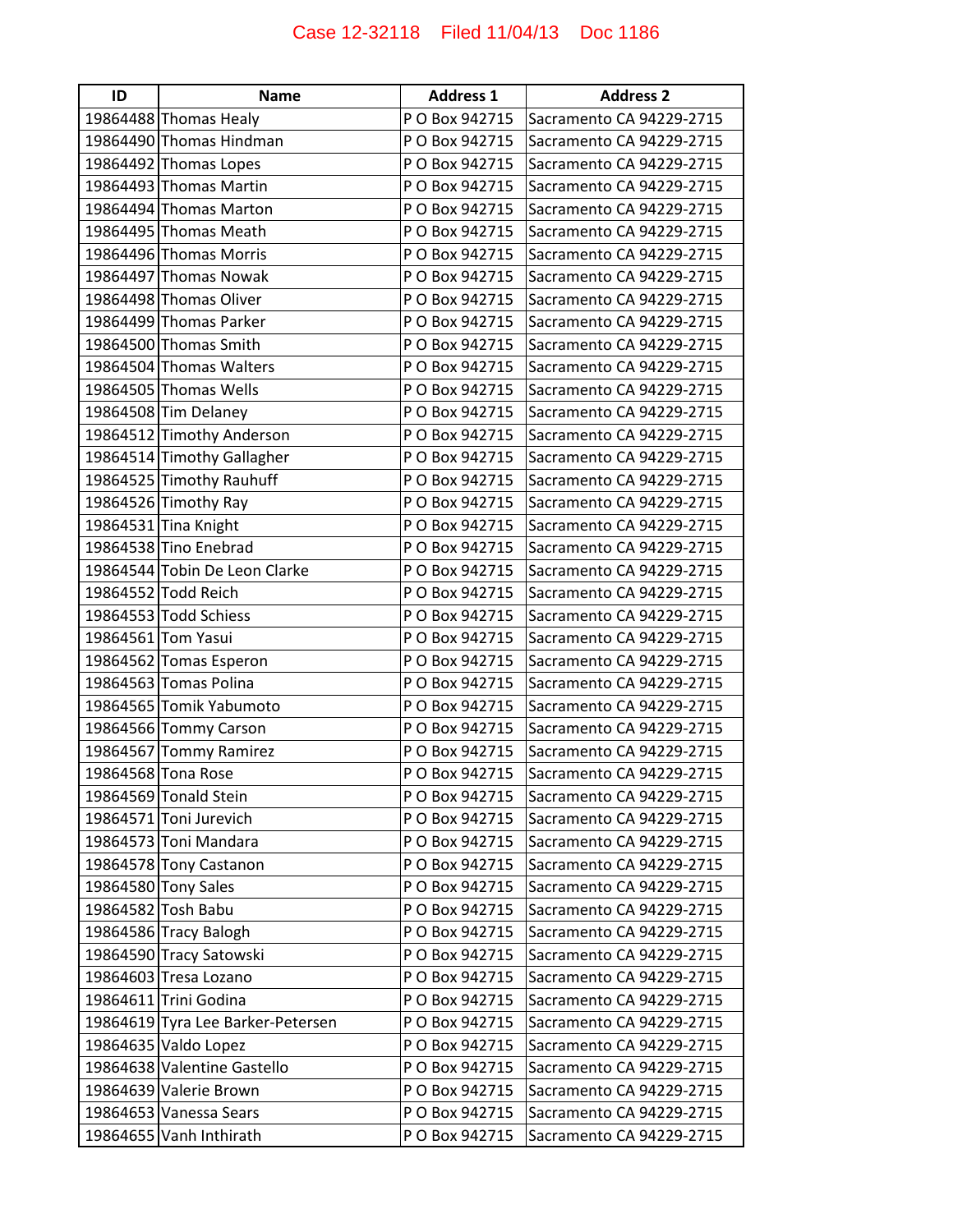| ID | Name | Address 1 | Address 2 |
|---|---|---|---|
| 19864488 | Thomas Healy | P O Box 942715 | Sacramento CA 94229-2715 |
| 19864490 | Thomas Hindman | P O Box 942715 | Sacramento CA 94229-2715 |
| 19864492 | Thomas Lopes | P O Box 942715 | Sacramento CA 94229-2715 |
| 19864493 | Thomas Martin | P O Box 942715 | Sacramento CA 94229-2715 |
| 19864494 | Thomas Marton | P O Box 942715 | Sacramento CA 94229-2715 |
| 19864495 | Thomas Meath | P O Box 942715 | Sacramento CA 94229-2715 |
| 19864496 | Thomas Morris | P O Box 942715 | Sacramento CA 94229-2715 |
| 19864497 | Thomas Nowak | P O Box 942715 | Sacramento CA 94229-2715 |
| 19864498 | Thomas Oliver | P O Box 942715 | Sacramento CA 94229-2715 |
| 19864499 | Thomas Parker | P O Box 942715 | Sacramento CA 94229-2715 |
| 19864500 | Thomas Smith | P O Box 942715 | Sacramento CA 94229-2715 |
| 19864504 | Thomas Walters | P O Box 942715 | Sacramento CA 94229-2715 |
| 19864505 | Thomas Wells | P O Box 942715 | Sacramento CA 94229-2715 |
| 19864508 | Tim Delaney | P O Box 942715 | Sacramento CA 94229-2715 |
| 19864512 | Timothy Anderson | P O Box 942715 | Sacramento CA 94229-2715 |
| 19864514 | Timothy Gallagher | P O Box 942715 | Sacramento CA 94229-2715 |
| 19864525 | Timothy Rauhuff | P O Box 942715 | Sacramento CA 94229-2715 |
| 19864526 | Timothy Ray | P O Box 942715 | Sacramento CA 94229-2715 |
| 19864531 | Tina Knight | P O Box 942715 | Sacramento CA 94229-2715 |
| 19864538 | Tino Enebrad | P O Box 942715 | Sacramento CA 94229-2715 |
| 19864544 | Tobin De Leon Clarke | P O Box 942715 | Sacramento CA 94229-2715 |
| 19864552 | Todd Reich | P O Box 942715 | Sacramento CA 94229-2715 |
| 19864553 | Todd Schiess | P O Box 942715 | Sacramento CA 94229-2715 |
| 19864561 | Tom Yasui | P O Box 942715 | Sacramento CA 94229-2715 |
| 19864562 | Tomas Esperon | P O Box 942715 | Sacramento CA 94229-2715 |
| 19864563 | Tomas Polina | P O Box 942715 | Sacramento CA 94229-2715 |
| 19864565 | Tomik Yabumoto | P O Box 942715 | Sacramento CA 94229-2715 |
| 19864566 | Tommy Carson | P O Box 942715 | Sacramento CA 94229-2715 |
| 19864567 | Tommy Ramirez | P O Box 942715 | Sacramento CA 94229-2715 |
| 19864568 | Tona Rose | P O Box 942715 | Sacramento CA 94229-2715 |
| 19864569 | Tonald Stein | P O Box 942715 | Sacramento CA 94229-2715 |
| 19864571 | Toni Jurevich | P O Box 942715 | Sacramento CA 94229-2715 |
| 19864573 | Toni Mandara | P O Box 942715 | Sacramento CA 94229-2715 |
| 19864578 | Tony Castanon | P O Box 942715 | Sacramento CA 94229-2715 |
| 19864580 | Tony Sales | P O Box 942715 | Sacramento CA 94229-2715 |
| 19864582 | Tosh Babu | P O Box 942715 | Sacramento CA 94229-2715 |
| 19864586 | Tracy Balogh | P O Box 942715 | Sacramento CA 94229-2715 |
| 19864590 | Tracy Satowski | P O Box 942715 | Sacramento CA 94229-2715 |
| 19864603 | Tresa Lozano | P O Box 942715 | Sacramento CA 94229-2715 |
| 19864611 | Trini Godina | P O Box 942715 | Sacramento CA 94229-2715 |
| 19864619 | Tyra Lee Barker-Petersen | P O Box 942715 | Sacramento CA 94229-2715 |
| 19864635 | Valdo Lopez | P O Box 942715 | Sacramento CA 94229-2715 |
| 19864638 | Valentine Gastello | P O Box 942715 | Sacramento CA 94229-2715 |
| 19864639 | Valerie Brown | P O Box 942715 | Sacramento CA 94229-2715 |
| 19864653 | Vanessa Sears | P O Box 942715 | Sacramento CA 94229-2715 |
| 19864655 | Vanh Inthirath | P O Box 942715 | Sacramento CA 94229-2715 |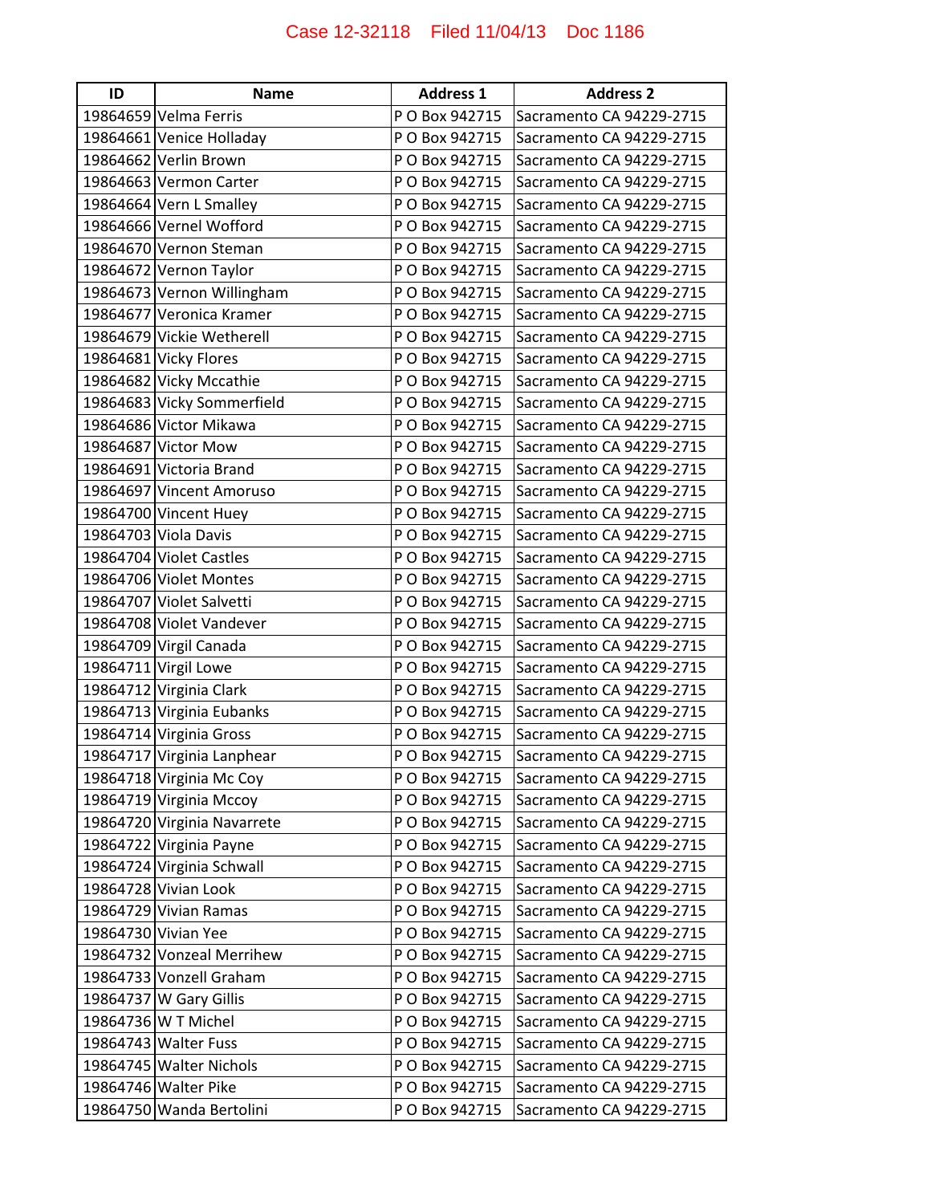| ID | Name | Address 1 | Address 2 |
| --- | --- | --- | --- |
| 19864659 | Velma Ferris | P O Box 942715 | Sacramento CA 94229-2715 |
| 19864661 | Venice Holladay | P O Box 942715 | Sacramento CA 94229-2715 |
| 19864662 | Verlin Brown | P O Box 942715 | Sacramento CA 94229-2715 |
| 19864663 | Vermon Carter | P O Box 942715 | Sacramento CA 94229-2715 |
| 19864664 | Vern L Smalley | P O Box 942715 | Sacramento CA 94229-2715 |
| 19864666 | Vernel Wofford | P O Box 942715 | Sacramento CA 94229-2715 |
| 19864670 | Vernon Steman | P O Box 942715 | Sacramento CA 94229-2715 |
| 19864672 | Vernon Taylor | P O Box 942715 | Sacramento CA 94229-2715 |
| 19864673 | Vernon Willingham | P O Box 942715 | Sacramento CA 94229-2715 |
| 19864677 | Veronica Kramer | P O Box 942715 | Sacramento CA 94229-2715 |
| 19864679 | Vickie Wetherell | P O Box 942715 | Sacramento CA 94229-2715 |
| 19864681 | Vicky Flores | P O Box 942715 | Sacramento CA 94229-2715 |
| 19864682 | Vicky Mccathie | P O Box 942715 | Sacramento CA 94229-2715 |
| 19864683 | Vicky Sommerfield | P O Box 942715 | Sacramento CA 94229-2715 |
| 19864686 | Victor Mikawa | P O Box 942715 | Sacramento CA 94229-2715 |
| 19864687 | Victor Mow | P O Box 942715 | Sacramento CA 94229-2715 |
| 19864691 | Victoria Brand | P O Box 942715 | Sacramento CA 94229-2715 |
| 19864697 | Vincent Amoruso | P O Box 942715 | Sacramento CA 94229-2715 |
| 19864700 | Vincent Huey | P O Box 942715 | Sacramento CA 94229-2715 |
| 19864703 | Viola Davis | P O Box 942715 | Sacramento CA 94229-2715 |
| 19864704 | Violet Castles | P O Box 942715 | Sacramento CA 94229-2715 |
| 19864706 | Violet Montes | P O Box 942715 | Sacramento CA 94229-2715 |
| 19864707 | Violet Salvetti | P O Box 942715 | Sacramento CA 94229-2715 |
| 19864708 | Violet Vandever | P O Box 942715 | Sacramento CA 94229-2715 |
| 19864709 | Virgil Canada | P O Box 942715 | Sacramento CA 94229-2715 |
| 19864711 | Virgil Lowe | P O Box 942715 | Sacramento CA 94229-2715 |
| 19864712 | Virginia Clark | P O Box 942715 | Sacramento CA 94229-2715 |
| 19864713 | Virginia Eubanks | P O Box 942715 | Sacramento CA 94229-2715 |
| 19864714 | Virginia Gross | P O Box 942715 | Sacramento CA 94229-2715 |
| 19864717 | Virginia Lanphear | P O Box 942715 | Sacramento CA 94229-2715 |
| 19864718 | Virginia Mc Coy | P O Box 942715 | Sacramento CA 94229-2715 |
| 19864719 | Virginia Mccoy | P O Box 942715 | Sacramento CA 94229-2715 |
| 19864720 | Virginia Navarrete | P O Box 942715 | Sacramento CA 94229-2715 |
| 19864722 | Virginia Payne | P O Box 942715 | Sacramento CA 94229-2715 |
| 19864724 | Virginia Schwall | P O Box 942715 | Sacramento CA 94229-2715 |
| 19864728 | Vivian Look | P O Box 942715 | Sacramento CA 94229-2715 |
| 19864729 | Vivian Ramas | P O Box 942715 | Sacramento CA 94229-2715 |
| 19864730 | Vivian Yee | P O Box 942715 | Sacramento CA 94229-2715 |
| 19864732 | Vonzeal Merrihew | P O Box 942715 | Sacramento CA 94229-2715 |
| 19864733 | Vonzell Graham | P O Box 942715 | Sacramento CA 94229-2715 |
| 19864737 | W Gary Gillis | P O Box 942715 | Sacramento CA 94229-2715 |
| 19864736 | W T Michel | P O Box 942715 | Sacramento CA 94229-2715 |
| 19864743 | Walter Fuss | P O Box 942715 | Sacramento CA 94229-2715 |
| 19864745 | Walter Nichols | P O Box 942715 | Sacramento CA 94229-2715 |
| 19864746 | Walter Pike | P O Box 942715 | Sacramento CA 94229-2715 |
| 19864750 | Wanda Bertolini | P O Box 942715 | Sacramento CA 94229-2715 |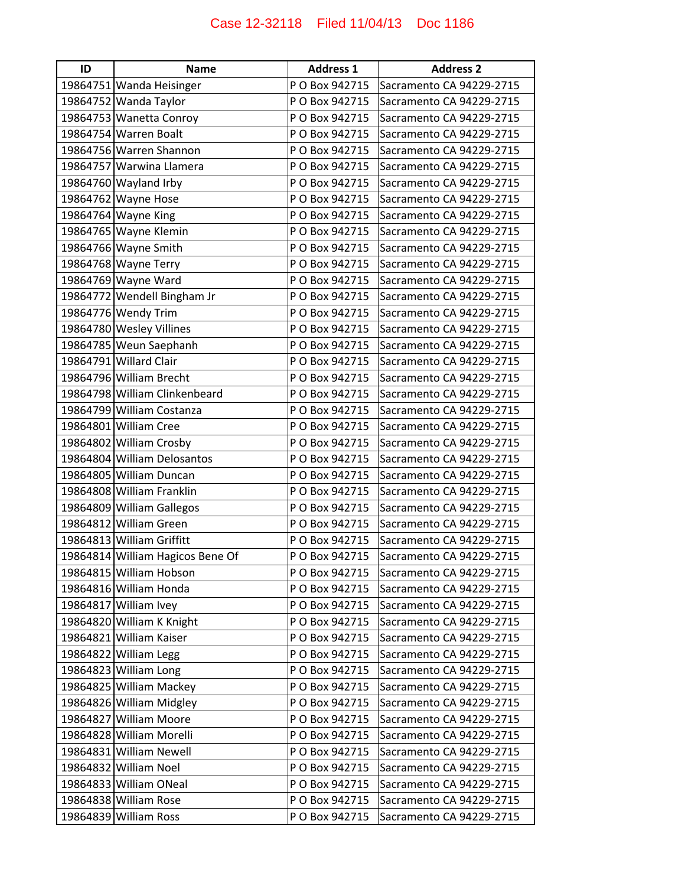| ID | Name | Address 1 | Address 2 |
|---|---|---|---|
| 19864751 | Wanda Heisinger | P O Box 942715 | Sacramento CA 94229-2715 |
| 19864752 | Wanda Taylor | P O Box 942715 | Sacramento CA 94229-2715 |
| 19864753 | Wanetta Conroy | P O Box 942715 | Sacramento CA 94229-2715 |
| 19864754 | Warren Boalt | P O Box 942715 | Sacramento CA 94229-2715 |
| 19864756 | Warren Shannon | P O Box 942715 | Sacramento CA 94229-2715 |
| 19864757 | Warwina Llamera | P O Box 942715 | Sacramento CA 94229-2715 |
| 19864760 | Wayland Irby | P O Box 942715 | Sacramento CA 94229-2715 |
| 19864762 | Wayne Hose | P O Box 942715 | Sacramento CA 94229-2715 |
| 19864764 | Wayne King | P O Box 942715 | Sacramento CA 94229-2715 |
| 19864765 | Wayne Klemin | P O Box 942715 | Sacramento CA 94229-2715 |
| 19864766 | Wayne Smith | P O Box 942715 | Sacramento CA 94229-2715 |
| 19864768 | Wayne Terry | P O Box 942715 | Sacramento CA 94229-2715 |
| 19864769 | Wayne Ward | P O Box 942715 | Sacramento CA 94229-2715 |
| 19864772 | Wendell Bingham Jr | P O Box 942715 | Sacramento CA 94229-2715 |
| 19864776 | Wendy Trim | P O Box 942715 | Sacramento CA 94229-2715 |
| 19864780 | Wesley Villines | P O Box 942715 | Sacramento CA 94229-2715 |
| 19864785 | Weun Saephanh | P O Box 942715 | Sacramento CA 94229-2715 |
| 19864791 | Willard Clair | P O Box 942715 | Sacramento CA 94229-2715 |
| 19864796 | William Brecht | P O Box 942715 | Sacramento CA 94229-2715 |
| 19864798 | William Clinkenbeard | P O Box 942715 | Sacramento CA 94229-2715 |
| 19864799 | William Costanza | P O Box 942715 | Sacramento CA 94229-2715 |
| 19864801 | William Cree | P O Box 942715 | Sacramento CA 94229-2715 |
| 19864802 | William Crosby | P O Box 942715 | Sacramento CA 94229-2715 |
| 19864804 | William Delosantos | P O Box 942715 | Sacramento CA 94229-2715 |
| 19864805 | William Duncan | P O Box 942715 | Sacramento CA 94229-2715 |
| 19864808 | William Franklin | P O Box 942715 | Sacramento CA 94229-2715 |
| 19864809 | William Gallegos | P O Box 942715 | Sacramento CA 94229-2715 |
| 19864812 | William Green | P O Box 942715 | Sacramento CA 94229-2715 |
| 19864813 | William Griffitt | P O Box 942715 | Sacramento CA 94229-2715 |
| 19864814 | William Hagicos Bene Of | P O Box 942715 | Sacramento CA 94229-2715 |
| 19864815 | William Hobson | P O Box 942715 | Sacramento CA 94229-2715 |
| 19864816 | William Honda | P O Box 942715 | Sacramento CA 94229-2715 |
| 19864817 | William Ivey | P O Box 942715 | Sacramento CA 94229-2715 |
| 19864820 | William K Knight | P O Box 942715 | Sacramento CA 94229-2715 |
| 19864821 | William Kaiser | P O Box 942715 | Sacramento CA 94229-2715 |
| 19864822 | William Legg | P O Box 942715 | Sacramento CA 94229-2715 |
| 19864823 | William Long | P O Box 942715 | Sacramento CA 94229-2715 |
| 19864825 | William Mackey | P O Box 942715 | Sacramento CA 94229-2715 |
| 19864826 | William Midgley | P O Box 942715 | Sacramento CA 94229-2715 |
| 19864827 | William Moore | P O Box 942715 | Sacramento CA 94229-2715 |
| 19864828 | William Morelli | P O Box 942715 | Sacramento CA 94229-2715 |
| 19864831 | William Newell | P O Box 942715 | Sacramento CA 94229-2715 |
| 19864832 | William Noel | P O Box 942715 | Sacramento CA 94229-2715 |
| 19864833 | William ONeal | P O Box 942715 | Sacramento CA 94229-2715 |
| 19864838 | William Rose | P O Box 942715 | Sacramento CA 94229-2715 |
| 19864839 | William Ross | P O Box 942715 | Sacramento CA 94229-2715 |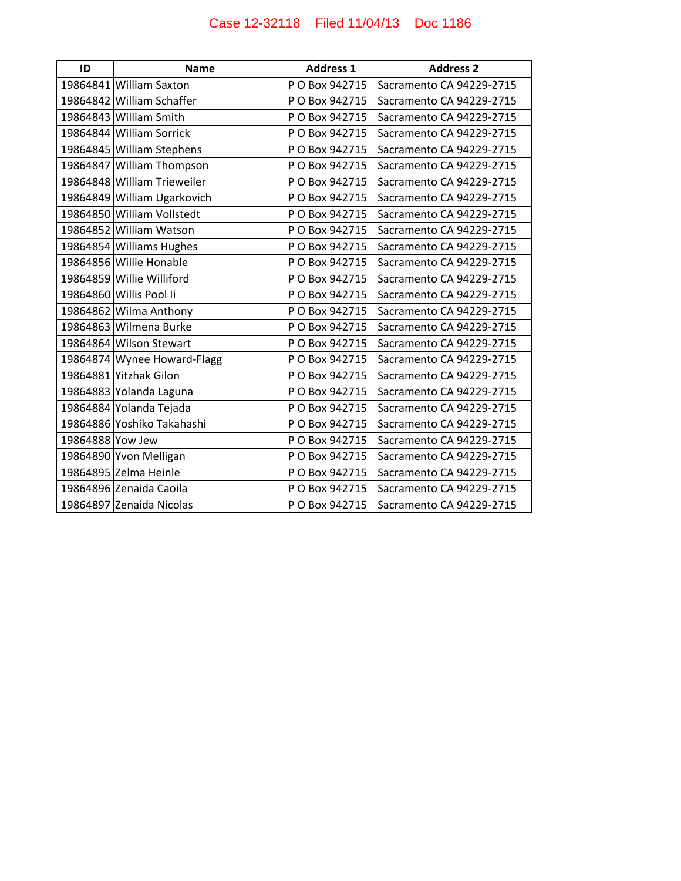| ID | Name | Address 1 | Address 2 |
|---|---|---|---|
| 19864841 | William Saxton | P O Box 942715 | Sacramento CA 94229-2715 |
| 19864842 | William Schaffer | P O Box 942715 | Sacramento CA 94229-2715 |
| 19864843 | William Smith | P O Box 942715 | Sacramento CA 94229-2715 |
| 19864844 | William Sorrick | P O Box 942715 | Sacramento CA 94229-2715 |
| 19864845 | William Stephens | P O Box 942715 | Sacramento CA 94229-2715 |
| 19864847 | William Thompson | P O Box 942715 | Sacramento CA 94229-2715 |
| 19864848 | William Trieweiler | P O Box 942715 | Sacramento CA 94229-2715 |
| 19864849 | William Ugarkovich | P O Box 942715 | Sacramento CA 94229-2715 |
| 19864850 | William Vollstedt | P O Box 942715 | Sacramento CA 94229-2715 |
| 19864852 | William Watson | P O Box 942715 | Sacramento CA 94229-2715 |
| 19864854 | Williams Hughes | P O Box 942715 | Sacramento CA 94229-2715 |
| 19864856 | Willie Honable | P O Box 942715 | Sacramento CA 94229-2715 |
| 19864859 | Willie Williford | P O Box 942715 | Sacramento CA 94229-2715 |
| 19864860 | Willis Pool Ii | P O Box 942715 | Sacramento CA 94229-2715 |
| 19864862 | Wilma Anthony | P O Box 942715 | Sacramento CA 94229-2715 |
| 19864863 | Wilmena Burke | P O Box 942715 | Sacramento CA 94229-2715 |
| 19864864 | Wilson Stewart | P O Box 942715 | Sacramento CA 94229-2715 |
| 19864874 | Wynee Howard-Flagg | P O Box 942715 | Sacramento CA 94229-2715 |
| 19864881 | Yitzhak Gilon | P O Box 942715 | Sacramento CA 94229-2715 |
| 19864883 | Yolanda Laguna | P O Box 942715 | Sacramento CA 94229-2715 |
| 19864884 | Yolanda Tejada | P O Box 942715 | Sacramento CA 94229-2715 |
| 19864886 | Yoshiko Takahashi | P O Box 942715 | Sacramento CA 94229-2715 |
| 19864888 | Yow Jew | P O Box 942715 | Sacramento CA 94229-2715 |
| 19864890 | Yvon Melligan | P O Box 942715 | Sacramento CA 94229-2715 |
| 19864895 | Zelma Heinle | P O Box 942715 | Sacramento CA 94229-2715 |
| 19864896 | Zenaida Caoila | P O Box 942715 | Sacramento CA 94229-2715 |
| 19864897 | Zenaida Nicolas | P O Box 942715 | Sacramento CA 94229-2715 |